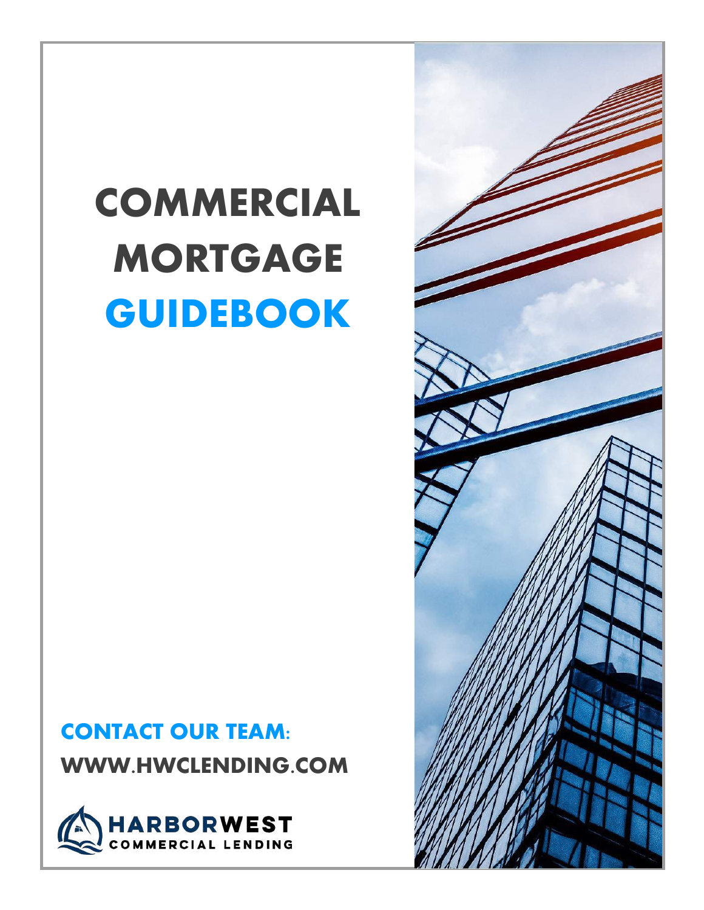# COMMERCIAL MORTGAGE GUIDEBOOK

**CONTACT OUR TEAM:**

**WWW.HWCLENDING.COM**

HARBORWEST COMMERCIAL LENDING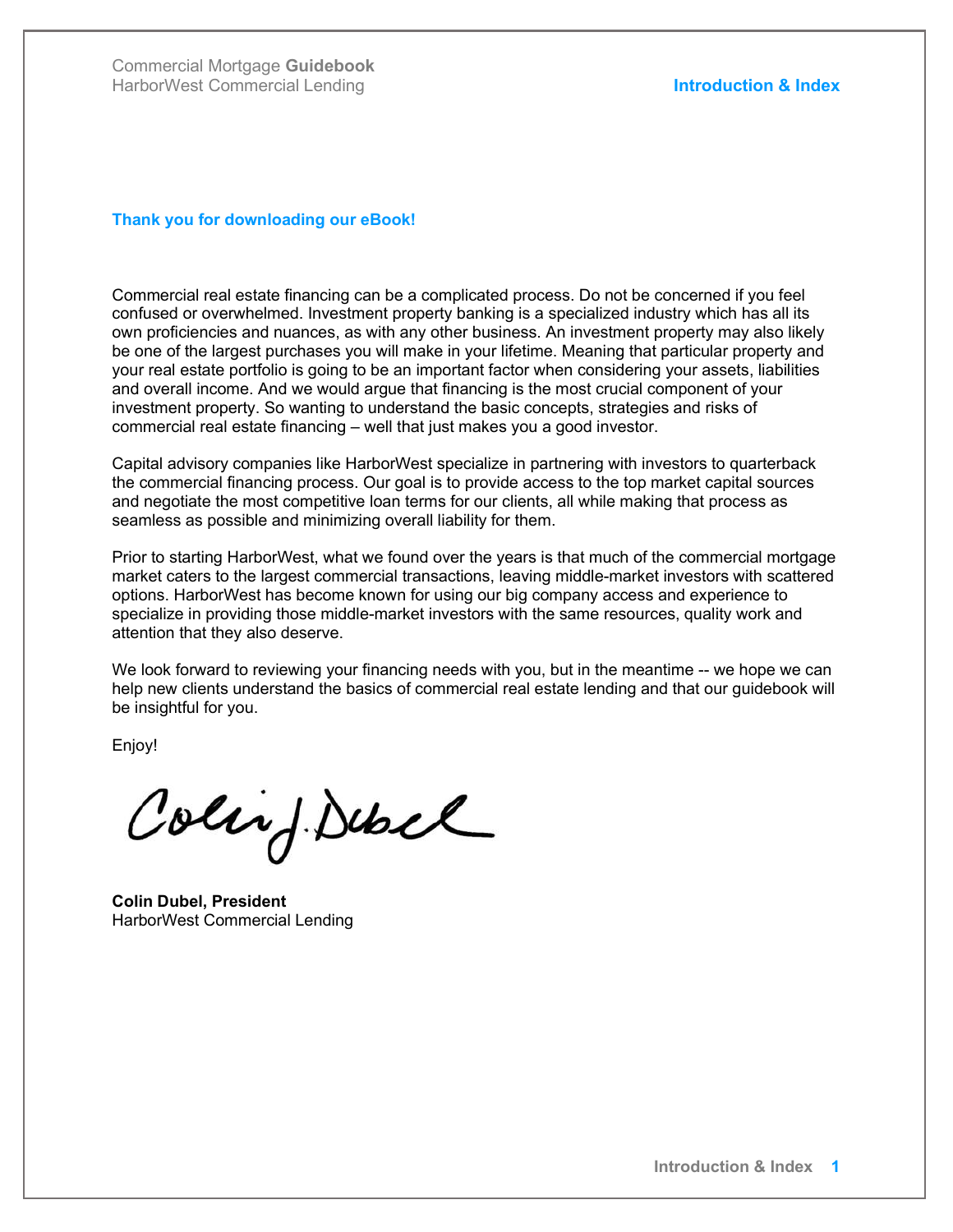## Thank you for downloading our eBook!

Commercial real estate financing can be a complicated process. Do not be concerned if you feel confused or overwhelmed. Investment property banking is a specialized industry which has all its own proficiencies and nuances, as with any other business. An investment property may also likely be one of the largest purchases you will make in your lifetime. Meaning that particular property and your real estate portfolio is going to be an important factor when considering your assets, liabilities and overall income. And we would argue that financing is the most crucial component of your investment property. So wanting to understand the basic concepts, strategies and risks of commercial real estate financing – well that just makes you a good investor.

Capital advisory companies like HarborWest specialize in partnering with investors to quarterback the commercial financing process. Our goal is to provide access to the top market capital sources and negotiate the most competitive loan terms for our clients, all while making that process as seamless as possible and minimizing overall liability for them.

Prior to starting HarborWest, what we found over the years is that much of the commercial mortgage market caters to the largest commercial transactions, leaving middle-market investors with scattered options. HarborWest has become known for using our big company access and experience to specialize in providing those middle-market investors with the same resources, quality work and attention that they also deserve.

We look forward to reviewing your financing needs with you, but in the meantime -- we hope we can help new clients understand the basics of commercial real estate lending and that our guidebook will be insightful for you.

Enjoy!

Colin J. Dubel

**Colin Dubel, President**
HarborWest Commercial Lending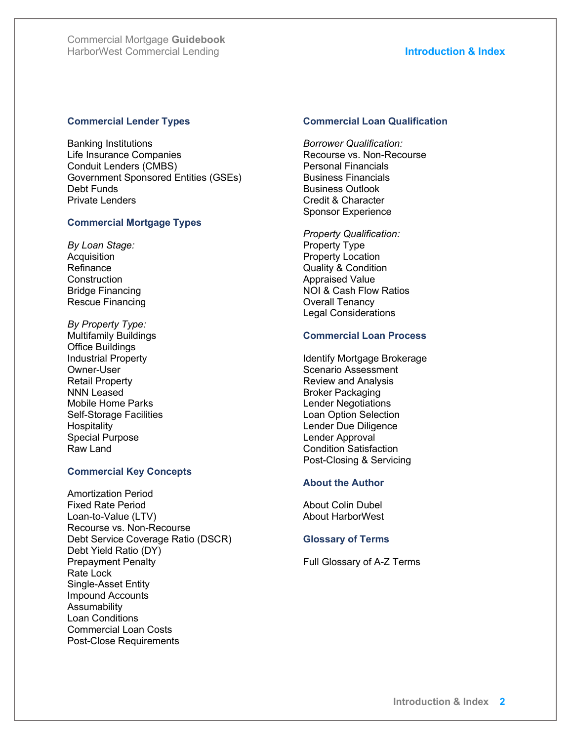## Commercial Lender Types

Banking Institutions
Life Insurance Companies
Conduit Lenders (CMBS)
Government Sponsored Entities (GSEs)
Debt Funds
Private Lenders

## Commercial Mortgage Types

*By Loan Stage:*
Acquisition
Refinance
Construction
Bridge Financing
Rescue Financing

*By Property Type:*
Multifamily Buildings
Office Buildings
Industrial Property
Owner-User
Retail Property
NNN Leased
Mobile Home Parks
Self-Storage Facilities
Hospitality
Special Purpose
Raw Land

## Commercial Key Concepts

Amortization Period
Fixed Rate Period
Loan-to-Value (LTV)
Recourse vs. Non-Recourse
Debt Service Coverage Ratio (DSCR)
Debt Yield Ratio (DY)
Prepayment Penalty
Rate Lock
Single-Asset Entity
Impound Accounts
Assumability
Loan Conditions
Commercial Loan Costs
Post-Close Requirements

## Commercial Loan Qualification

*Borrower Qualification:*
Recourse vs. Non-Recourse
Personal Financials
Business Financials
Business Outlook
Credit & Character
Sponsor Experience

*Property Qualification:*
Property Type
Property Location
Quality & Condition
Appraised Value
NOI & Cash Flow Ratios
Overall Tenancy
Legal Considerations

## Commercial Loan Process

Identify Mortgage Brokerage
Scenario Assessment
Review and Analysis
Broker Packaging
Lender Negotiations
Loan Option Selection
Lender Due Diligence
Lender Approval
Condition Satisfaction
Post-Closing & Servicing

## About the Author

About Colin Dubel
About HarborWest

## Glossary of Terms

Full Glossary of A-Z Terms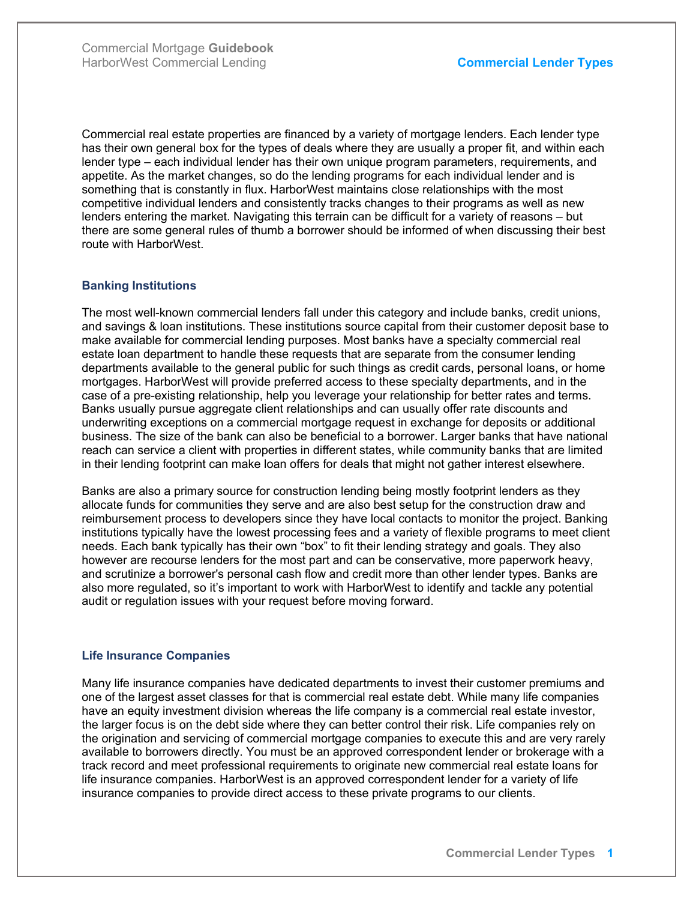Commercial real estate properties are financed by a variety of mortgage lenders. Each lender type has their own general box for the types of deals where they are usually a proper fit, and within each lender type – each individual lender has their own unique program parameters, requirements, and appetite. As the market changes, so do the lending programs for each individual lender and is something that is constantly in flux. HarborWest maintains close relationships with the most competitive individual lenders and consistently tracks changes to their programs as well as new lenders entering the market. Navigating this terrain can be difficult for a variety of reasons – but there are some general rules of thumb a borrower should be informed of when discussing their best route with HarborWest.

### Banking Institutions

The most well-known commercial lenders fall under this category and include banks, credit unions, and savings & loan institutions. These institutions source capital from their customer deposit base to make available for commercial lending purposes. Most banks have a specialty commercial real estate loan department to handle these requests that are separate from the consumer lending departments available to the general public for such things as credit cards, personal loans, or home mortgages. HarborWest will provide preferred access to these specialty departments, and in the case of a pre-existing relationship, help you leverage your relationship for better rates and terms. Banks usually pursue aggregate client relationships and can usually offer rate discounts and underwriting exceptions on a commercial mortgage request in exchange for deposits or additional business. The size of the bank can also be beneficial to a borrower. Larger banks that have national reach can service a client with properties in different states, while community banks that are limited in their lending footprint can make loan offers for deals that might not gather interest elsewhere.

Banks are also a primary source for construction lending being mostly footprint lenders as they allocate funds for communities they serve and are also best setup for the construction draw and reimbursement process to developers since they have local contacts to monitor the project. Banking institutions typically have the lowest processing fees and a variety of flexible programs to meet client needs. Each bank typically has their own "box" to fit their lending strategy and goals. They also however are recourse lenders for the most part and can be conservative, more paperwork heavy, and scrutinize a borrower's personal cash flow and credit more than other lender types. Banks are also more regulated, so it's important to work with HarborWest to identify and tackle any potential audit or regulation issues with your request before moving forward.

### Life Insurance Companies

Many life insurance companies have dedicated departments to invest their customer premiums and one of the largest asset classes for that is commercial real estate debt. While many life companies have an equity investment division whereas the life company is a commercial real estate investor, the larger focus is on the debt side where they can better control their risk. Life companies rely on the origination and servicing of commercial mortgage companies to execute this and are very rarely available to borrowers directly. You must be an approved correspondent lender or brokerage with a track record and meet professional requirements to originate new commercial real estate loans for life insurance companies. HarborWest is an approved correspondent lender for a variety of life insurance companies to provide direct access to these private programs to our clients.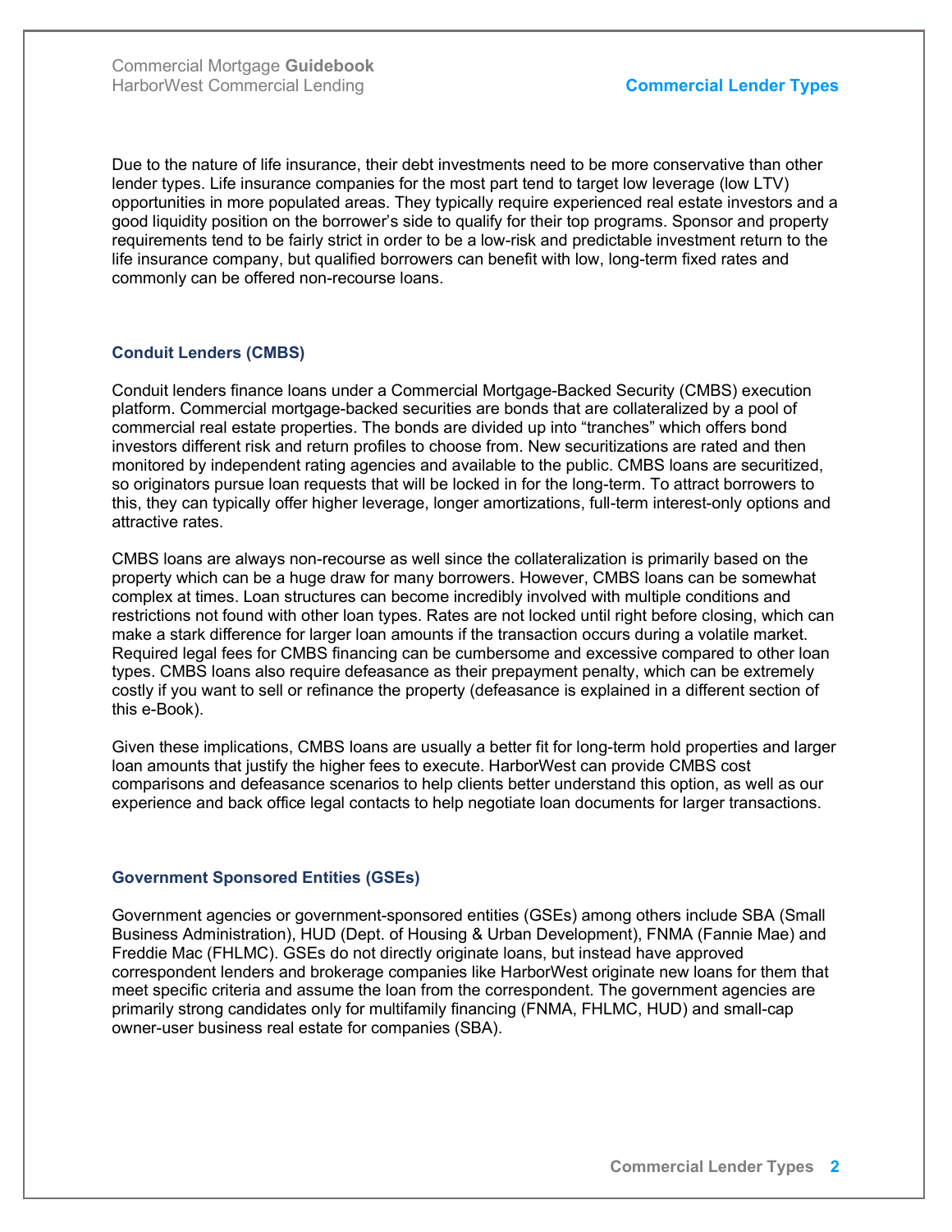Due to the nature of life insurance, their debt investments need to be more conservative than other lender types. Life insurance companies for the most part tend to target low leverage (low LTV) opportunities in more populated areas. They typically require experienced real estate investors and a good liquidity position on the borrower's side to qualify for their top programs. Sponsor and property requirements tend to be fairly strict in order to be a low-risk and predictable investment return to the life insurance company, but qualified borrowers can benefit with low, long-term fixed rates and commonly can be offered non-recourse loans.

### Conduit Lenders (CMBS)

Conduit lenders finance loans under a Commercial Mortgage-Backed Security (CMBS) execution platform. Commercial mortgage-backed securities are bonds that are collateralized by a pool of commercial real estate properties. The bonds are divided up into "tranches" which offers bond investors different risk and return profiles to choose from. New securitizations are rated and then monitored by independent rating agencies and available to the public. CMBS loans are securitized, so originators pursue loan requests that will be locked in for the long-term. To attract borrowers to this, they can typically offer higher leverage, longer amortizations, full-term interest-only options and attractive rates.

CMBS loans are always non-recourse as well since the collateralization is primarily based on the property which can be a huge draw for many borrowers. However, CMBS loans can be somewhat complex at times. Loan structures can become incredibly involved with multiple conditions and restrictions not found with other loan types. Rates are not locked until right before closing, which can make a stark difference for larger loan amounts if the transaction occurs during a volatile market. Required legal fees for CMBS financing can be cumbersome and excessive compared to other loan types. CMBS loans also require defeasance as their prepayment penalty, which can be extremely costly if you want to sell or refinance the property (defeasance is explained in a different section of this e-Book).

Given these implications, CMBS loans are usually a better fit for long-term hold properties and larger loan amounts that justify the higher fees to execute. HarborWest can provide CMBS cost comparisons and defeasance scenarios to help clients better understand this option, as well as our experience and back office legal contacts to help negotiate loan documents for larger transactions.

### Government Sponsored Entities (GSEs)

Government agencies or government-sponsored entities (GSEs) among others include SBA (Small Business Administration), HUD (Dept. of Housing & Urban Development), FNMA (Fannie Mae) and Freddie Mac (FHLMC). GSEs do not directly originate loans, but instead have approved correspondent lenders and brokerage companies like HarborWest originate new loans for them that meet specific criteria and assume the loan from the correspondent. The government agencies are primarily strong candidates only for multifamily financing (FNMA, FHLMC, HUD) and small-cap owner-user business real estate for companies (SBA).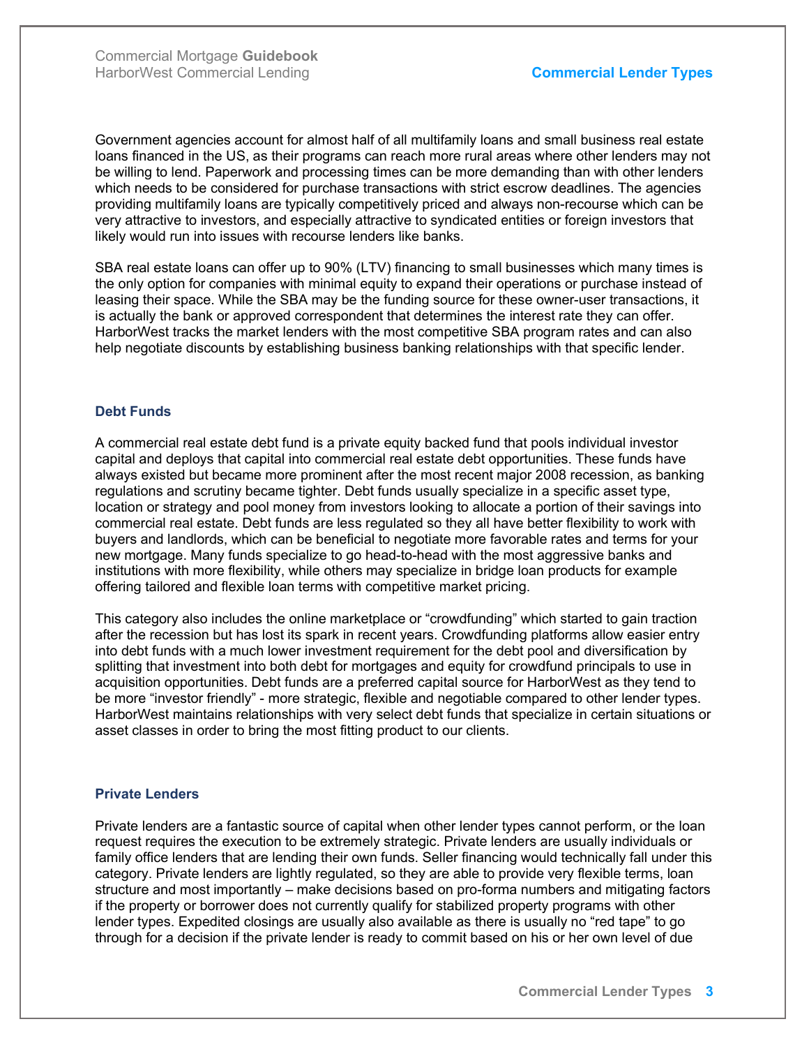Government agencies account for almost half of all multifamily loans and small business real estate loans financed in the US, as their programs can reach more rural areas where other lenders may not be willing to lend. Paperwork and processing times can be more demanding than with other lenders which needs to be considered for purchase transactions with strict escrow deadlines. The agencies providing multifamily loans are typically competitively priced and always non-recourse which can be very attractive to investors, and especially attractive to syndicated entities or foreign investors that likely would run into issues with recourse lenders like banks.

SBA real estate loans can offer up to 90% (LTV) financing to small businesses which many times is the only option for companies with minimal equity to expand their operations or purchase instead of leasing their space. While the SBA may be the funding source for these owner-user transactions, it is actually the bank or approved correspondent that determines the interest rate they can offer. HarborWest tracks the market lenders with the most competitive SBA program rates and can also help negotiate discounts by establishing business banking relationships with that specific lender.

### Debt Funds

A commercial real estate debt fund is a private equity backed fund that pools individual investor capital and deploys that capital into commercial real estate debt opportunities. These funds have always existed but became more prominent after the most recent major 2008 recession, as banking regulations and scrutiny became tighter. Debt funds usually specialize in a specific asset type, location or strategy and pool money from investors looking to allocate a portion of their savings into commercial real estate. Debt funds are less regulated so they all have better flexibility to work with buyers and landlords, which can be beneficial to negotiate more favorable rates and terms for your new mortgage. Many funds specialize to go head-to-head with the most aggressive banks and institutions with more flexibility, while others may specialize in bridge loan products for example offering tailored and flexible loan terms with competitive market pricing.

This category also includes the online marketplace or "crowdfunding" which started to gain traction after the recession but has lost its spark in recent years. Crowdfunding platforms allow easier entry into debt funds with a much lower investment requirement for the debt pool and diversification by splitting that investment into both debt for mortgages and equity for crowdfund principals to use in acquisition opportunities. Debt funds are a preferred capital source for HarborWest as they tend to be more "investor friendly" - more strategic, flexible and negotiable compared to other lender types. HarborWest maintains relationships with very select debt funds that specialize in certain situations or asset classes in order to bring the most fitting product to our clients.

### Private Lenders

Private lenders are a fantastic source of capital when other lender types cannot perform, or the loan request requires the execution to be extremely strategic. Private lenders are usually individuals or family office lenders that are lending their own funds. Seller financing would technically fall under this category. Private lenders are lightly regulated, so they are able to provide very flexible terms, loan structure and most importantly – make decisions based on pro-forma numbers and mitigating factors if the property or borrower does not currently qualify for stabilized property programs with other lender types. Expedited closings are usually also available as there is usually no "red tape" to go through for a decision if the private lender is ready to commit based on his or her own level of due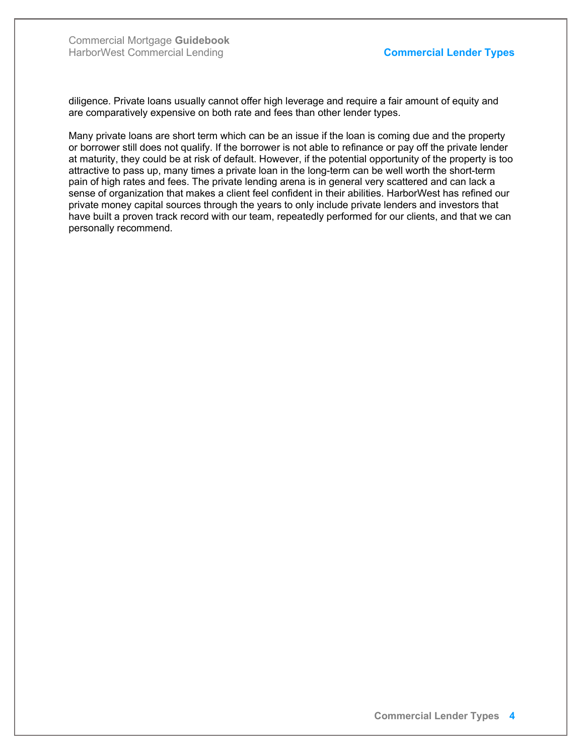diligence. Private loans usually cannot offer high leverage and require a fair amount of equity and are comparatively expensive on both rate and fees than other lender types.

Many private loans are short term which can be an issue if the loan is coming due and the property or borrower still does not qualify. If the borrower is not able to refinance or pay off the private lender at maturity, they could be at risk of default. However, if the potential opportunity of the property is too attractive to pass up, many times a private loan in the long-term can be well worth the short-term pain of high rates and fees. The private lending arena is in general very scattered and can lack a sense of organization that makes a client feel confident in their abilities. HarborWest has refined our private money capital sources through the years to only include private lenders and investors that have built a proven track record with our team, repeatedly performed for our clients, and that we can personally recommend.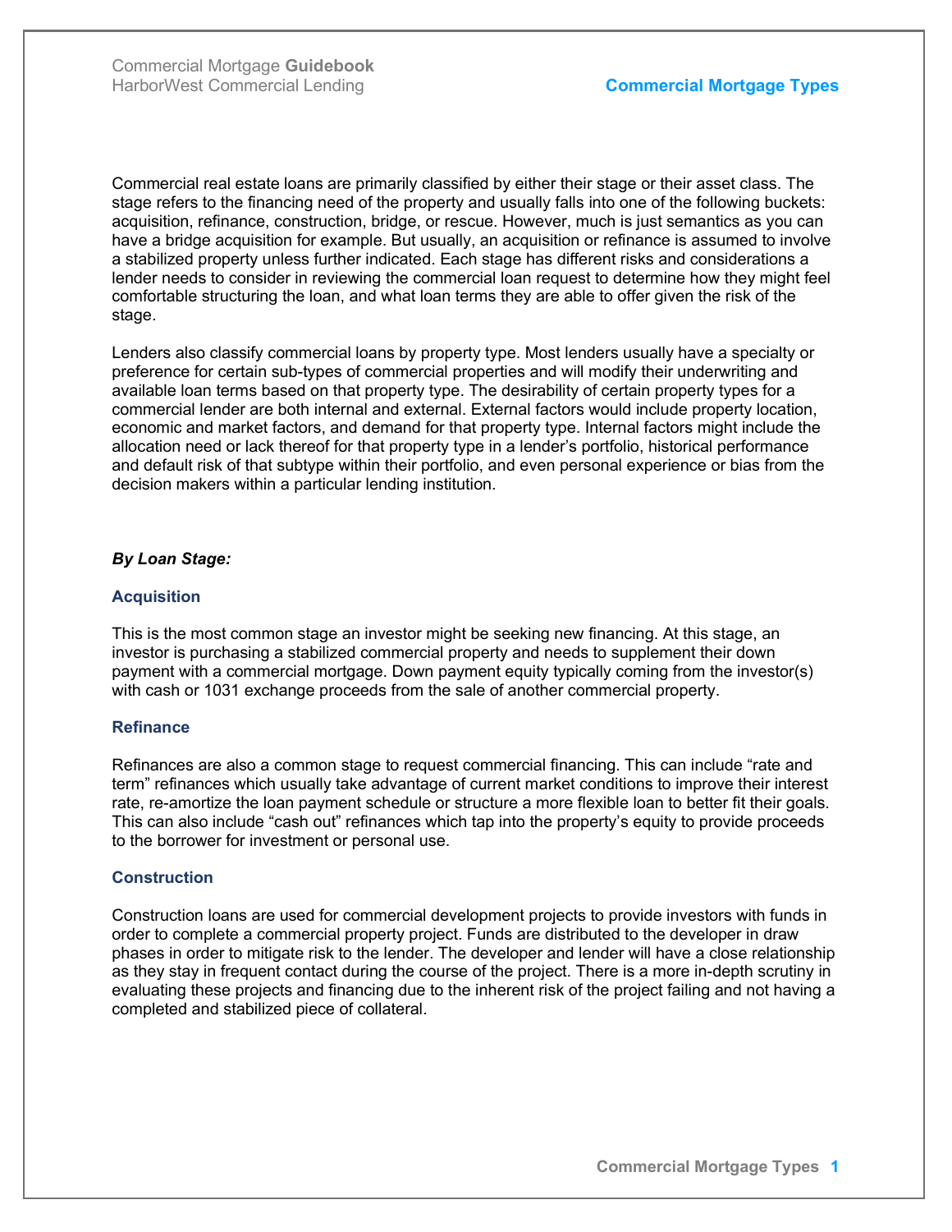Commercial real estate loans are primarily classified by either their stage or their asset class. The stage refers to the financing need of the property and usually falls into one of the following buckets: acquisition, refinance, construction, bridge, or rescue. However, much is just semantics as you can have a bridge acquisition for example. But usually, an acquisition or refinance is assumed to involve a stabilized property unless further indicated. Each stage has different risks and considerations a lender needs to consider in reviewing the commercial loan request to determine how they might feel comfortable structuring the loan, and what loan terms they are able to offer given the risk of the stage.

Lenders also classify commercial loans by property type. Most lenders usually have a specialty or preference for certain sub-types of commercial properties and will modify their underwriting and available loan terms based on that property type. The desirability of certain property types for a commercial lender are both internal and external. External factors would include property location, economic and market factors, and demand for that property type. Internal factors might include the allocation need or lack thereof for that property type in a lender's portfolio, historical performance and default risk of that subtype within their portfolio, and even personal experience or bias from the decision makers within a particular lending institution.

***By Loan Stage:***

### Acquisition

This is the most common stage an investor might be seeking new financing. At this stage, an investor is purchasing a stabilized commercial property and needs to supplement their down payment with a commercial mortgage. Down payment equity typically coming from the investor(s) with cash or 1031 exchange proceeds from the sale of another commercial property.

### Refinance

Refinances are also a common stage to request commercial financing. This can include "rate and term" refinances which usually take advantage of current market conditions to improve their interest rate, re-amortize the loan payment schedule or structure a more flexible loan to better fit their goals. This can also include "cash out" refinances which tap into the property's equity to provide proceeds to the borrower for investment or personal use.

### Construction

Construction loans are used for commercial development projects to provide investors with funds in order to complete a commercial property project. Funds are distributed to the developer in draw phases in order to mitigate risk to the lender. The developer and lender will have a close relationship as they stay in frequent contact during the course of the project. There is a more in-depth scrutiny in evaluating these projects and financing due to the inherent risk of the project failing and not having a completed and stabilized piece of collateral.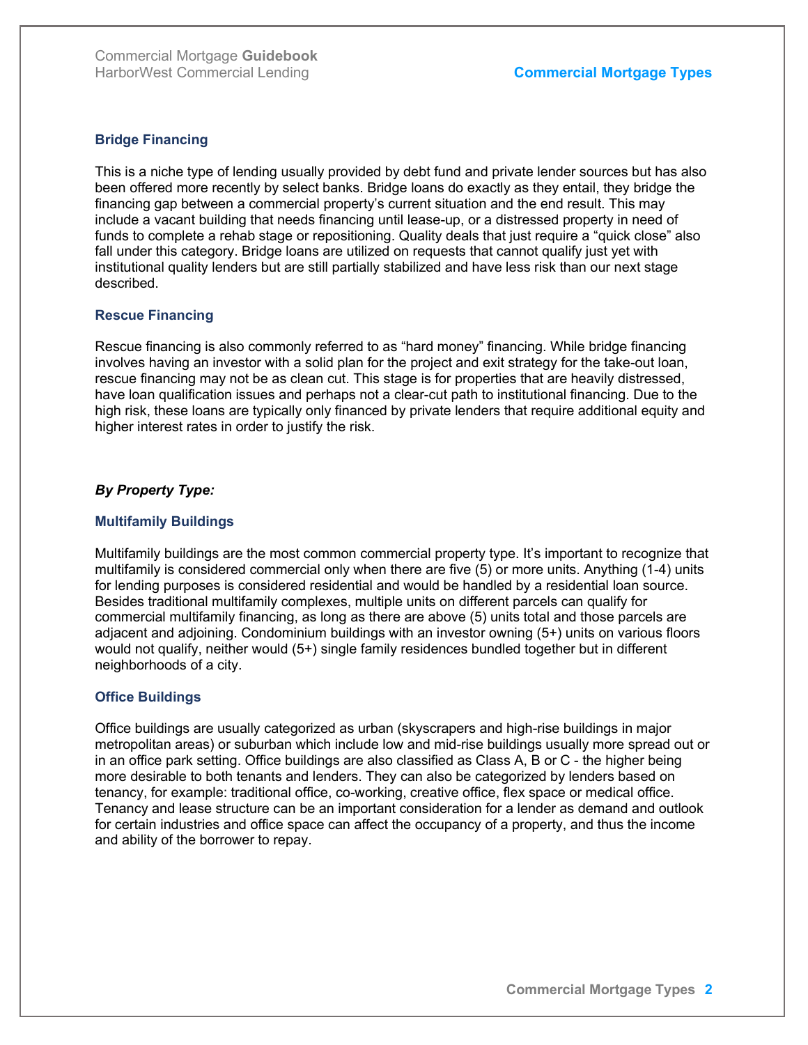### Bridge Financing

This is a niche type of lending usually provided by debt fund and private lender sources but has also been offered more recently by select banks. Bridge loans do exactly as they entail, they bridge the financing gap between a commercial property's current situation and the end result. This may include a vacant building that needs financing until lease-up, or a distressed property in need of funds to complete a rehab stage or repositioning. Quality deals that just require a "quick close" also fall under this category. Bridge loans are utilized on requests that cannot qualify just yet with institutional quality lenders but are still partially stabilized and have less risk than our next stage described.

### Rescue Financing

Rescue financing is also commonly referred to as "hard money" financing. While bridge financing involves having an investor with a solid plan for the project and exit strategy for the take-out loan, rescue financing may not be as clean cut. This stage is for properties that are heavily distressed, have loan qualification issues and perhaps not a clear-cut path to institutional financing. Due to the high risk, these loans are typically only financed by private lenders that require additional equity and higher interest rates in order to justify the risk.

***By Property Type:***

### Multifamily Buildings

Multifamily buildings are the most common commercial property type. It's important to recognize that multifamily is considered commercial only when there are five (5) or more units. Anything (1-4) units for lending purposes is considered residential and would be handled by a residential loan source. Besides traditional multifamily complexes, multiple units on different parcels can qualify for commercial multifamily financing, as long as there are above (5) units total and those parcels are adjacent and adjoining. Condominium buildings with an investor owning (5+) units on various floors would not qualify, neither would (5+) single family residences bundled together but in different neighborhoods of a city.

### Office Buildings

Office buildings are usually categorized as urban (skyscrapers and high-rise buildings in major metropolitan areas) or suburban which include low and mid-rise buildings usually more spread out or in an office park setting. Office buildings are also classified as Class A, B or C - the higher being more desirable to both tenants and lenders. They can also be categorized by lenders based on tenancy, for example: traditional office, co-working, creative office, flex space or medical office. Tenancy and lease structure can be an important consideration for a lender as demand and outlook for certain industries and office space can affect the occupancy of a property, and thus the income and ability of the borrower to repay.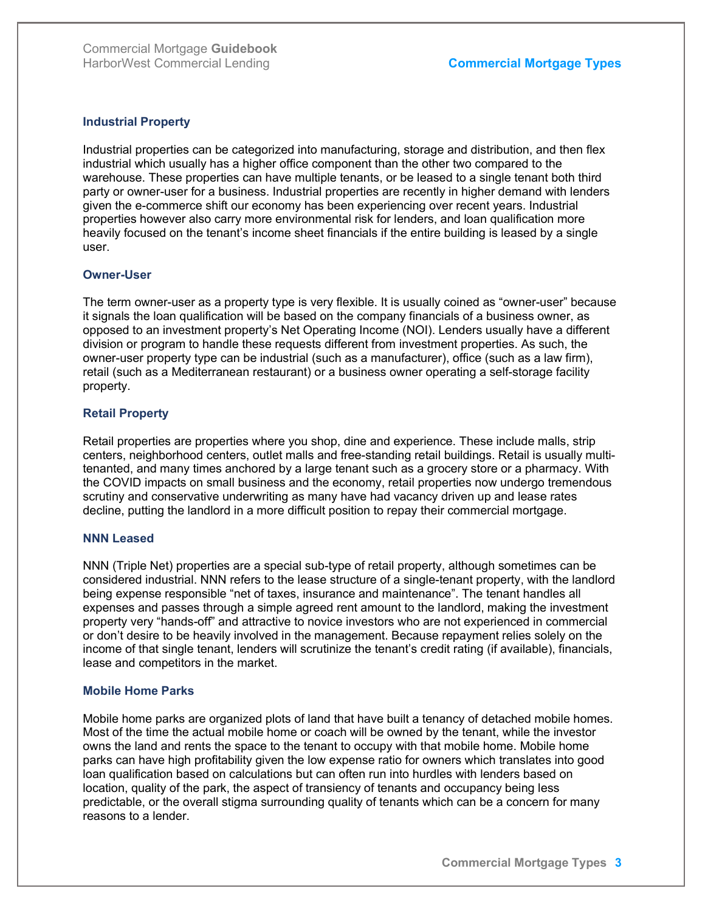### Industrial Property

Industrial properties can be categorized into manufacturing, storage and distribution, and then flex industrial which usually has a higher office component than the other two compared to the warehouse. These properties can have multiple tenants, or be leased to a single tenant both third party or owner-user for a business. Industrial properties are recently in higher demand with lenders given the e-commerce shift our economy has been experiencing over recent years. Industrial properties however also carry more environmental risk for lenders, and loan qualification more heavily focused on the tenant's income sheet financials if the entire building is leased by a single user.

### Owner-User

The term owner-user as a property type is very flexible. It is usually coined as "owner-user" because it signals the loan qualification will be based on the company financials of a business owner, as opposed to an investment property's Net Operating Income (NOI). Lenders usually have a different division or program to handle these requests different from investment properties. As such, the owner-user property type can be industrial (such as a manufacturer), office (such as a law firm), retail (such as a Mediterranean restaurant) or a business owner operating a self-storage facility property.

### Retail Property

Retail properties are properties where you shop, dine and experience. These include malls, strip centers, neighborhood centers, outlet malls and free-standing retail buildings. Retail is usually multi-tenanted, and many times anchored by a large tenant such as a grocery store or a pharmacy. With the COVID impacts on small business and the economy, retail properties now undergo tremendous scrutiny and conservative underwriting as many have had vacancy driven up and lease rates decline, putting the landlord in a more difficult position to repay their commercial mortgage.

### NNN Leased

NNN (Triple Net) properties are a special sub-type of retail property, although sometimes can be considered industrial. NNN refers to the lease structure of a single-tenant property, with the landlord being expense responsible "net of taxes, insurance and maintenance". The tenant handles all expenses and passes through a simple agreed rent amount to the landlord, making the investment property very "hands-off" and attractive to novice investors who are not experienced in commercial or don't desire to be heavily involved in the management. Because repayment relies solely on the income of that single tenant, lenders will scrutinize the tenant's credit rating (if available), financials, lease and competitors in the market.

### Mobile Home Parks

Mobile home parks are organized plots of land that have built a tenancy of detached mobile homes. Most of the time the actual mobile home or coach will be owned by the tenant, while the investor owns the land and rents the space to the tenant to occupy with that mobile home. Mobile home parks can have high profitability given the low expense ratio for owners which translates into good loan qualification based on calculations but can often run into hurdles with lenders based on location, quality of the park, the aspect of transiency of tenants and occupancy being less predictable, or the overall stigma surrounding quality of tenants which can be a concern for many reasons to a lender.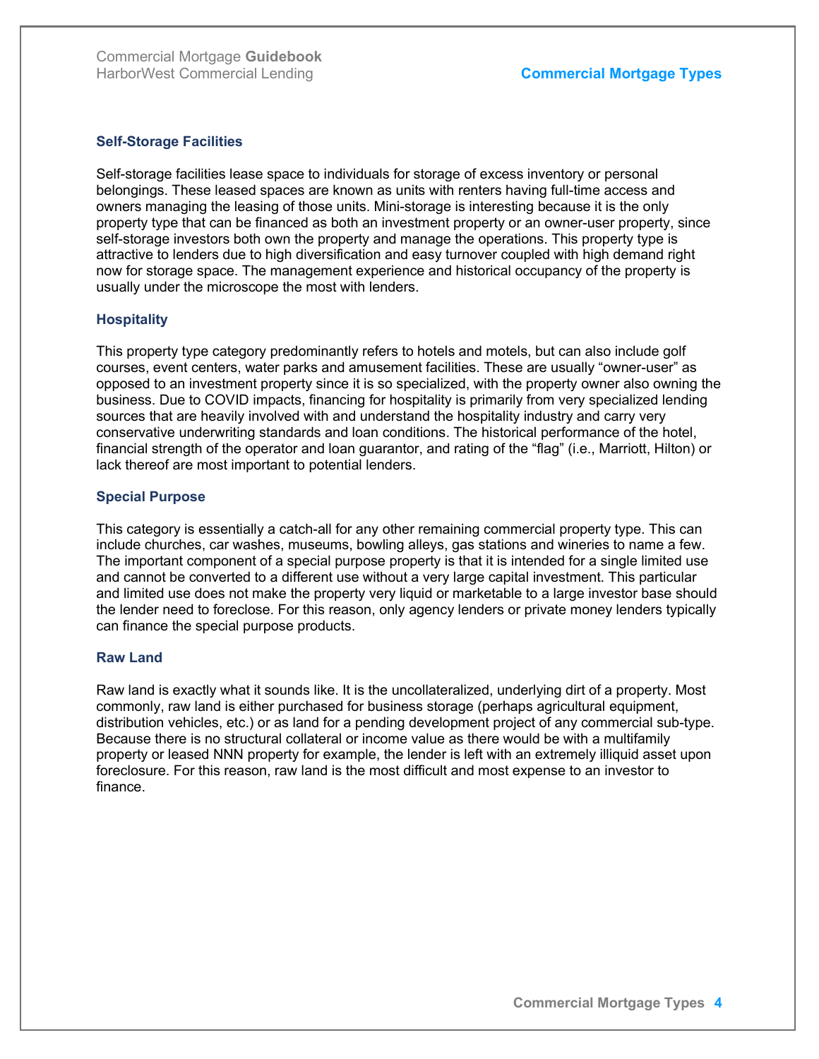### Self-Storage Facilities

Self-storage facilities lease space to individuals for storage of excess inventory or personal belongings. These leased spaces are known as units with renters having full-time access and owners managing the leasing of those units. Mini-storage is interesting because it is the only property type that can be financed as both an investment property or an owner-user property, since self-storage investors both own the property and manage the operations. This property type is attractive to lenders due to high diversification and easy turnover coupled with high demand right now for storage space. The management experience and historical occupancy of the property is usually under the microscope the most with lenders.

### Hospitality

This property type category predominantly refers to hotels and motels, but can also include golf courses, event centers, water parks and amusement facilities. These are usually “owner-user” as opposed to an investment property since it is so specialized, with the property owner also owning the business. Due to COVID impacts, financing for hospitality is primarily from very specialized lending sources that are heavily involved with and understand the hospitality industry and carry very conservative underwriting standards and loan conditions. The historical performance of the hotel, financial strength of the operator and loan guarantor, and rating of the “flag” (i.e., Marriott, Hilton) or lack thereof are most important to potential lenders.

### Special Purpose

This category is essentially a catch-all for any other remaining commercial property type. This can include churches, car washes, museums, bowling alleys, gas stations and wineries to name a few. The important component of a special purpose property is that it is intended for a single limited use and cannot be converted to a different use without a very large capital investment. This particular and limited use does not make the property very liquid or marketable to a large investor base should the lender need to foreclose. For this reason, only agency lenders or private money lenders typically can finance the special purpose products.

### Raw Land

Raw land is exactly what it sounds like. It is the uncollateralized, underlying dirt of a property. Most commonly, raw land is either purchased for business storage (perhaps agricultural equipment, distribution vehicles, etc.) or as land for a pending development project of any commercial sub-type. Because there is no structural collateral or income value as there would be with a multifamily property or leased NNN property for example, the lender is left with an extremely illiquid asset upon foreclosure. For this reason, raw land is the most difficult and most expense to an investor to finance.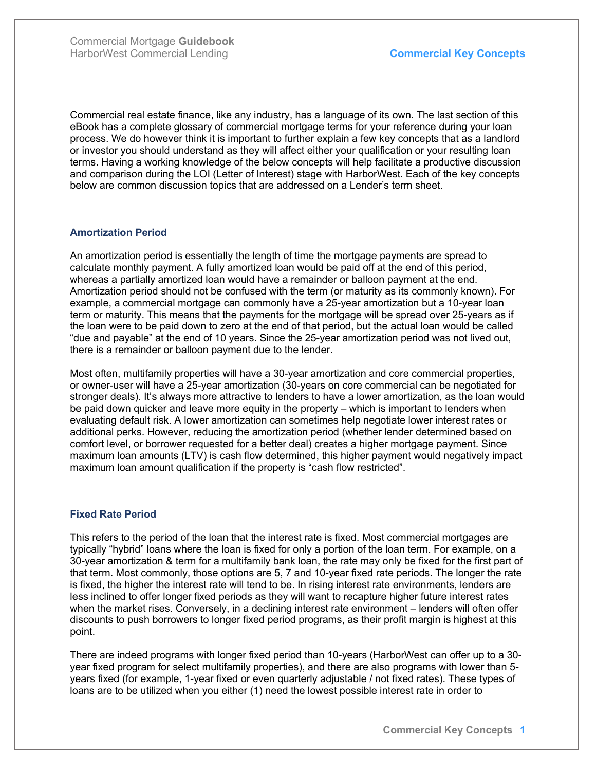Commercial real estate finance, like any industry, has a language of its own. The last section of this eBook has a complete glossary of commercial mortgage terms for your reference during your loan process. We do however think it is important to further explain a few key concepts that as a landlord or investor you should understand as they will affect either your qualification or your resulting loan terms. Having a working knowledge of the below concepts will help facilitate a productive discussion and comparison during the LOI (Letter of Interest) stage with HarborWest. Each of the key concepts below are common discussion topics that are addressed on a Lender's term sheet.

### Amortization Period

An amortization period is essentially the length of time the mortgage payments are spread to calculate monthly payment. A fully amortized loan would be paid off at the end of this period, whereas a partially amortized loan would have a remainder or balloon payment at the end. Amortization period should not be confused with the term (or maturity as its commonly known). For example, a commercial mortgage can commonly have a 25-year amortization but a 10-year loan term or maturity. This means that the payments for the mortgage will be spread over 25-years as if the loan were to be paid down to zero at the end of that period, but the actual loan would be called "due and payable" at the end of 10 years. Since the 25-year amortization period was not lived out, there is a remainder or balloon payment due to the lender.

Most often, multifamily properties will have a 30-year amortization and core commercial properties, or owner-user will have a 25-year amortization (30-years on core commercial can be negotiated for stronger deals). It's always more attractive to lenders to have a lower amortization, as the loan would be paid down quicker and leave more equity in the property – which is important to lenders when evaluating default risk. A lower amortization can sometimes help negotiate lower interest rates or additional perks. However, reducing the amortization period (whether lender determined based on comfort level, or borrower requested for a better deal) creates a higher mortgage payment. Since maximum loan amounts (LTV) is cash flow determined, this higher payment would negatively impact maximum loan amount qualification if the property is "cash flow restricted".

### Fixed Rate Period

This refers to the period of the loan that the interest rate is fixed. Most commercial mortgages are typically "hybrid" loans where the loan is fixed for only a portion of the loan term. For example, on a 30-year amortization & term for a multifamily bank loan, the rate may only be fixed for the first part of that term. Most commonly, those options are 5, 7 and 10-year fixed rate periods. The longer the rate is fixed, the higher the interest rate will tend to be. In rising interest rate environments, lenders are less inclined to offer longer fixed periods as they will want to recapture higher future interest rates when the market rises. Conversely, in a declining interest rate environment – lenders will often offer discounts to push borrowers to longer fixed period programs, as their profit margin is highest at this point.

There are indeed programs with longer fixed period than 10-years (HarborWest can offer up to a 30-year fixed program for select multifamily properties), and there are also programs with lower than 5-years fixed (for example, 1-year fixed or even quarterly adjustable / not fixed rates). These types of loans are to be utilized when you either (1) need the lowest possible interest rate in order to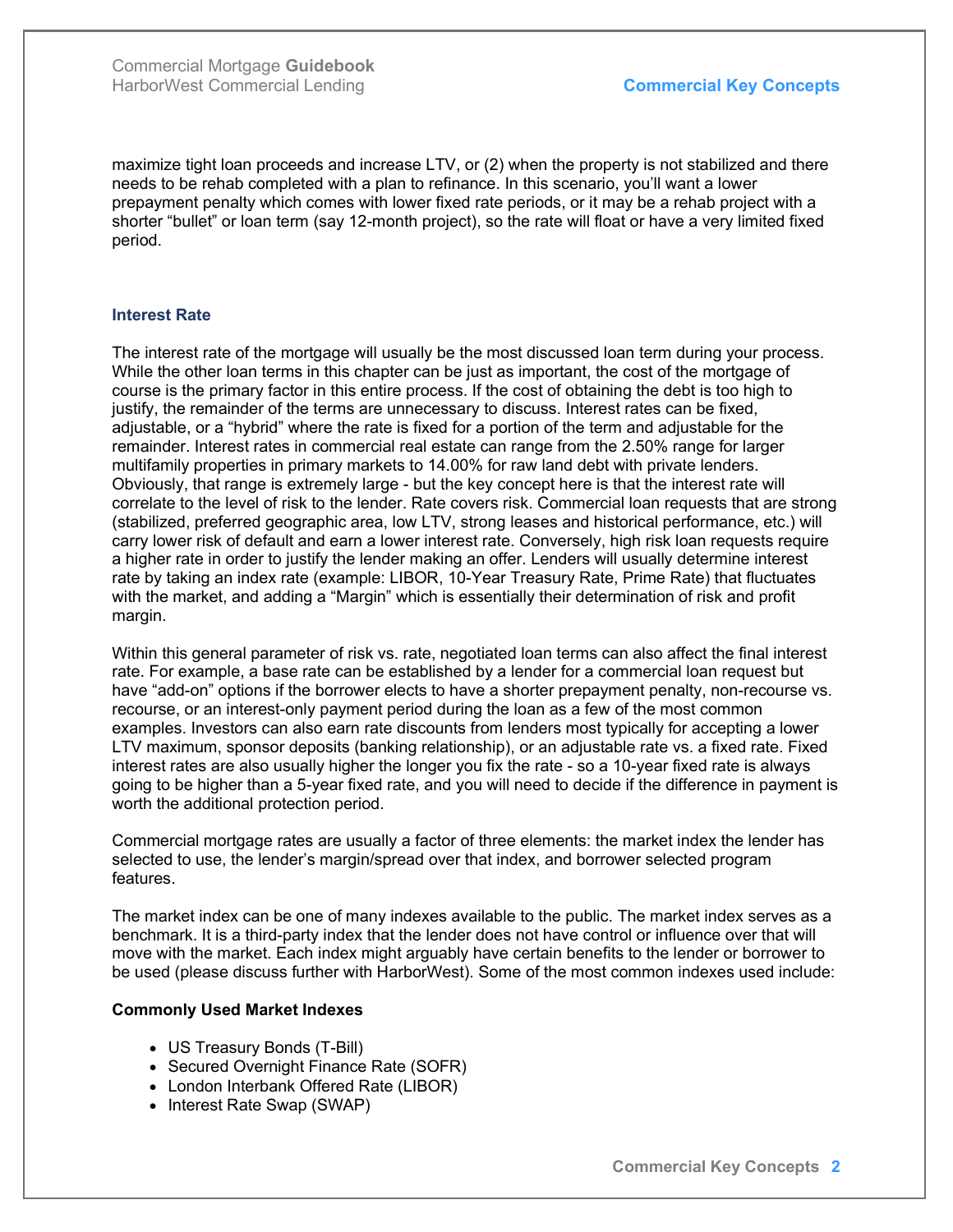maximize tight loan proceeds and increase LTV, or (2) when the property is not stabilized and there needs to be rehab completed with a plan to refinance. In this scenario, you'll want a lower prepayment penalty which comes with lower fixed rate periods, or it may be a rehab project with a shorter "bullet" or loan term (say 12-month project), so the rate will float or have a very limited fixed period.

### Interest Rate

The interest rate of the mortgage will usually be the most discussed loan term during your process. While the other loan terms in this chapter can be just as important, the cost of the mortgage of course is the primary factor in this entire process. If the cost of obtaining the debt is too high to justify, the remainder of the terms are unnecessary to discuss. Interest rates can be fixed, adjustable, or a "hybrid" where the rate is fixed for a portion of the term and adjustable for the remainder. Interest rates in commercial real estate can range from the 2.50% range for larger multifamily properties in primary markets to 14.00% for raw land debt with private lenders. Obviously, that range is extremely large - but the key concept here is that the interest rate will correlate to the level of risk to the lender. Rate covers risk. Commercial loan requests that are strong (stabilized, preferred geographic area, low LTV, strong leases and historical performance, etc.) will carry lower risk of default and earn a lower interest rate. Conversely, high risk loan requests require a higher rate in order to justify the lender making an offer. Lenders will usually determine interest rate by taking an index rate (example: LIBOR, 10-Year Treasury Rate, Prime Rate) that fluctuates with the market, and adding a "Margin" which is essentially their determination of risk and profit margin.

Within this general parameter of risk vs. rate, negotiated loan terms can also affect the final interest rate. For example, a base rate can be established by a lender for a commercial loan request but have "add-on" options if the borrower elects to have a shorter prepayment penalty, non-recourse vs. recourse, or an interest-only payment period during the loan as a few of the most common examples. Investors can also earn rate discounts from lenders most typically for accepting a lower LTV maximum, sponsor deposits (banking relationship), or an adjustable rate vs. a fixed rate. Fixed interest rates are also usually higher the longer you fix the rate - so a 10-year fixed rate is always going to be higher than a 5-year fixed rate, and you will need to decide if the difference in payment is worth the additional protection period.

Commercial mortgage rates are usually a factor of three elements: the market index the lender has selected to use, the lender's margin/spread over that index, and borrower selected program features.

The market index can be one of many indexes available to the public. The market index serves as a benchmark. It is a third-party index that the lender does not have control or influence over that will move with the market. Each index might arguably have certain benefits to the lender or borrower to be used (please discuss further with HarborWest). Some of the most common indexes used include:

**Commonly Used Market Indexes**

- US Treasury Bonds (T-Bill)
- Secured Overnight Finance Rate (SOFR)
- London Interbank Offered Rate (LIBOR)
- Interest Rate Swap (SWAP)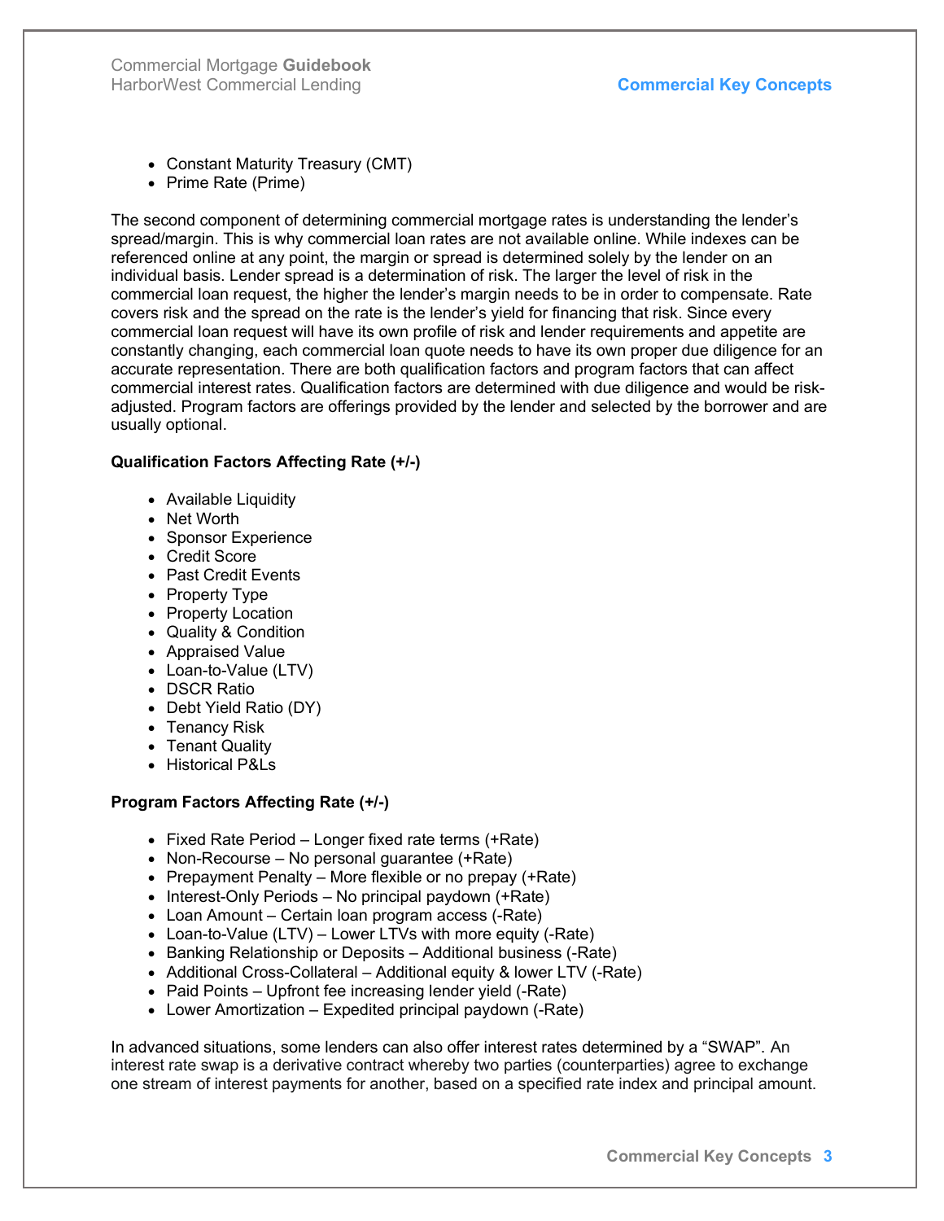- Constant Maturity Treasury (CMT)
- Prime Rate (Prime)

The second component of determining commercial mortgage rates is understanding the lender's spread/margin. This is why commercial loan rates are not available online. While indexes can be referenced online at any point, the margin or spread is determined solely by the lender on an individual basis. Lender spread is a determination of risk. The larger the level of risk in the commercial loan request, the higher the lender's margin needs to be in order to compensate. Rate covers risk and the spread on the rate is the lender's yield for financing that risk. Since every commercial loan request will have its own profile of risk and lender requirements and appetite are constantly changing, each commercial loan quote needs to have its own proper due diligence for an accurate representation. There are both qualification factors and program factors that can affect commercial interest rates. Qualification factors are determined with due diligence and would be risk-adjusted. Program factors are offerings provided by the lender and selected by the borrower and are usually optional.

**Qualification Factors Affecting Rate (+/-)**

- Available Liquidity
- Net Worth
- Sponsor Experience
- Credit Score
- Past Credit Events
- Property Type
- Property Location
- Quality & Condition
- Appraised Value
- Loan-to-Value (LTV)
- DSCR Ratio
- Debt Yield Ratio (DY)
- Tenancy Risk
- Tenant Quality
- Historical P&Ls

**Program Factors Affecting Rate (+/-)**

- Fixed Rate Period – Longer fixed rate terms (+Rate)
- Non-Recourse – No personal guarantee (+Rate)
- Prepayment Penalty – More flexible or no prepay (+Rate)
- Interest-Only Periods – No principal paydown (+Rate)
- Loan Amount – Certain loan program access (-Rate)
- Loan-to-Value (LTV) – Lower LTVs with more equity (-Rate)
- Banking Relationship or Deposits – Additional business (-Rate)
- Additional Cross-Collateral – Additional equity & lower LTV (-Rate)
- Paid Points – Upfront fee increasing lender yield (-Rate)
- Lower Amortization – Expedited principal paydown (-Rate)

In advanced situations, some lenders can also offer interest rates determined by a "SWAP". An interest rate swap is a derivative contract whereby two parties (counterparties) agree to exchange one stream of interest payments for another, based on a specified rate index and principal amount.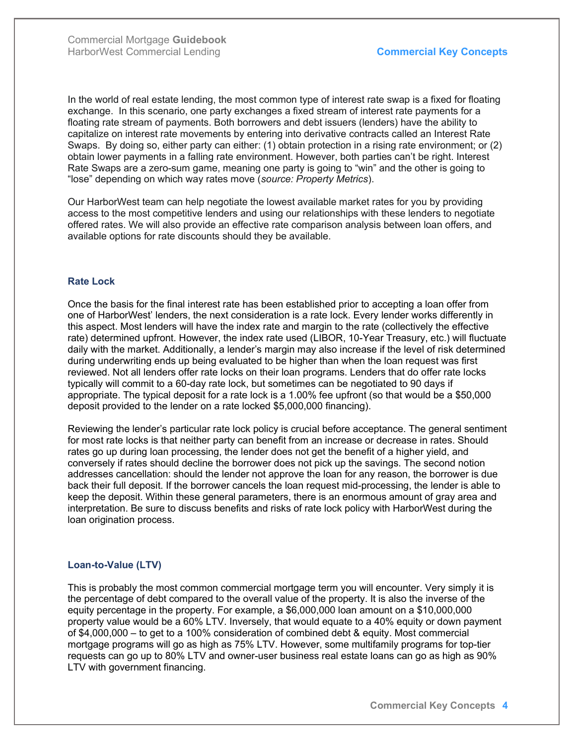In the world of real estate lending, the most common type of interest rate swap is a fixed for floating exchange. In this scenario, one party exchanges a fixed stream of interest rate payments for a floating rate stream of payments. Both borrowers and debt issuers (lenders) have the ability to capitalize on interest rate movements by entering into derivative contracts called an Interest Rate Swaps. By doing so, either party can either: (1) obtain protection in a rising rate environment; or (2) obtain lower payments in a falling rate environment. However, both parties can't be right. Interest Rate Swaps are a zero-sum game, meaning one party is going to "win" and the other is going to "lose" depending on which way rates move (*source: Property Metrics*).

Our HarborWest team can help negotiate the lowest available market rates for you by providing access to the most competitive lenders and using our relationships with these lenders to negotiate offered rates. We will also provide an effective rate comparison analysis between loan offers, and available options for rate discounts should they be available.

### Rate Lock

Once the basis for the final interest rate has been established prior to accepting a loan offer from one of HarborWest' lenders, the next consideration is a rate lock. Every lender works differently in this aspect. Most lenders will have the index rate and margin to the rate (collectively the effective rate) determined upfront. However, the index rate used (LIBOR, 10-Year Treasury, etc.) will fluctuate daily with the market. Additionally, a lender's margin may also increase if the level of risk determined during underwriting ends up being evaluated to be higher than when the loan request was first reviewed. Not all lenders offer rate locks on their loan programs. Lenders that do offer rate locks typically will commit to a 60-day rate lock, but sometimes can be negotiated to 90 days if appropriate. The typical deposit for a rate lock is a 1.00% fee upfront (so that would be a $50,000 deposit provided to the lender on a rate locked $5,000,000 financing).

Reviewing the lender's particular rate lock policy is crucial before acceptance. The general sentiment for most rate locks is that neither party can benefit from an increase or decrease in rates. Should rates go up during loan processing, the lender does not get the benefit of a higher yield, and conversely if rates should decline the borrower does not pick up the savings. The second notion addresses cancellation: should the lender not approve the loan for any reason, the borrower is due back their full deposit. If the borrower cancels the loan request mid-processing, the lender is able to keep the deposit. Within these general parameters, there is an enormous amount of gray area and interpretation. Be sure to discuss benefits and risks of rate lock policy with HarborWest during the loan origination process.

### Loan-to-Value (LTV)

This is probably the most common commercial mortgage term you will encounter. Very simply it is the percentage of debt compared to the overall value of the property. It is also the inverse of the equity percentage in the property. For example, a $6,000,000 loan amount on a $10,000,000 property value would be a 60% LTV. Inversely, that would equate to a 40% equity or down payment of $4,000,000 – to get to a 100% consideration of combined debt & equity. Most commercial mortgage programs will go as high as 75% LTV. However, some multifamily programs for top-tier requests can go up to 80% LTV and owner-user business real estate loans can go as high as 90% LTV with government financing.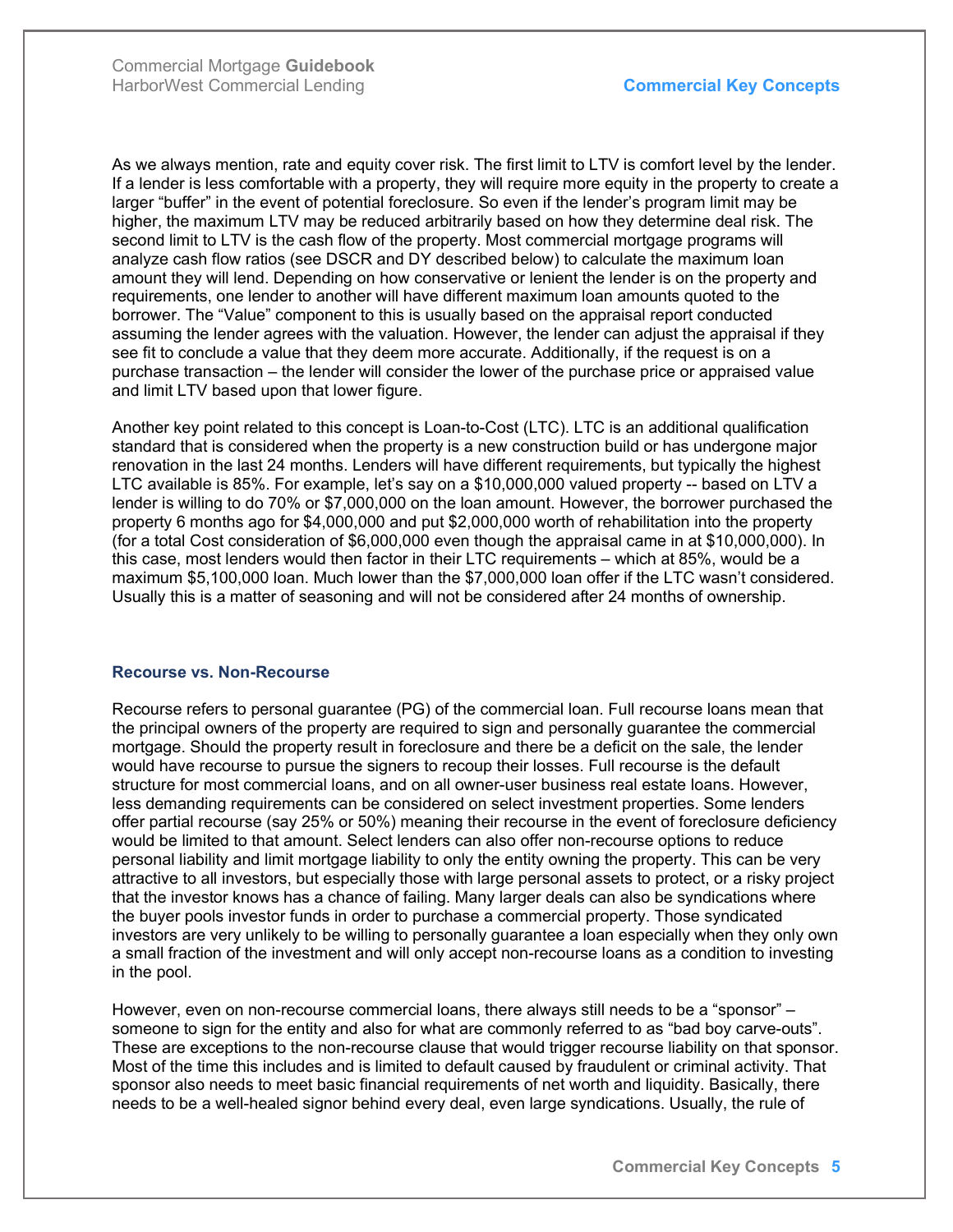As we always mention, rate and equity cover risk. The first limit to LTV is comfort level by the lender. If a lender is less comfortable with a property, they will require more equity in the property to create a larger "buffer" in the event of potential foreclosure. So even if the lender's program limit may be higher, the maximum LTV may be reduced arbitrarily based on how they determine deal risk. The second limit to LTV is the cash flow of the property. Most commercial mortgage programs will analyze cash flow ratios (see DSCR and DY described below) to calculate the maximum loan amount they will lend. Depending on how conservative or lenient the lender is on the property and requirements, one lender to another will have different maximum loan amounts quoted to the borrower. The "Value" component to this is usually based on the appraisal report conducted assuming the lender agrees with the valuation. However, the lender can adjust the appraisal if they see fit to conclude a value that they deem more accurate. Additionally, if the request is on a purchase transaction – the lender will consider the lower of the purchase price or appraised value and limit LTV based upon that lower figure.

Another key point related to this concept is Loan-to-Cost (LTC). LTC is an additional qualification standard that is considered when the property is a new construction build or has undergone major renovation in the last 24 months. Lenders will have different requirements, but typically the highest LTC available is 85%. For example, let's say on a $10,000,000 valued property -- based on LTV a lender is willing to do 70% or $7,000,000 on the loan amount. However, the borrower purchased the property 6 months ago for $4,000,000 and put $2,000,000 worth of rehabilitation into the property (for a total Cost consideration of $6,000,000 even though the appraisal came in at $10,000,000). In this case, most lenders would then factor in their LTC requirements – which at 85%, would be a maximum $5,100,000 loan. Much lower than the $7,000,000 loan offer if the LTC wasn't considered. Usually this is a matter of seasoning and will not be considered after 24 months of ownership.

### Recourse vs. Non-Recourse

Recourse refers to personal guarantee (PG) of the commercial loan. Full recourse loans mean that the principal owners of the property are required to sign and personally guarantee the commercial mortgage. Should the property result in foreclosure and there be a deficit on the sale, the lender would have recourse to pursue the signers to recoup their losses. Full recourse is the default structure for most commercial loans, and on all owner-user business real estate loans. However, less demanding requirements can be considered on select investment properties. Some lenders offer partial recourse (say 25% or 50%) meaning their recourse in the event of foreclosure deficiency would be limited to that amount. Select lenders can also offer non-recourse options to reduce personal liability and limit mortgage liability to only the entity owning the property. This can be very attractive to all investors, but especially those with large personal assets to protect, or a risky project that the investor knows has a chance of failing. Many larger deals can also be syndications where the buyer pools investor funds in order to purchase a commercial property. Those syndicated investors are very unlikely to be willing to personally guarantee a loan especially when they only own a small fraction of the investment and will only accept non-recourse loans as a condition to investing in the pool.

However, even on non-recourse commercial loans, there always still needs to be a "sponsor" – someone to sign for the entity and also for what are commonly referred to as "bad boy carve-outs". These are exceptions to the non-recourse clause that would trigger recourse liability on that sponsor. Most of the time this includes and is limited to default caused by fraudulent or criminal activity. That sponsor also needs to meet basic financial requirements of net worth and liquidity. Basically, there needs to be a well-healed signor behind every deal, even large syndications. Usually, the rule of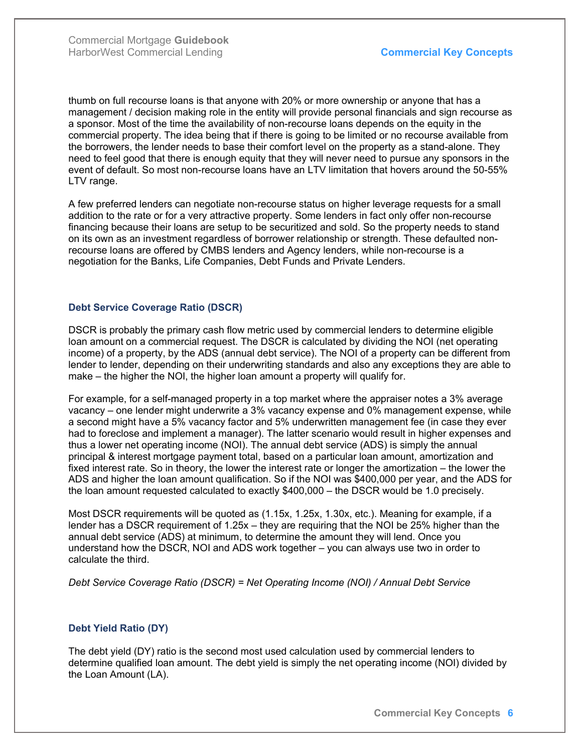thumb on full recourse loans is that anyone with 20% or more ownership or anyone that has a management / decision making role in the entity will provide personal financials and sign recourse as a sponsor. Most of the time the availability of non-recourse loans depends on the equity in the commercial property. The idea being that if there is going to be limited or no recourse available from the borrowers, the lender needs to base their comfort level on the property as a stand-alone. They need to feel good that there is enough equity that they will never need to pursue any sponsors in the event of default. So most non-recourse loans have an LTV limitation that hovers around the 50-55% LTV range.

A few preferred lenders can negotiate non-recourse status on higher leverage requests for a small addition to the rate or for a very attractive property. Some lenders in fact only offer non-recourse financing because their loans are setup to be securitized and sold. So the property needs to stand on its own as an investment regardless of borrower relationship or strength. These defaulted non-recourse loans are offered by CMBS lenders and Agency lenders, while non-recourse is a negotiation for the Banks, Life Companies, Debt Funds and Private Lenders.

### Debt Service Coverage Ratio (DSCR)

DSCR is probably the primary cash flow metric used by commercial lenders to determine eligible loan amount on a commercial request. The DSCR is calculated by dividing the NOI (net operating income) of a property, by the ADS (annual debt service). The NOI of a property can be different from lender to lender, depending on their underwriting standards and also any exceptions they are able to make – the higher the NOI, the higher loan amount a property will qualify for.

For example, for a self-managed property in a top market where the appraiser notes a 3% average vacancy – one lender might underwrite a 3% vacancy expense and 0% management expense, while a second might have a 5% vacancy factor and 5% underwritten management fee (in case they ever had to foreclose and implement a manager). The latter scenario would result in higher expenses and thus a lower net operating income (NOI). The annual debt service (ADS) is simply the annual principal & interest mortgage payment total, based on a particular loan amount, amortization and fixed interest rate. So in theory, the lower the interest rate or longer the amortization – the lower the ADS and higher the loan amount qualification. So if the NOI was $400,000 per year, and the ADS for the loan amount requested calculated to exactly $400,000 – the DSCR would be 1.0 precisely.

Most DSCR requirements will be quoted as (1.15x, 1.25x, 1.30x, etc.). Meaning for example, if a lender has a DSCR requirement of 1.25x – they are requiring that the NOI be 25% higher than the annual debt service (ADS) at minimum, to determine the amount they will lend. Once you understand how the DSCR, NOI and ADS work together – you can always use two in order to calculate the third.

*Debt Service Coverage Ratio (DSCR) = Net Operating Income (NOI) / Annual Debt Service*

### Debt Yield Ratio (DY)

The debt yield (DY) ratio is the second most used calculation used by commercial lenders to determine qualified loan amount. The debt yield is simply the net operating income (NOI) divided by the Loan Amount (LA).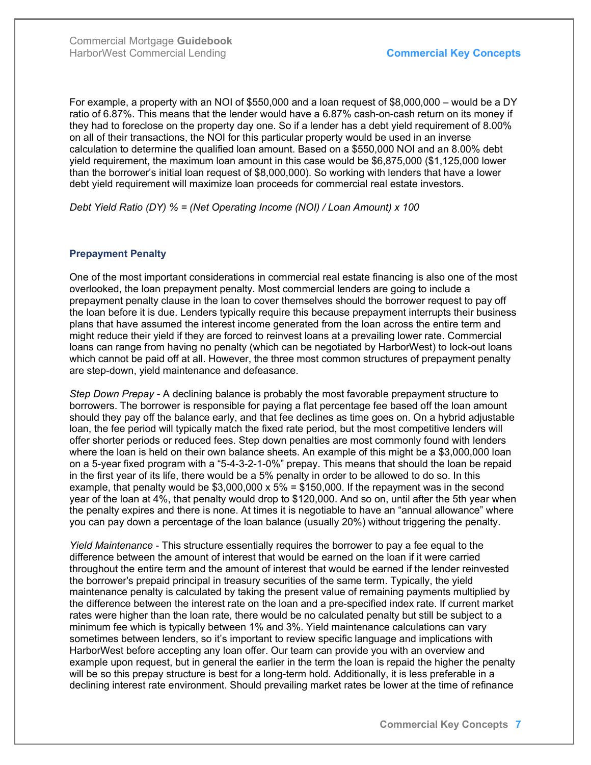For example, a property with an NOI of $550,000 and a loan request of $8,000,000 – would be a DY ratio of 6.87%. This means that the lender would have a 6.87% cash-on-cash return on its money if they had to foreclose on the property day one. So if a lender has a debt yield requirement of 8.00% on all of their transactions, the NOI for this particular property would be used in an inverse calculation to determine the qualified loan amount. Based on a $550,000 NOI and an 8.00% debt yield requirement, the maximum loan amount in this case would be $6,875,000 ($1,125,000 lower than the borrower's initial loan request of $8,000,000). So working with lenders that have a lower debt yield requirement will maximize loan proceeds for commercial real estate investors.

*Debt Yield Ratio (DY) % = (Net Operating Income (NOI) / Loan Amount) x 100*

### Prepayment Penalty

One of the most important considerations in commercial real estate financing is also one of the most overlooked, the loan prepayment penalty. Most commercial lenders are going to include a prepayment penalty clause in the loan to cover themselves should the borrower request to pay off the loan before it is due. Lenders typically require this because prepayment interrupts their business plans that have assumed the interest income generated from the loan across the entire term and might reduce their yield if they are forced to reinvest loans at a prevailing lower rate. Commercial loans can range from having no penalty (which can be negotiated by HarborWest) to lock-out loans which cannot be paid off at all. However, the three most common structures of prepayment penalty are step-down, yield maintenance and defeasance.

*Step Down Prepay* - A declining balance is probably the most favorable prepayment structure to borrowers. The borrower is responsible for paying a flat percentage fee based off the loan amount should they pay off the balance early, and that fee declines as time goes on. On a hybrid adjustable loan, the fee period will typically match the fixed rate period, but the most competitive lenders will offer shorter periods or reduced fees. Step down penalties are most commonly found with lenders where the loan is held on their own balance sheets. An example of this might be a $3,000,000 loan on a 5-year fixed program with a "5-4-3-2-1-0%" prepay. This means that should the loan be repaid in the first year of its life, there would be a 5% penalty in order to be allowed to do so. In this example, that penalty would be $3,000,000 x 5% = $150,000. If the repayment was in the second year of the loan at 4%, that penalty would drop to $120,000. And so on, until after the 5th year when the penalty expires and there is none. At times it is negotiable to have an "annual allowance" where you can pay down a percentage of the loan balance (usually 20%) without triggering the penalty.

*Yield Maintenance* - This structure essentially requires the borrower to pay a fee equal to the difference between the amount of interest that would be earned on the loan if it were carried throughout the entire term and the amount of interest that would be earned if the lender reinvested the borrower's prepaid principal in treasury securities of the same term. Typically, the yield maintenance penalty is calculated by taking the present value of remaining payments multiplied by the difference between the interest rate on the loan and a pre-specified index rate. If current market rates were higher than the loan rate, there would be no calculated penalty but still be subject to a minimum fee which is typically between 1% and 3%. Yield maintenance calculations can vary sometimes between lenders, so it's important to review specific language and implications with HarborWest before accepting any loan offer. Our team can provide you with an overview and example upon request, but in general the earlier in the term the loan is repaid the higher the penalty will be so this prepay structure is best for a long-term hold. Additionally, it is less preferable in a declining interest rate environment. Should prevailing market rates be lower at the time of refinance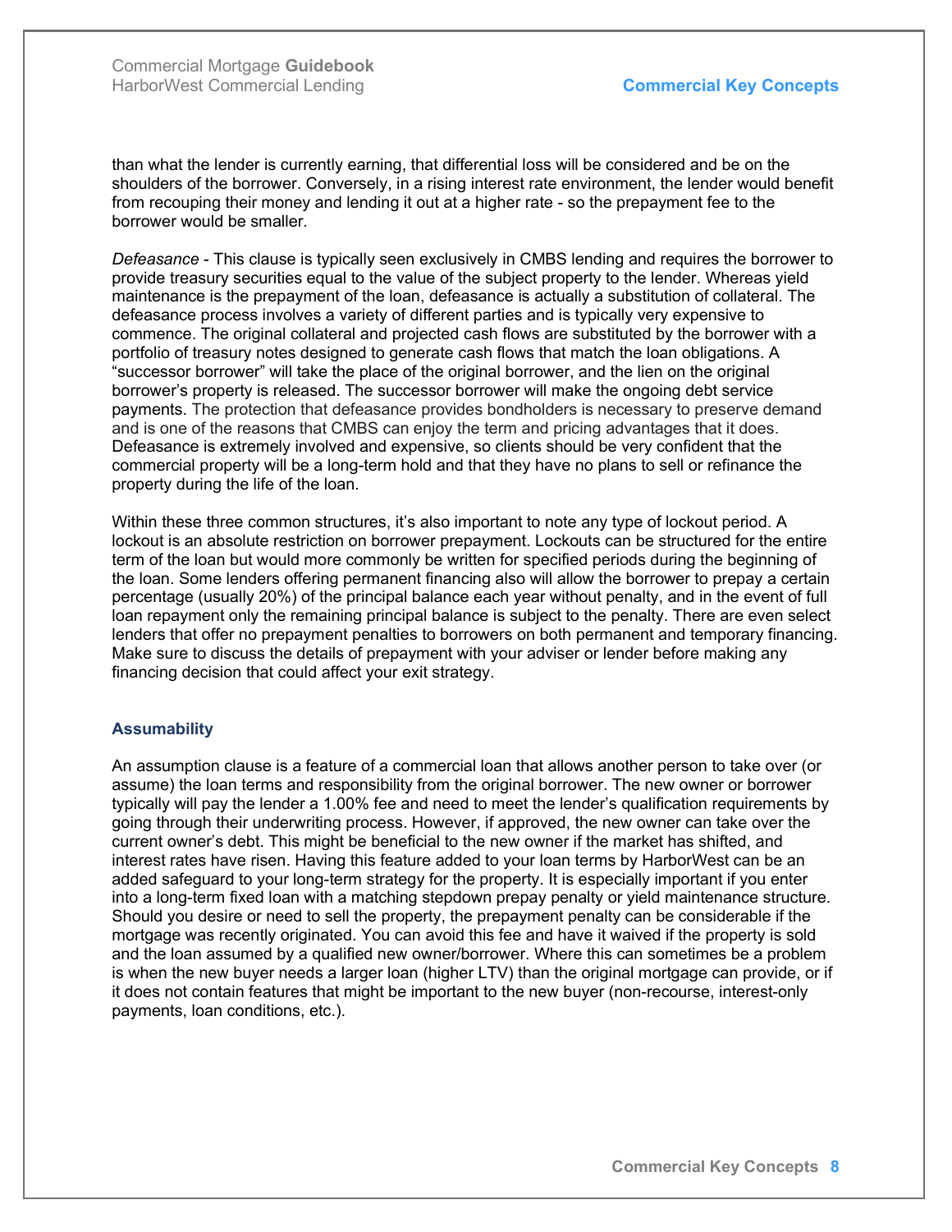than what the lender is currently earning, that differential loss will be considered and be on the shoulders of the borrower. Conversely, in a rising interest rate environment, the lender would benefit from recouping their money and lending it out at a higher rate - so the prepayment fee to the borrower would be smaller.

*Defeasance* - This clause is typically seen exclusively in CMBS lending and requires the borrower to provide treasury securities equal to the value of the subject property to the lender. Whereas yield maintenance is the prepayment of the loan, defeasance is actually a substitution of collateral. The defeasance process involves a variety of different parties and is typically very expensive to commence. The original collateral and projected cash flows are substituted by the borrower with a portfolio of treasury notes designed to generate cash flows that match the loan obligations. A "successor borrower" will take the place of the original borrower, and the lien on the original borrower's property is released. The successor borrower will make the ongoing debt service payments. The protection that defeasance provides bondholders is necessary to preserve demand and is one of the reasons that CMBS can enjoy the term and pricing advantages that it does. Defeasance is extremely involved and expensive, so clients should be very confident that the commercial property will be a long-term hold and that they have no plans to sell or refinance the property during the life of the loan.

Within these three common structures, it's also important to note any type of lockout period. A lockout is an absolute restriction on borrower prepayment. Lockouts can be structured for the entire term of the loan but would more commonly be written for specified periods during the beginning of the loan. Some lenders offering permanent financing also will allow the borrower to prepay a certain percentage (usually 20%) of the principal balance each year without penalty, and in the event of full loan repayment only the remaining principal balance is subject to the penalty. There are even select lenders that offer no prepayment penalties to borrowers on both permanent and temporary financing. Make sure to discuss the details of prepayment with your adviser or lender before making any financing decision that could affect your exit strategy.

### Assumability

An assumption clause is a feature of a commercial loan that allows another person to take over (or assume) the loan terms and responsibility from the original borrower. The new owner or borrower typically will pay the lender a 1.00% fee and need to meet the lender's qualification requirements by going through their underwriting process. However, if approved, the new owner can take over the current owner's debt. This might be beneficial to the new owner if the market has shifted, and interest rates have risen. Having this feature added to your loan terms by HarborWest can be an added safeguard to your long-term strategy for the property. It is especially important if you enter into a long-term fixed loan with a matching stepdown prepay penalty or yield maintenance structure. Should you desire or need to sell the property, the prepayment penalty can be considerable if the mortgage was recently originated. You can avoid this fee and have it waived if the property is sold and the loan assumed by a qualified new owner/borrower. Where this can sometimes be a problem is when the new buyer needs a larger loan (higher LTV) than the original mortgage can provide, or if it does not contain features that might be important to the new buyer (non-recourse, interest-only payments, loan conditions, etc.).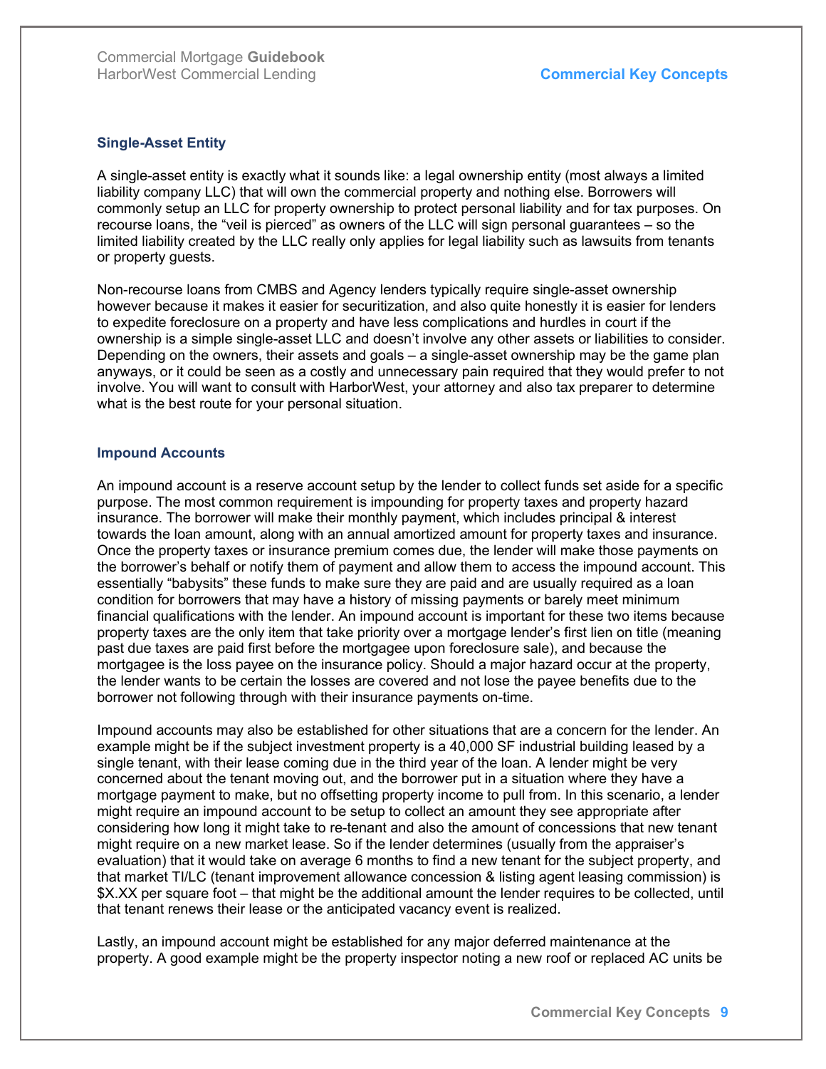### Single-Asset Entity

A single-asset entity is exactly what it sounds like: a legal ownership entity (most always a limited liability company LLC) that will own the commercial property and nothing else. Borrowers will commonly setup an LLC for property ownership to protect personal liability and for tax purposes. On recourse loans, the "veil is pierced" as owners of the LLC will sign personal guarantees – so the limited liability created by the LLC really only applies for legal liability such as lawsuits from tenants or property guests.

Non-recourse loans from CMBS and Agency lenders typically require single-asset ownership however because it makes it easier for securitization, and also quite honestly it is easier for lenders to expedite foreclosure on a property and have less complications and hurdles in court if the ownership is a simple single-asset LLC and doesn't involve any other assets or liabilities to consider. Depending on the owners, their assets and goals – a single-asset ownership may be the game plan anyways, or it could be seen as a costly and unnecessary pain required that they would prefer to not involve. You will want to consult with HarborWest, your attorney and also tax preparer to determine what is the best route for your personal situation.

### Impound Accounts

An impound account is a reserve account setup by the lender to collect funds set aside for a specific purpose. The most common requirement is impounding for property taxes and property hazard insurance. The borrower will make their monthly payment, which includes principal & interest towards the loan amount, along with an annual amortized amount for property taxes and insurance. Once the property taxes or insurance premium comes due, the lender will make those payments on the borrower's behalf or notify them of payment and allow them to access the impound account. This essentially "babysits" these funds to make sure they are paid and are usually required as a loan condition for borrowers that may have a history of missing payments or barely meet minimum financial qualifications with the lender. An impound account is important for these two items because property taxes are the only item that take priority over a mortgage lender's first lien on title (meaning past due taxes are paid first before the mortgagee upon foreclosure sale), and because the mortgagee is the loss payee on the insurance policy. Should a major hazard occur at the property, the lender wants to be certain the losses are covered and not lose the payee benefits due to the borrower not following through with their insurance payments on-time.

Impound accounts may also be established for other situations that are a concern for the lender. An example might be if the subject investment property is a 40,000 SF industrial building leased by a single tenant, with their lease coming due in the third year of the loan. A lender might be very concerned about the tenant moving out, and the borrower put in a situation where they have a mortgage payment to make, but no offsetting property income to pull from. In this scenario, a lender might require an impound account to be setup to collect an amount they see appropriate after considering how long it might take to re-tenant and also the amount of concessions that new tenant might require on a new market lease. So if the lender determines (usually from the appraiser's evaluation) that it would take on average 6 months to find a new tenant for the subject property, and that market TI/LC (tenant improvement allowance concession & listing agent leasing commission) is $X.XX per square foot – that might be the additional amount the lender requires to be collected, until that tenant renews their lease or the anticipated vacancy event is realized.

Lastly, an impound account might be established for any major deferred maintenance at the property. A good example might be the property inspector noting a new roof or replaced AC units be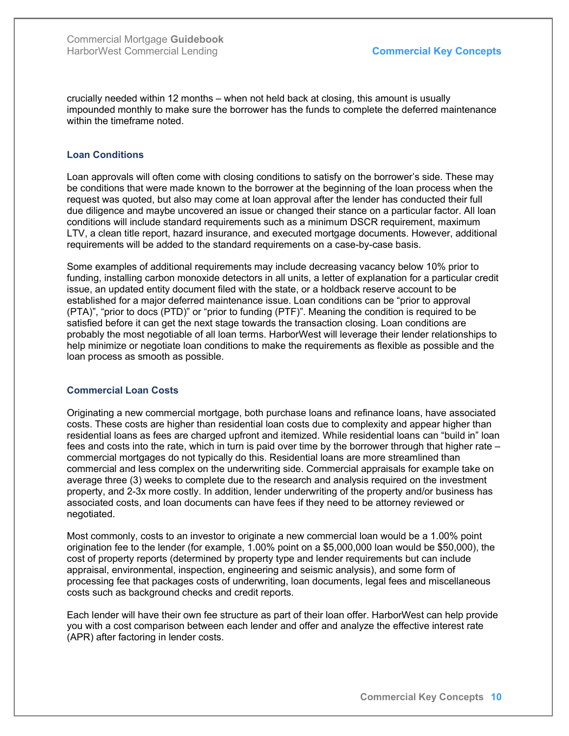crucially needed within 12 months – when not held back at closing, this amount is usually impounded monthly to make sure the borrower has the funds to complete the deferred maintenance within the timeframe noted.

### Loan Conditions

Loan approvals will often come with closing conditions to satisfy on the borrower's side. These may be conditions that were made known to the borrower at the beginning of the loan process when the request was quoted, but also may come at loan approval after the lender has conducted their full due diligence and maybe uncovered an issue or changed their stance on a particular factor. All loan conditions will include standard requirements such as a minimum DSCR requirement, maximum LTV, a clean title report, hazard insurance, and executed mortgage documents. However, additional requirements will be added to the standard requirements on a case-by-case basis.

Some examples of additional requirements may include decreasing vacancy below 10% prior to funding, installing carbon monoxide detectors in all units, a letter of explanation for a particular credit issue, an updated entity document filed with the state, or a holdback reserve account to be established for a major deferred maintenance issue. Loan conditions can be "prior to approval (PTA)", "prior to docs (PTD)" or "prior to funding (PTF)". Meaning the condition is required to be satisfied before it can get the next stage towards the transaction closing. Loan conditions are probably the most negotiable of all loan terms. HarborWest will leverage their lender relationships to help minimize or negotiate loan conditions to make the requirements as flexible as possible and the loan process as smooth as possible.

### Commercial Loan Costs

Originating a new commercial mortgage, both purchase loans and refinance loans, have associated costs. These costs are higher than residential loan costs due to complexity and appear higher than residential loans as fees are charged upfront and itemized. While residential loans can "build in" loan fees and costs into the rate, which in turn is paid over time by the borrower through that higher rate – commercial mortgages do not typically do this. Residential loans are more streamlined than commercial and less complex on the underwriting side. Commercial appraisals for example take on average three (3) weeks to complete due to the research and analysis required on the investment property, and 2-3x more costly. In addition, lender underwriting of the property and/or business has associated costs, and loan documents can have fees if they need to be attorney reviewed or negotiated.

Most commonly, costs to an investor to originate a new commercial loan would be a 1.00% point origination fee to the lender (for example, 1.00% point on a $5,000,000 loan would be $50,000), the cost of property reports (determined by property type and lender requirements but can include appraisal, environmental, inspection, engineering and seismic analysis), and some form of processing fee that packages costs of underwriting, loan documents, legal fees and miscellaneous costs such as background checks and credit reports.

Each lender will have their own fee structure as part of their loan offer. HarborWest can help provide you with a cost comparison between each lender and offer and analyze the effective interest rate (APR) after factoring in lender costs.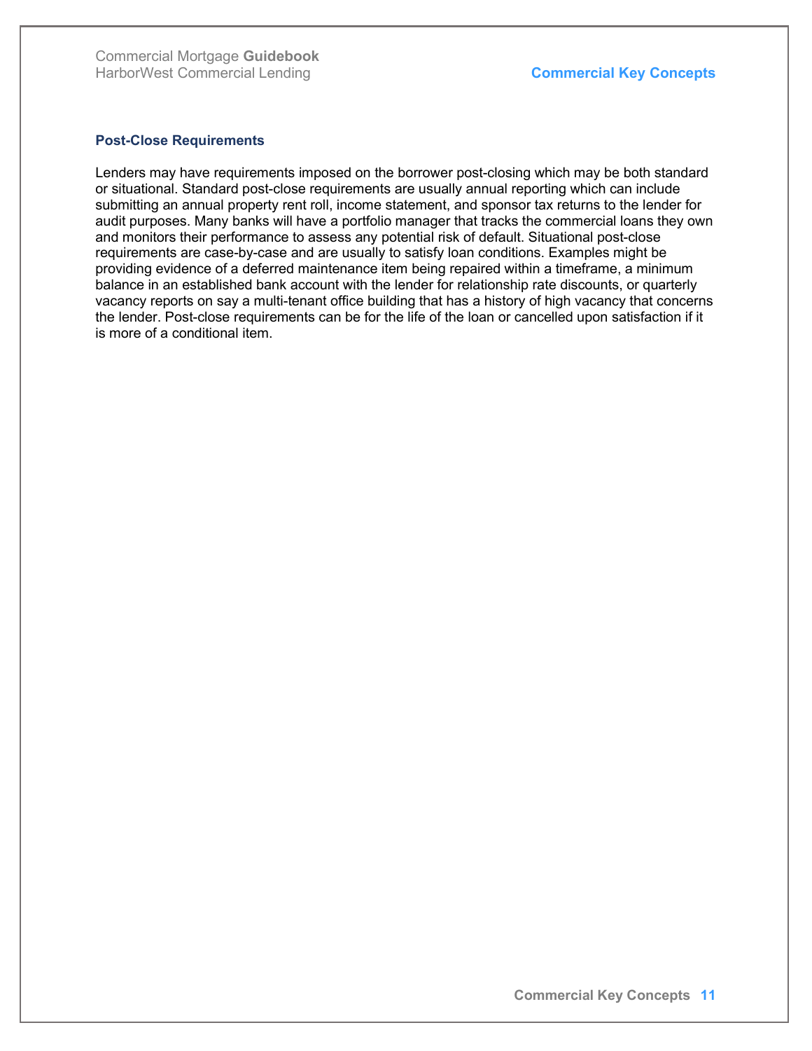### Post-Close Requirements

Lenders may have requirements imposed on the borrower post-closing which may be both standard or situational. Standard post-close requirements are usually annual reporting which can include submitting an annual property rent roll, income statement, and sponsor tax returns to the lender for audit purposes. Many banks will have a portfolio manager that tracks the commercial loans they own and monitors their performance to assess any potential risk of default. Situational post-close requirements are case-by-case and are usually to satisfy loan conditions. Examples might be providing evidence of a deferred maintenance item being repaired within a timeframe, a minimum balance in an established bank account with the lender for relationship rate discounts, or quarterly vacancy reports on say a multi-tenant office building that has a history of high vacancy that concerns the lender. Post-close requirements can be for the life of the loan or cancelled upon satisfaction if it is more of a conditional item.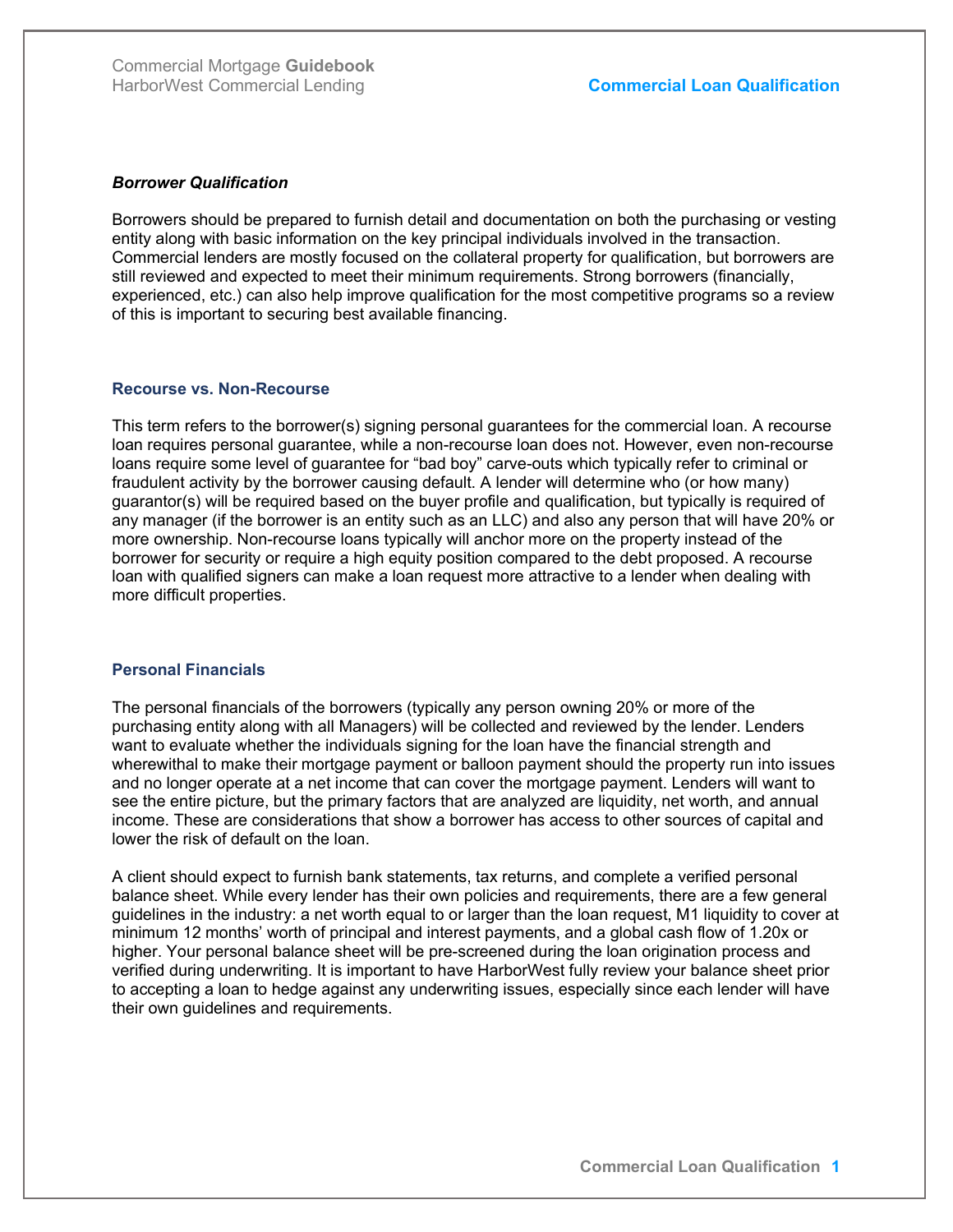### *Borrower Qualification*

Borrowers should be prepared to furnish detail and documentation on both the purchasing or vesting entity along with basic information on the key principal individuals involved in the transaction. Commercial lenders are mostly focused on the collateral property for qualification, but borrowers are still reviewed and expected to meet their minimum requirements. Strong borrowers (financially, experienced, etc.) can also help improve qualification for the most competitive programs so a review of this is important to securing best available financing.

#### Recourse vs. Non-Recourse

This term refers to the borrower(s) signing personal guarantees for the commercial loan. A recourse loan requires personal guarantee, while a non-recourse loan does not. However, even non-recourse loans require some level of guarantee for "bad boy" carve-outs which typically refer to criminal or fraudulent activity by the borrower causing default. A lender will determine who (or how many) guarantor(s) will be required based on the buyer profile and qualification, but typically is required of any manager (if the borrower is an entity such as an LLC) and also any person that will have 20% or more ownership. Non-recourse loans typically will anchor more on the property instead of the borrower for security or require a high equity position compared to the debt proposed. A recourse loan with qualified signers can make a loan request more attractive to a lender when dealing with more difficult properties.

#### Personal Financials

The personal financials of the borrowers (typically any person owning 20% or more of the purchasing entity along with all Managers) will be collected and reviewed by the lender. Lenders want to evaluate whether the individuals signing for the loan have the financial strength and wherewithal to make their mortgage payment or balloon payment should the property run into issues and no longer operate at a net income that can cover the mortgage payment. Lenders will want to see the entire picture, but the primary factors that are analyzed are liquidity, net worth, and annual income. These are considerations that show a borrower has access to other sources of capital and lower the risk of default on the loan.

A client should expect to furnish bank statements, tax returns, and complete a verified personal balance sheet. While every lender has their own policies and requirements, there are a few general guidelines in the industry: a net worth equal to or larger than the loan request, M1 liquidity to cover at minimum 12 months' worth of principal and interest payments, and a global cash flow of 1.20x or higher. Your personal balance sheet will be pre-screened during the loan origination process and verified during underwriting. It is important to have HarborWest fully review your balance sheet prior to accepting a loan to hedge against any underwriting issues, especially since each lender will have their own guidelines and requirements.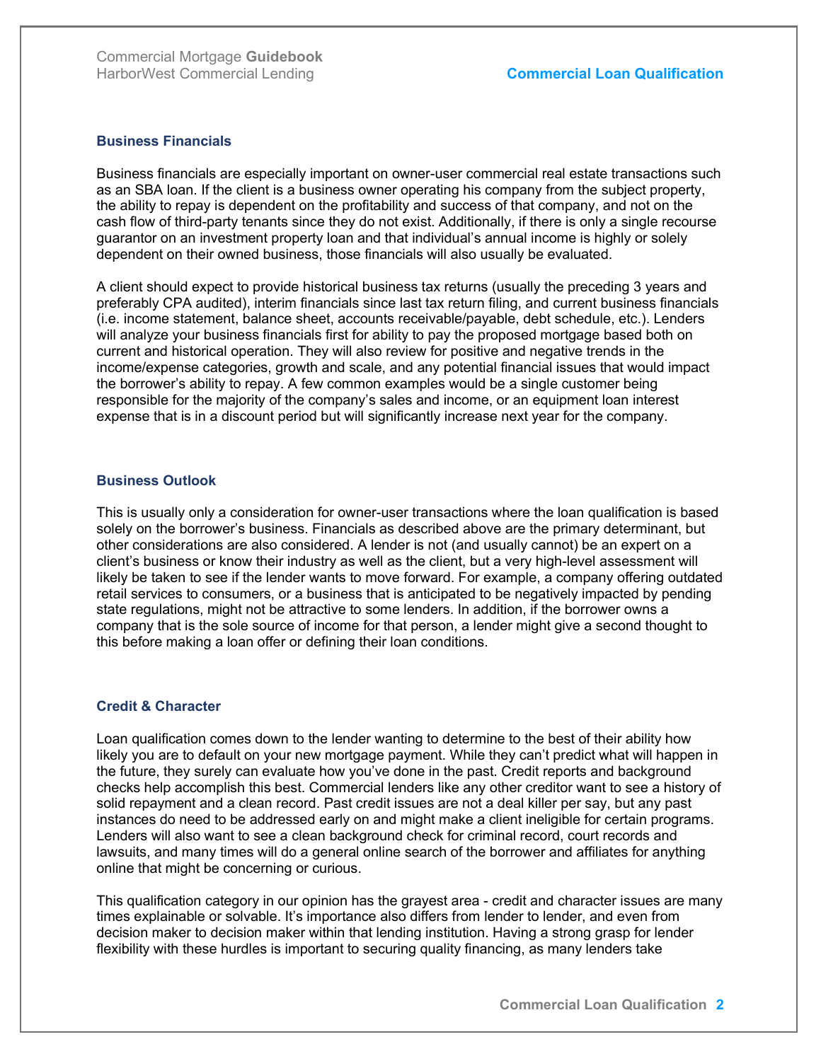### Business Financials

Business financials are especially important on owner-user commercial real estate transactions such as an SBA loan. If the client is a business owner operating his company from the subject property, the ability to repay is dependent on the profitability and success of that company, and not on the cash flow of third-party tenants since they do not exist. Additionally, if there is only a single recourse guarantor on an investment property loan and that individual's annual income is highly or solely dependent on their owned business, those financials will also usually be evaluated.

A client should expect to provide historical business tax returns (usually the preceding 3 years and preferably CPA audited), interim financials since last tax return filing, and current business financials (i.e. income statement, balance sheet, accounts receivable/payable, debt schedule, etc.). Lenders will analyze your business financials first for ability to pay the proposed mortgage based both on current and historical operation. They will also review for positive and negative trends in the income/expense categories, growth and scale, and any potential financial issues that would impact the borrower's ability to repay. A few common examples would be a single customer being responsible for the majority of the company's sales and income, or an equipment loan interest expense that is in a discount period but will significantly increase next year for the company.

### Business Outlook

This is usually only a consideration for owner-user transactions where the loan qualification is based solely on the borrower's business. Financials as described above are the primary determinant, but other considerations are also considered. A lender is not (and usually cannot) be an expert on a client's business or know their industry as well as the client, but a very high-level assessment will likely be taken to see if the lender wants to move forward. For example, a company offering outdated retail services to consumers, or a business that is anticipated to be negatively impacted by pending state regulations, might not be attractive to some lenders. In addition, if the borrower owns a company that is the sole source of income for that person, a lender might give a second thought to this before making a loan offer or defining their loan conditions.

### Credit & Character

Loan qualification comes down to the lender wanting to determine to the best of their ability how likely you are to default on your new mortgage payment. While they can't predict what will happen in the future, they surely can evaluate how you've done in the past. Credit reports and background checks help accomplish this best. Commercial lenders like any other creditor want to see a history of solid repayment and a clean record. Past credit issues are not a deal killer per say, but any past instances do need to be addressed early on and might make a client ineligible for certain programs. Lenders will also want to see a clean background check for criminal record, court records and lawsuits, and many times will do a general online search of the borrower and affiliates for anything online that might be concerning or curious.

This qualification category in our opinion has the grayest area - credit and character issues are many times explainable or solvable. It's importance also differs from lender to lender, and even from decision maker to decision maker within that lending institution. Having a strong grasp for lender flexibility with these hurdles is important to securing quality financing, as many lenders take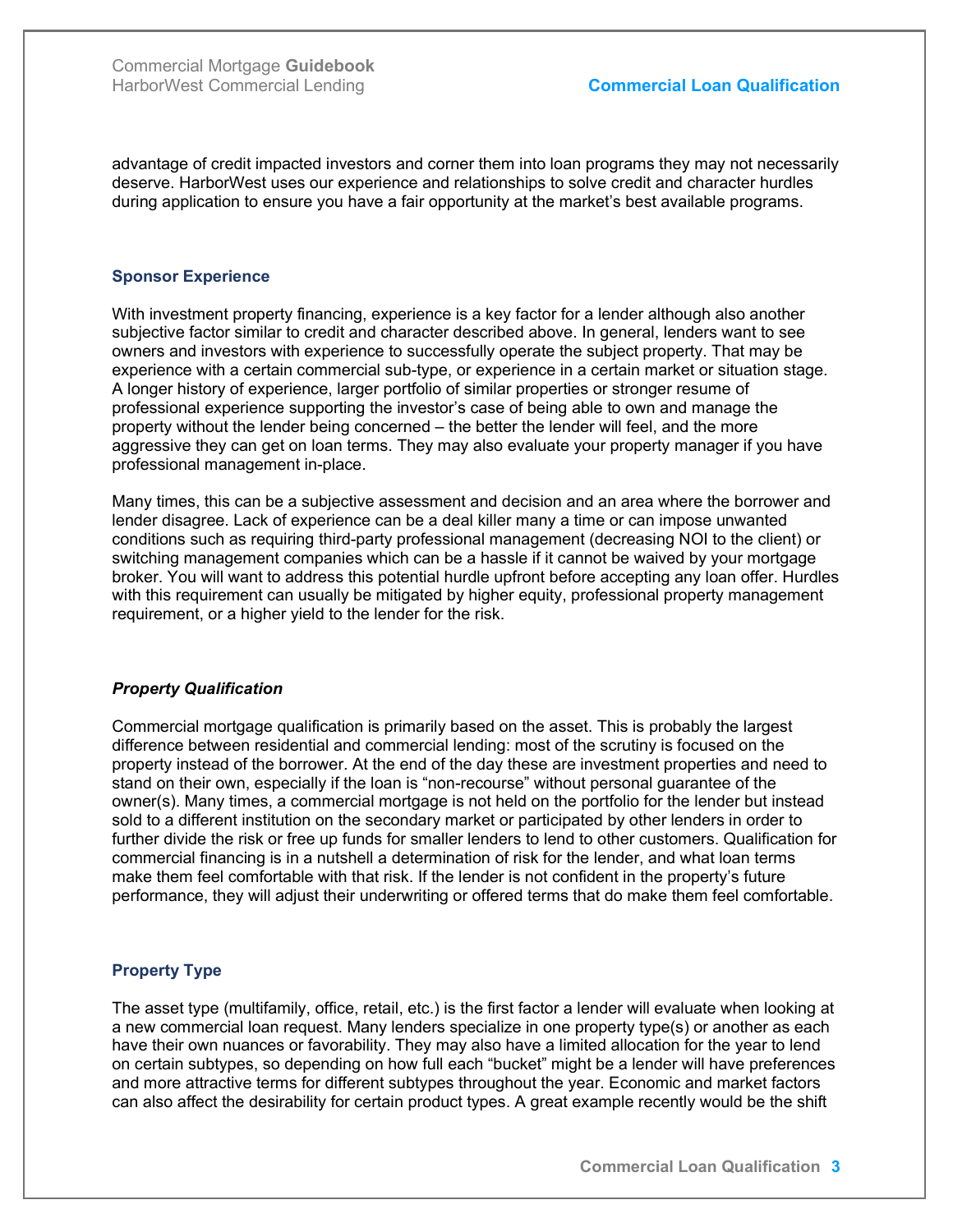advantage of credit impacted investors and corner them into loan programs they may not necessarily deserve. HarborWest uses our experience and relationships to solve credit and character hurdles during application to ensure you have a fair opportunity at the market's best available programs.

### Sponsor Experience

With investment property financing, experience is a key factor for a lender although also another subjective factor similar to credit and character described above. In general, lenders want to see owners and investors with experience to successfully operate the subject property. That may be experience with a certain commercial sub-type, or experience in a certain market or situation stage. A longer history of experience, larger portfolio of similar properties or stronger resume of professional experience supporting the investor's case of being able to own and manage the property without the lender being concerned – the better the lender will feel, and the more aggressive they can get on loan terms. They may also evaluate your property manager if you have professional management in-place.

Many times, this can be a subjective assessment and decision and an area where the borrower and lender disagree. Lack of experience can be a deal killer many a time or can impose unwanted conditions such as requiring third-party professional management (decreasing NOI to the client) or switching management companies which can be a hassle if it cannot be waived by your mortgage broker. You will want to address this potential hurdle upfront before accepting any loan offer. Hurdles with this requirement can usually be mitigated by higher equity, professional property management requirement, or a higher yield to the lender for the risk.

## *Property Qualification*

Commercial mortgage qualification is primarily based on the asset. This is probably the largest difference between residential and commercial lending: most of the scrutiny is focused on the property instead of the borrower. At the end of the day these are investment properties and need to stand on their own, especially if the loan is "non-recourse" without personal guarantee of the owner(s). Many times, a commercial mortgage is not held on the portfolio for the lender but instead sold to a different institution on the secondary market or participated by other lenders in order to further divide the risk or free up funds for smaller lenders to lend to other customers. Qualification for commercial financing is in a nutshell a determination of risk for the lender, and what loan terms make them feel comfortable with that risk. If the lender is not confident in the property's future performance, they will adjust their underwriting or offered terms that do make them feel comfortable.

### Property Type

The asset type (multifamily, office, retail, etc.) is the first factor a lender will evaluate when looking at a new commercial loan request. Many lenders specialize in one property type(s) or another as each have their own nuances or favorability. They may also have a limited allocation for the year to lend on certain subtypes, so depending on how full each "bucket" might be a lender will have preferences and more attractive terms for different subtypes throughout the year. Economic and market factors can also affect the desirability for certain product types. A great example recently would be the shift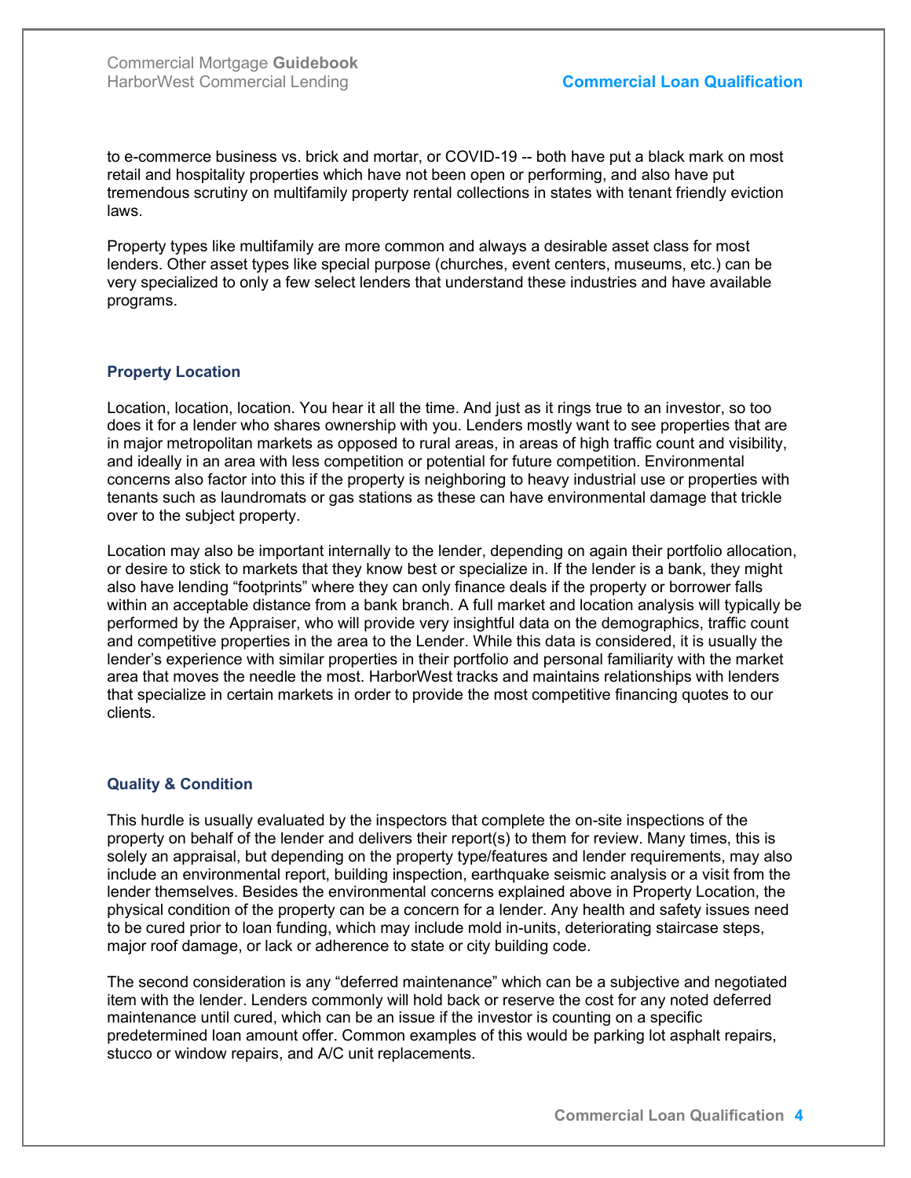to e-commerce business vs. brick and mortar, or COVID-19 -- both have put a black mark on most retail and hospitality properties which have not been open or performing, and also have put tremendous scrutiny on multifamily property rental collections in states with tenant friendly eviction laws.

Property types like multifamily are more common and always a desirable asset class for most lenders. Other asset types like special purpose (churches, event centers, museums, etc.) can be very specialized to only a few select lenders that understand these industries and have available programs.

### Property Location

Location, location, location. You hear it all the time. And just as it rings true to an investor, so too does it for a lender who shares ownership with you. Lenders mostly want to see properties that are in major metropolitan markets as opposed to rural areas, in areas of high traffic count and visibility, and ideally in an area with less competition or potential for future competition. Environmental concerns also factor into this if the property is neighboring to heavy industrial use or properties with tenants such as laundromats or gas stations as these can have environmental damage that trickle over to the subject property.

Location may also be important internally to the lender, depending on again their portfolio allocation, or desire to stick to markets that they know best or specialize in. If the lender is a bank, they might also have lending "footprints" where they can only finance deals if the property or borrower falls within an acceptable distance from a bank branch. A full market and location analysis will typically be performed by the Appraiser, who will provide very insightful data on the demographics, traffic count and competitive properties in the area to the Lender. While this data is considered, it is usually the lender's experience with similar properties in their portfolio and personal familiarity with the market area that moves the needle the most. HarborWest tracks and maintains relationships with lenders that specialize in certain markets in order to provide the most competitive financing quotes to our clients.

### Quality & Condition

This hurdle is usually evaluated by the inspectors that complete the on-site inspections of the property on behalf of the lender and delivers their report(s) to them for review. Many times, this is solely an appraisal, but depending on the property type/features and lender requirements, may also include an environmental report, building inspection, earthquake seismic analysis or a visit from the lender themselves. Besides the environmental concerns explained above in Property Location, the physical condition of the property can be a concern for a lender. Any health and safety issues need to be cured prior to loan funding, which may include mold in-units, deteriorating staircase steps, major roof damage, or lack or adherence to state or city building code.

The second consideration is any "deferred maintenance" which can be a subjective and negotiated item with the lender. Lenders commonly will hold back or reserve the cost for any noted deferred maintenance until cured, which can be an issue if the investor is counting on a specific predetermined loan amount offer. Common examples of this would be parking lot asphalt repairs, stucco or window repairs, and A/C unit replacements.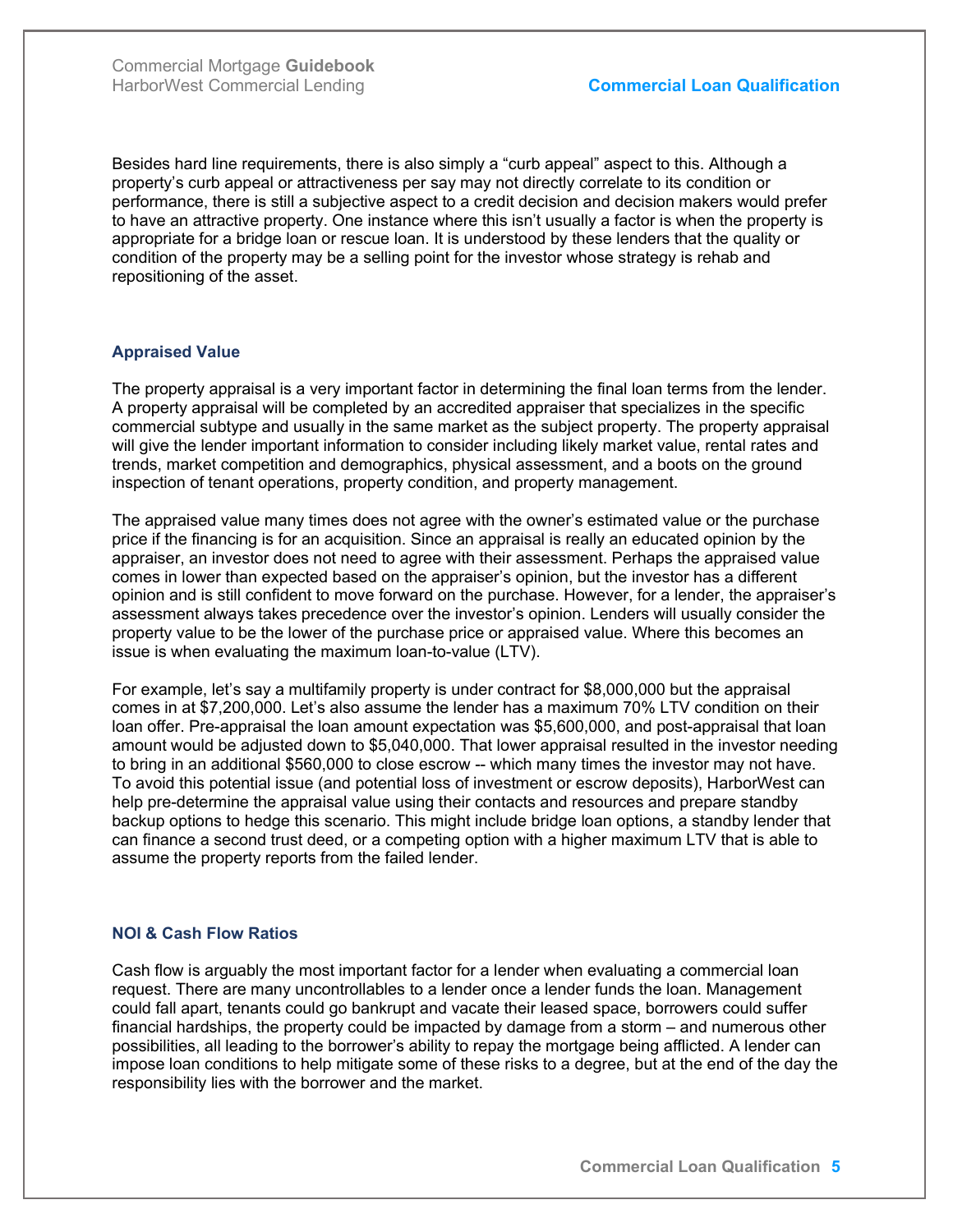Besides hard line requirements, there is also simply a "curb appeal" aspect to this. Although a property's curb appeal or attractiveness per say may not directly correlate to its condition or performance, there is still a subjective aspect to a credit decision and decision makers would prefer to have an attractive property. One instance where this isn't usually a factor is when the property is appropriate for a bridge loan or rescue loan. It is understood by these lenders that the quality or condition of the property may be a selling point for the investor whose strategy is rehab and repositioning of the asset.

### Appraised Value

The property appraisal is a very important factor in determining the final loan terms from the lender. A property appraisal will be completed by an accredited appraiser that specializes in the specific commercial subtype and usually in the same market as the subject property. The property appraisal will give the lender important information to consider including likely market value, rental rates and trends, market competition and demographics, physical assessment, and a boots on the ground inspection of tenant operations, property condition, and property management.

The appraised value many times does not agree with the owner's estimated value or the purchase price if the financing is for an acquisition. Since an appraisal is really an educated opinion by the appraiser, an investor does not need to agree with their assessment. Perhaps the appraised value comes in lower than expected based on the appraiser's opinion, but the investor has a different opinion and is still confident to move forward on the purchase. However, for a lender, the appraiser's assessment always takes precedence over the investor's opinion. Lenders will usually consider the property value to be the lower of the purchase price or appraised value. Where this becomes an issue is when evaluating the maximum loan-to-value (LTV).

For example, let's say a multifamily property is under contract for $8,000,000 but the appraisal comes in at $7,200,000. Let's also assume the lender has a maximum 70% LTV condition on their loan offer. Pre-appraisal the loan amount expectation was $5,600,000, and post-appraisal that loan amount would be adjusted down to $5,040,000. That lower appraisal resulted in the investor needing to bring in an additional $560,000 to close escrow -- which many times the investor may not have. To avoid this potential issue (and potential loss of investment or escrow deposits), HarborWest can help pre-determine the appraisal value using their contacts and resources and prepare standby backup options to hedge this scenario. This might include bridge loan options, a standby lender that can finance a second trust deed, or a competing option with a higher maximum LTV that is able to assume the property reports from the failed lender.

### NOI & Cash Flow Ratios

Cash flow is arguably the most important factor for a lender when evaluating a commercial loan request. There are many uncontrollables to a lender once a lender funds the loan. Management could fall apart, tenants could go bankrupt and vacate their leased space, borrowers could suffer financial hardships, the property could be impacted by damage from a storm – and numerous other possibilities, all leading to the borrower's ability to repay the mortgage being afflicted. A lender can impose loan conditions to help mitigate some of these risks to a degree, but at the end of the day the responsibility lies with the borrower and the market.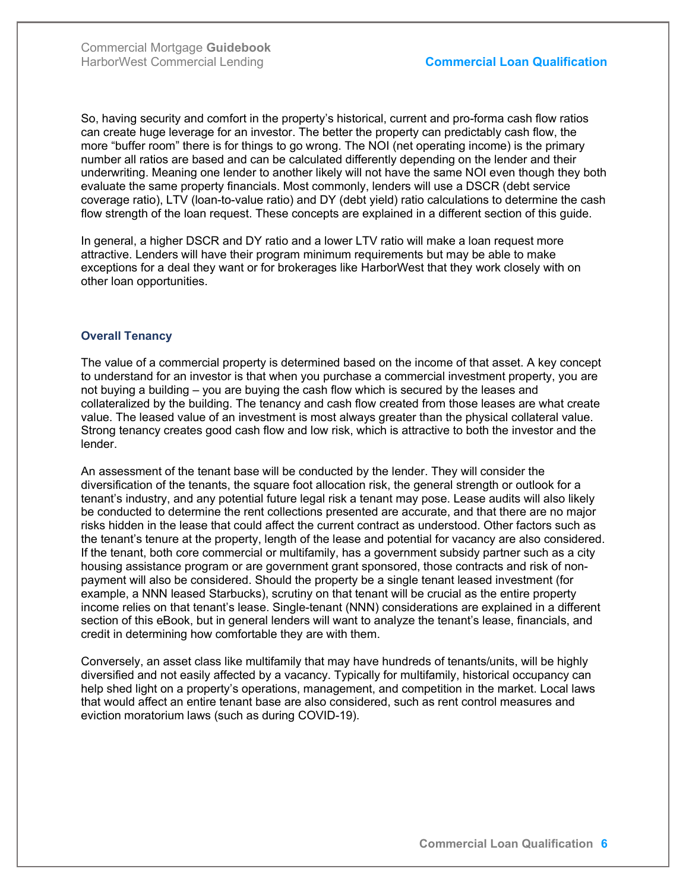So, having security and comfort in the property's historical, current and pro-forma cash flow ratios can create huge leverage for an investor. The better the property can predictably cash flow, the more "buffer room" there is for things to go wrong. The NOI (net operating income) is the primary number all ratios are based and can be calculated differently depending on the lender and their underwriting. Meaning one lender to another likely will not have the same NOI even though they both evaluate the same property financials. Most commonly, lenders will use a DSCR (debt service coverage ratio), LTV (loan-to-value ratio) and DY (debt yield) ratio calculations to determine the cash flow strength of the loan request. These concepts are explained in a different section of this guide.

In general, a higher DSCR and DY ratio and a lower LTV ratio will make a loan request more attractive. Lenders will have their program minimum requirements but may be able to make exceptions for a deal they want or for brokerages like HarborWest that they work closely with on other loan opportunities.

### Overall Tenancy

The value of a commercial property is determined based on the income of that asset. A key concept to understand for an investor is that when you purchase a commercial investment property, you are not buying a building – you are buying the cash flow which is secured by the leases and collateralized by the building. The tenancy and cash flow created from those leases are what create value. The leased value of an investment is most always greater than the physical collateral value. Strong tenancy creates good cash flow and low risk, which is attractive to both the investor and the lender.

An assessment of the tenant base will be conducted by the lender. They will consider the diversification of the tenants, the square foot allocation risk, the general strength or outlook for a tenant's industry, and any potential future legal risk a tenant may pose. Lease audits will also likely be conducted to determine the rent collections presented are accurate, and that there are no major risks hidden in the lease that could affect the current contract as understood. Other factors such as the tenant's tenure at the property, length of the lease and potential for vacancy are also considered. If the tenant, both core commercial or multifamily, has a government subsidy partner such as a city housing assistance program or are government grant sponsored, those contracts and risk of non-payment will also be considered. Should the property be a single tenant leased investment (for example, a NNN leased Starbucks), scrutiny on that tenant will be crucial as the entire property income relies on that tenant's lease. Single-tenant (NNN) considerations are explained in a different section of this eBook, but in general lenders will want to analyze the tenant's lease, financials, and credit in determining how comfortable they are with them.

Conversely, an asset class like multifamily that may have hundreds of tenants/units, will be highly diversified and not easily affected by a vacancy. Typically for multifamily, historical occupancy can help shed light on a property's operations, management, and competition in the market. Local laws that would affect an entire tenant base are also considered, such as rent control measures and eviction moratorium laws (such as during COVID-19).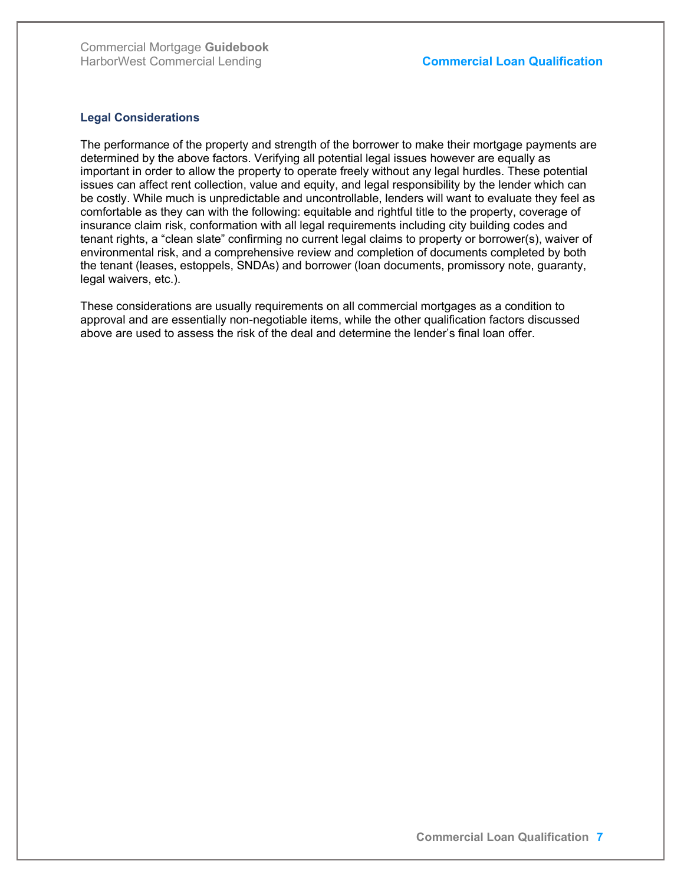### Legal Considerations

The performance of the property and strength of the borrower to make their mortgage payments are determined by the above factors. Verifying all potential legal issues however are equally as important in order to allow the property to operate freely without any legal hurdles. These potential issues can affect rent collection, value and equity, and legal responsibility by the lender which can be costly. While much is unpredictable and uncontrollable, lenders will want to evaluate they feel as comfortable as they can with the following: equitable and rightful title to the property, coverage of insurance claim risk, conformation with all legal requirements including city building codes and tenant rights, a “clean slate” confirming no current legal claims to property or borrower(s), waiver of environmental risk, and a comprehensive review and completion of documents completed by both the tenant (leases, estoppels, SNDAs) and borrower (loan documents, promissory note, guaranty, legal waivers, etc.).

These considerations are usually requirements on all commercial mortgages as a condition to approval and are essentially non-negotiable items, while the other qualification factors discussed above are used to assess the risk of the deal and determine the lender’s final loan offer.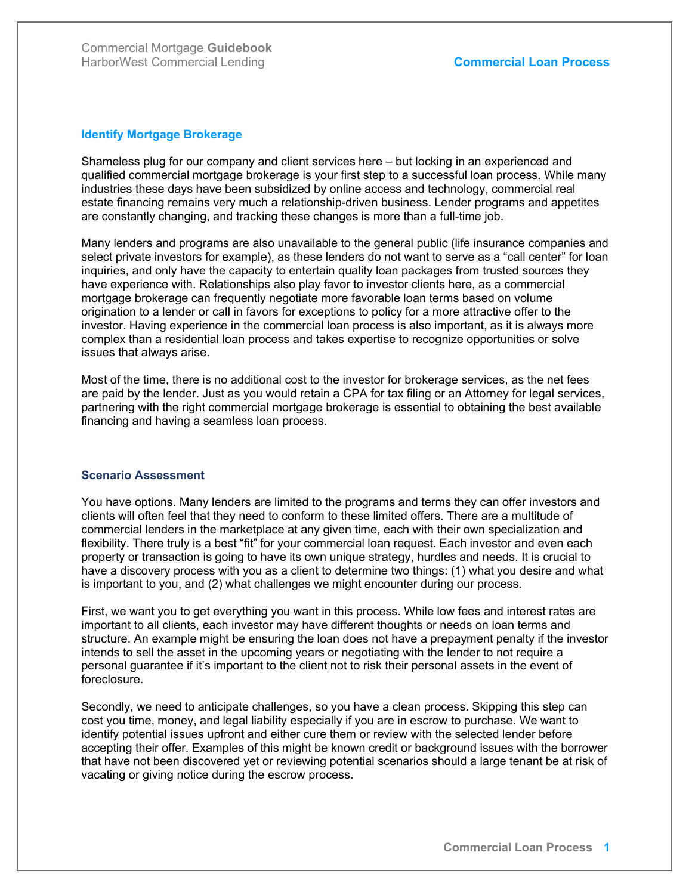## Identify Mortgage Brokerage

Shameless plug for our company and client services here – but locking in an experienced and qualified commercial mortgage brokerage is your first step to a successful loan process. While many industries these days have been subsidized by online access and technology, commercial real estate financing remains very much a relationship-driven business. Lender programs and appetites are constantly changing, and tracking these changes is more than a full-time job.

Many lenders and programs are also unavailable to the general public (life insurance companies and select private investors for example), as these lenders do not want to serve as a "call center" for loan inquiries, and only have the capacity to entertain quality loan packages from trusted sources they have experience with. Relationships also play favor to investor clients here, as a commercial mortgage brokerage can frequently negotiate more favorable loan terms based on volume origination to a lender or call in favors for exceptions to policy for a more attractive offer to the investor. Having experience in the commercial loan process is also important, as it is always more complex than a residential loan process and takes expertise to recognize opportunities or solve issues that always arise.

Most of the time, there is no additional cost to the investor for brokerage services, as the net fees are paid by the lender. Just as you would retain a CPA for tax filing or an Attorney for legal services, partnering with the right commercial mortgage brokerage is essential to obtaining the best available financing and having a seamless loan process.

## Scenario Assessment

You have options. Many lenders are limited to the programs and terms they can offer investors and clients will often feel that they need to conform to these limited offers. There are a multitude of commercial lenders in the marketplace at any given time, each with their own specialization and flexibility. There truly is a best "fit" for your commercial loan request. Each investor and even each property or transaction is going to have its own unique strategy, hurdles and needs. It is crucial to have a discovery process with you as a client to determine two things: (1) what you desire and what is important to you, and (2) what challenges we might encounter during our process.

First, we want you to get everything you want in this process. While low fees and interest rates are important to all clients, each investor may have different thoughts or needs on loan terms and structure. An example might be ensuring the loan does not have a prepayment penalty if the investor intends to sell the asset in the upcoming years or negotiating with the lender to not require a personal guarantee if it's important to the client not to risk their personal assets in the event of foreclosure.

Secondly, we need to anticipate challenges, so you have a clean process. Skipping this step can cost you time, money, and legal liability especially if you are in escrow to purchase. We want to identify potential issues upfront and either cure them or review with the selected lender before accepting their offer. Examples of this might be known credit or background issues with the borrower that have not been discovered yet or reviewing potential scenarios should a large tenant be at risk of vacating or giving notice during the escrow process.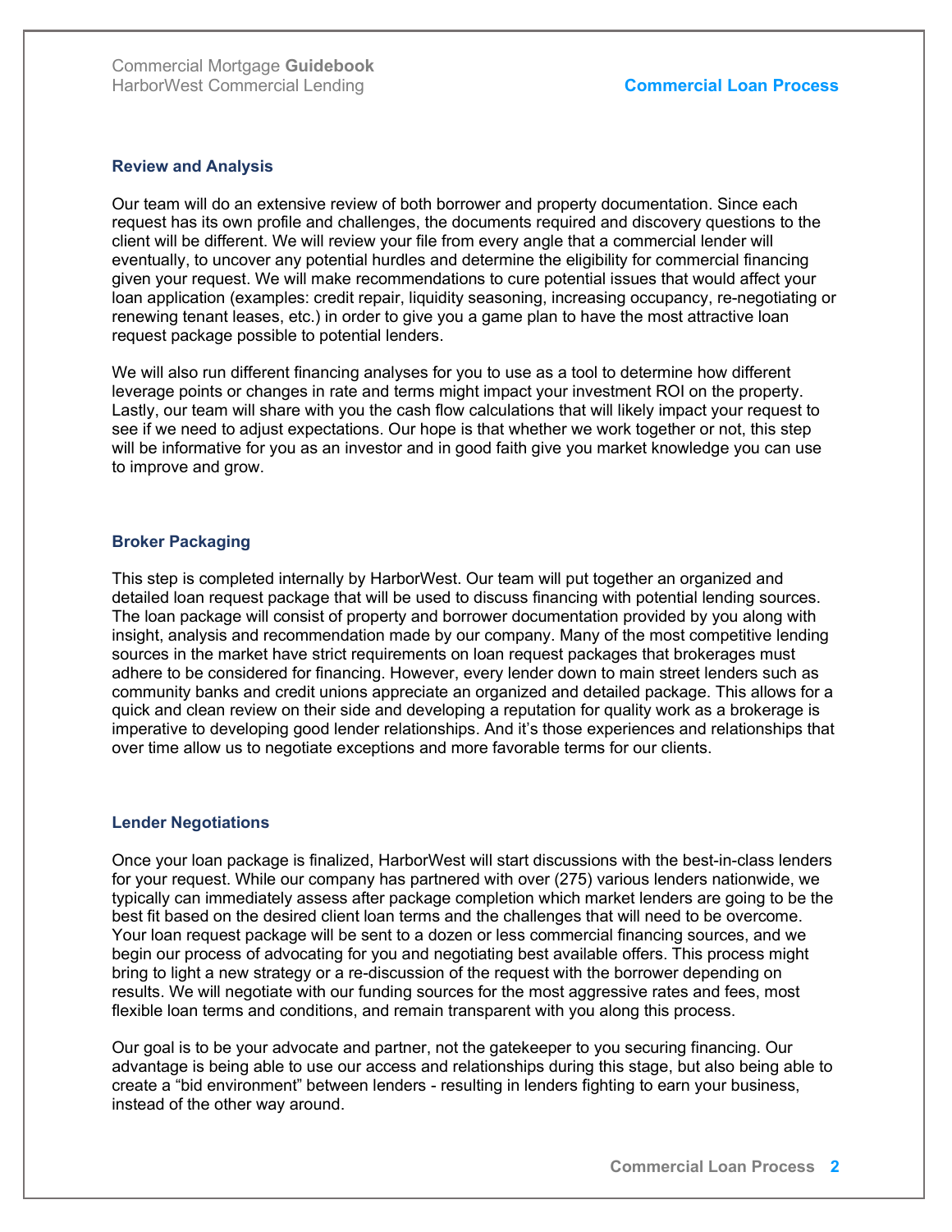### Review and Analysis

Our team will do an extensive review of both borrower and property documentation. Since each request has its own profile and challenges, the documents required and discovery questions to the client will be different. We will review your file from every angle that a commercial lender will eventually, to uncover any potential hurdles and determine the eligibility for commercial financing given your request. We will make recommendations to cure potential issues that would affect your loan application (examples: credit repair, liquidity seasoning, increasing occupancy, re-negotiating or renewing tenant leases, etc.) in order to give you a game plan to have the most attractive loan request package possible to potential lenders.

We will also run different financing analyses for you to use as a tool to determine how different leverage points or changes in rate and terms might impact your investment ROI on the property. Lastly, our team will share with you the cash flow calculations that will likely impact your request to see if we need to adjust expectations. Our hope is that whether we work together or not, this step will be informative for you as an investor and in good faith give you market knowledge you can use to improve and grow.

### Broker Packaging

This step is completed internally by HarborWest. Our team will put together an organized and detailed loan request package that will be used to discuss financing with potential lending sources. The loan package will consist of property and borrower documentation provided by you along with insight, analysis and recommendation made by our company. Many of the most competitive lending sources in the market have strict requirements on loan request packages that brokerages must adhere to be considered for financing. However, every lender down to main street lenders such as community banks and credit unions appreciate an organized and detailed package. This allows for a quick and clean review on their side and developing a reputation for quality work as a brokerage is imperative to developing good lender relationships. And it's those experiences and relationships that over time allow us to negotiate exceptions and more favorable terms for our clients.

### Lender Negotiations

Once your loan package is finalized, HarborWest will start discussions with the best-in-class lenders for your request. While our company has partnered with over (275) various lenders nationwide, we typically can immediately assess after package completion which market lenders are going to be the best fit based on the desired client loan terms and the challenges that will need to be overcome. Your loan request package will be sent to a dozen or less commercial financing sources, and we begin our process of advocating for you and negotiating best available offers. This process might bring to light a new strategy or a re-discussion of the request with the borrower depending on results. We will negotiate with our funding sources for the most aggressive rates and fees, most flexible loan terms and conditions, and remain transparent with you along this process.

Our goal is to be your advocate and partner, not the gatekeeper to you securing financing. Our advantage is being able to use our access and relationships during this stage, but also being able to create a "bid environment" between lenders - resulting in lenders fighting to earn your business, instead of the other way around.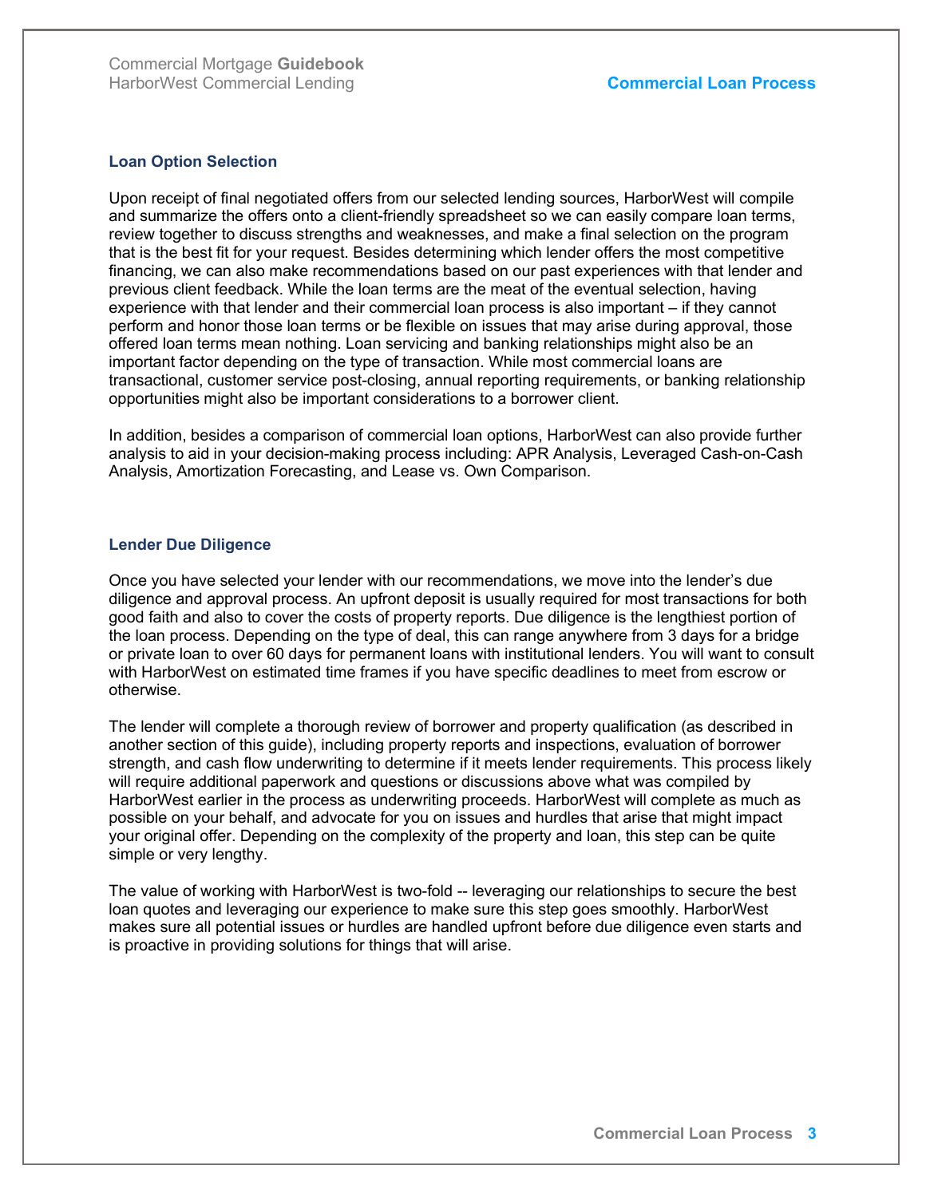### Loan Option Selection

Upon receipt of final negotiated offers from our selected lending sources, HarborWest will compile and summarize the offers onto a client-friendly spreadsheet so we can easily compare loan terms, review together to discuss strengths and weaknesses, and make a final selection on the program that is the best fit for your request. Besides determining which lender offers the most competitive financing, we can also make recommendations based on our past experiences with that lender and previous client feedback. While the loan terms are the meat of the eventual selection, having experience with that lender and their commercial loan process is also important – if they cannot perform and honor those loan terms or be flexible on issues that may arise during approval, those offered loan terms mean nothing. Loan servicing and banking relationships might also be an important factor depending on the type of transaction. While most commercial loans are transactional, customer service post-closing, annual reporting requirements, or banking relationship opportunities might also be important considerations to a borrower client.

In addition, besides a comparison of commercial loan options, HarborWest can also provide further analysis to aid in your decision-making process including: APR Analysis, Leveraged Cash-on-Cash Analysis, Amortization Forecasting, and Lease vs. Own Comparison.

### Lender Due Diligence

Once you have selected your lender with our recommendations, we move into the lender's due diligence and approval process. An upfront deposit is usually required for most transactions for both good faith and also to cover the costs of property reports. Due diligence is the lengthiest portion of the loan process. Depending on the type of deal, this can range anywhere from 3 days for a bridge or private loan to over 60 days for permanent loans with institutional lenders. You will want to consult with HarborWest on estimated time frames if you have specific deadlines to meet from escrow or otherwise.

The lender will complete a thorough review of borrower and property qualification (as described in another section of this guide), including property reports and inspections, evaluation of borrower strength, and cash flow underwriting to determine if it meets lender requirements. This process likely will require additional paperwork and questions or discussions above what was compiled by HarborWest earlier in the process as underwriting proceeds. HarborWest will complete as much as possible on your behalf, and advocate for you on issues and hurdles that arise that might impact your original offer. Depending on the complexity of the property and loan, this step can be quite simple or very lengthy.

The value of working with HarborWest is two-fold -- leveraging our relationships to secure the best loan quotes and leveraging our experience to make sure this step goes smoothly. HarborWest makes sure all potential issues or hurdles are handled upfront before due diligence even starts and is proactive in providing solutions for things that will arise.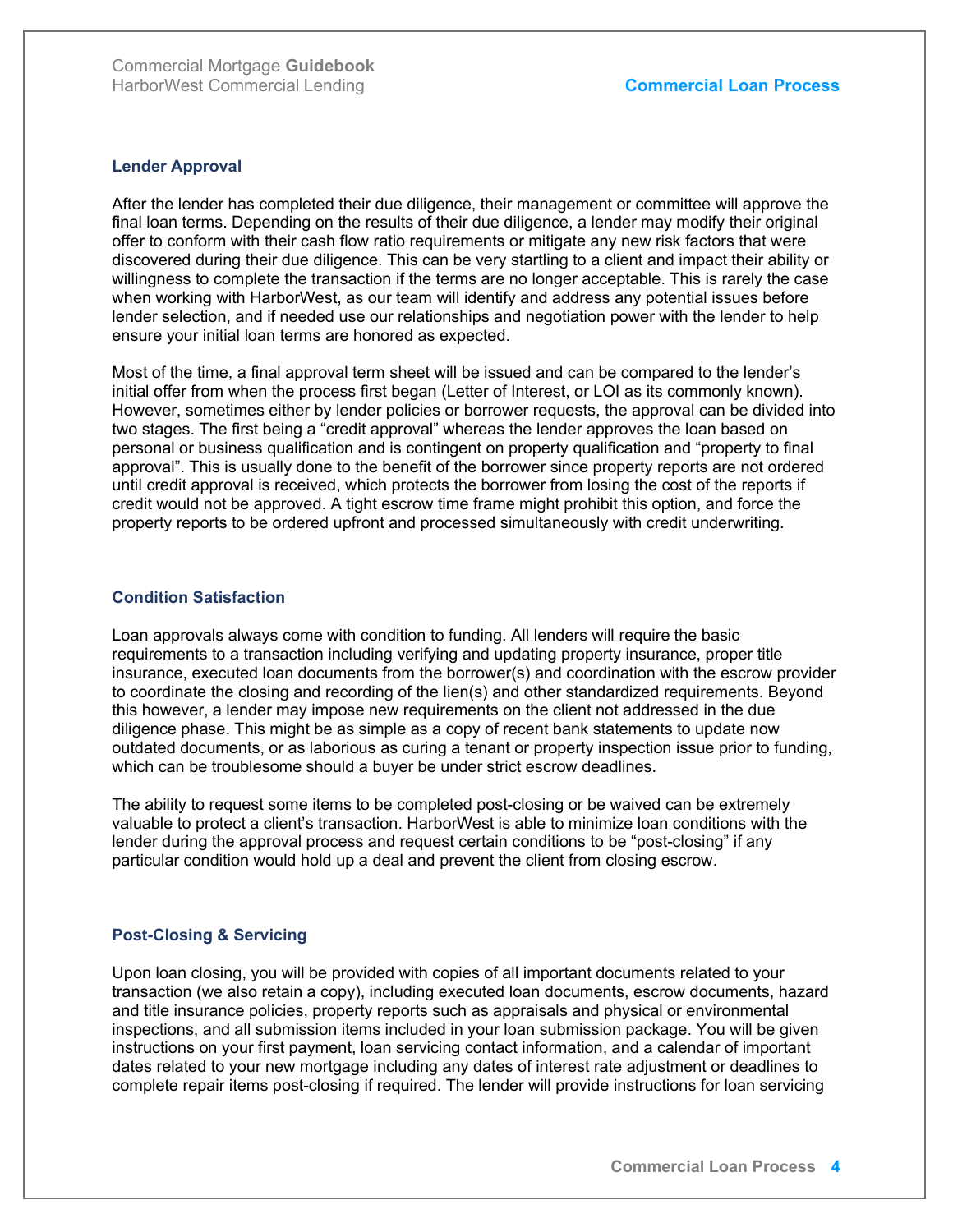### Lender Approval

After the lender has completed their due diligence, their management or committee will approve the final loan terms. Depending on the results of their due diligence, a lender may modify their original offer to conform with their cash flow ratio requirements or mitigate any new risk factors that were discovered during their due diligence. This can be very startling to a client and impact their ability or willingness to complete the transaction if the terms are no longer acceptable. This is rarely the case when working with HarborWest, as our team will identify and address any potential issues before lender selection, and if needed use our relationships and negotiation power with the lender to help ensure your initial loan terms are honored as expected.

Most of the time, a final approval term sheet will be issued and can be compared to the lender's initial offer from when the process first began (Letter of Interest, or LOI as its commonly known). However, sometimes either by lender policies or borrower requests, the approval can be divided into two stages. The first being a "credit approval" whereas the lender approves the loan based on personal or business qualification and is contingent on property qualification and "property to final approval". This is usually done to the benefit of the borrower since property reports are not ordered until credit approval is received, which protects the borrower from losing the cost of the reports if credit would not be approved. A tight escrow time frame might prohibit this option, and force the property reports to be ordered upfront and processed simultaneously with credit underwriting.

### Condition Satisfaction

Loan approvals always come with condition to funding. All lenders will require the basic requirements to a transaction including verifying and updating property insurance, proper title insurance, executed loan documents from the borrower(s) and coordination with the escrow provider to coordinate the closing and recording of the lien(s) and other standardized requirements. Beyond this however, a lender may impose new requirements on the client not addressed in the due diligence phase. This might be as simple as a copy of recent bank statements to update now outdated documents, or as laborious as curing a tenant or property inspection issue prior to funding, which can be troublesome should a buyer be under strict escrow deadlines.

The ability to request some items to be completed post-closing or be waived can be extremely valuable to protect a client's transaction. HarborWest is able to minimize loan conditions with the lender during the approval process and request certain conditions to be "post-closing" if any particular condition would hold up a deal and prevent the client from closing escrow.

### Post-Closing & Servicing

Upon loan closing, you will be provided with copies of all important documents related to your transaction (we also retain a copy), including executed loan documents, escrow documents, hazard and title insurance policies, property reports such as appraisals and physical or environmental inspections, and all submission items included in your loan submission package. You will be given instructions on your first payment, loan servicing contact information, and a calendar of important dates related to your new mortgage including any dates of interest rate adjustment or deadlines to complete repair items post-closing if required. The lender will provide instructions for loan servicing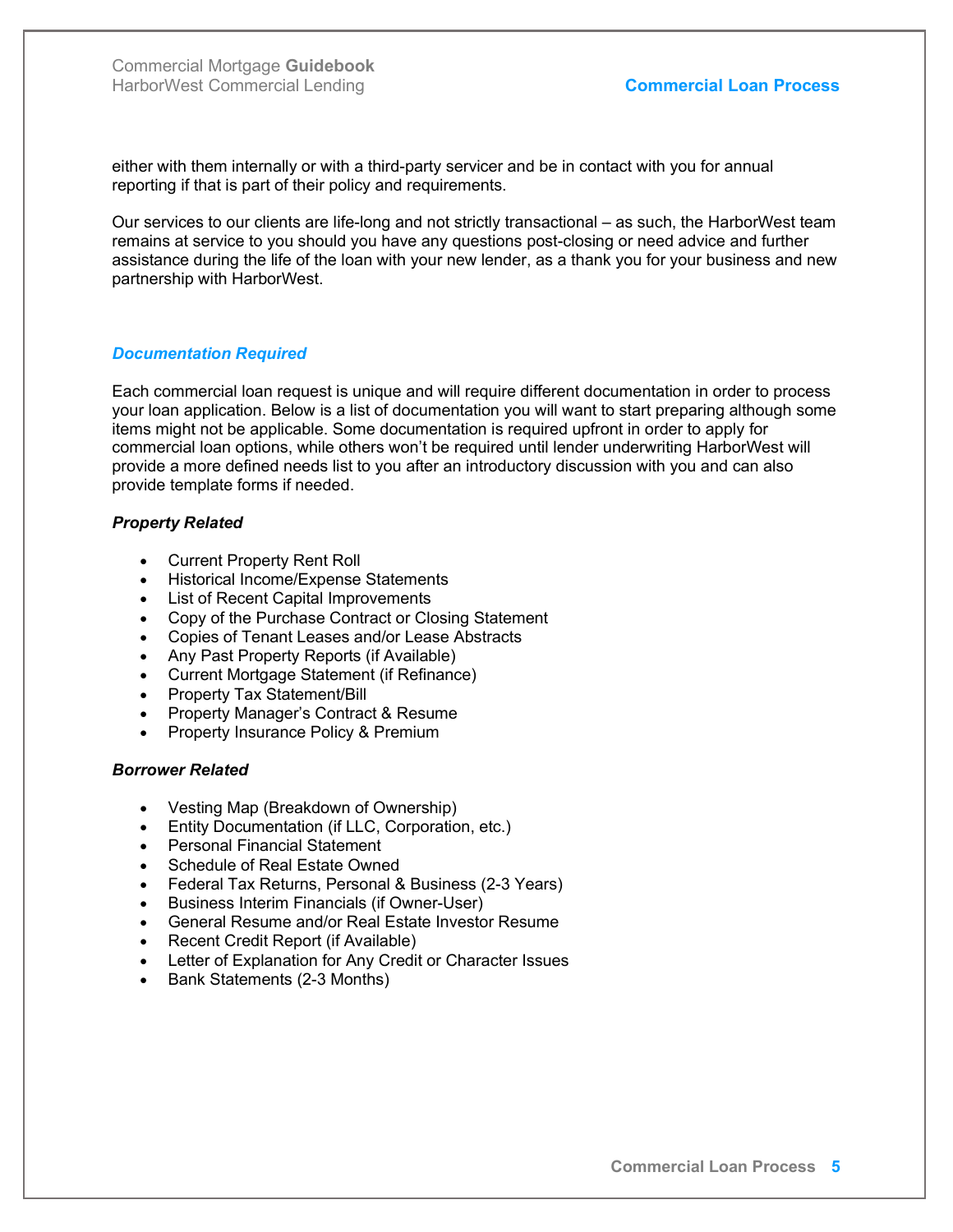either with them internally or with a third-party servicer and be in contact with you for annual reporting if that is part of their policy and requirements.

Our services to our clients are life-long and not strictly transactional – as such, the HarborWest team remains at service to you should you have any questions post-closing or need advice and further assistance during the life of the loan with your new lender, as a thank you for your business and new partnership with HarborWest.

## *Documentation Required*

Each commercial loan request is unique and will require different documentation in order to process your loan application. Below is a list of documentation you will want to start preparing although some items might not be applicable. Some documentation is required upfront in order to apply for commercial loan options, while others won't be required until lender underwriting HarborWest will provide a more defined needs list to you after an introductory discussion with you and can also provide template forms if needed.

### *Property Related*

- Current Property Rent Roll
- Historical Income/Expense Statements
- List of Recent Capital Improvements
- Copy of the Purchase Contract or Closing Statement
- Copies of Tenant Leases and/or Lease Abstracts
- Any Past Property Reports (if Available)
- Current Mortgage Statement (if Refinance)
- Property Tax Statement/Bill
- Property Manager's Contract & Resume
- Property Insurance Policy & Premium

### *Borrower Related*

- Vesting Map (Breakdown of Ownership)
- Entity Documentation (if LLC, Corporation, etc.)
- Personal Financial Statement
- Schedule of Real Estate Owned
- Federal Tax Returns, Personal & Business (2-3 Years)
- Business Interim Financials (if Owner-User)
- General Resume and/or Real Estate Investor Resume
- Recent Credit Report (if Available)
- Letter of Explanation for Any Credit or Character Issues
- Bank Statements (2-3 Months)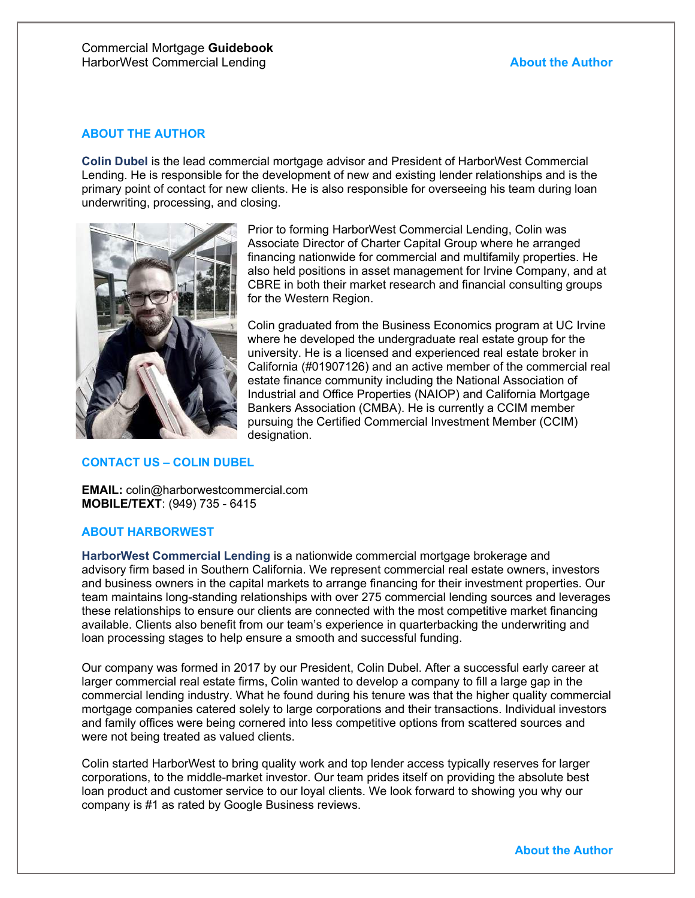## ABOUT THE AUTHOR

**Colin Dubel** is the lead commercial mortgage advisor and President of HarborWest Commercial Lending. He is responsible for the development of new and existing lender relationships and is the primary point of contact for new clients. He is also responsible for overseeing his team during loan underwriting, processing, and closing.

Prior to forming HarborWest Commercial Lending, Colin was Associate Director of Charter Capital Group where he arranged financing nationwide for commercial and multifamily properties. He also held positions in asset management for Irvine Company, and at CBRE in both their market research and financial consulting groups for the Western Region.

Colin graduated from the Business Economics program at UC Irvine where he developed the undergraduate real estate group for the university. He is a licensed and experienced real estate broker in California (#01907126) and an active member of the commercial real estate finance community including the National Association of Industrial and Office Properties (NAIOP) and California Mortgage Bankers Association (CMBA). He is currently a CCIM member pursuing the Certified Commercial Investment Member (CCIM) designation.

## CONTACT US – COLIN DUBEL

**EMAIL:** colin@harborwestcommercial.com
**MOBILE/TEXT**: (949) 735 - 6415

## ABOUT HARBORWEST

**HarborWest Commercial Lending** is a nationwide commercial mortgage brokerage and advisory firm based in Southern California. We represent commercial real estate owners, investors and business owners in the capital markets to arrange financing for their investment properties. Our team maintains long-standing relationships with over 275 commercial lending sources and leverages these relationships to ensure our clients are connected with the most competitive market financing available. Clients also benefit from our team's experience in quarterbacking the underwriting and loan processing stages to help ensure a smooth and successful funding.

Our company was formed in 2017 by our President, Colin Dubel. After a successful early career at larger commercial real estate firms, Colin wanted to develop a company to fill a large gap in the commercial lending industry. What he found during his tenure was that the higher quality commercial mortgage companies catered solely to large corporations and their transactions. Individual investors and family offices were being cornered into less competitive options from scattered sources and were not being treated as valued clients.

Colin started HarborWest to bring quality work and top lender access typically reserves for larger corporations, to the middle-market investor. Our team prides itself on providing the absolute best loan product and customer service to our loyal clients. We look forward to showing you why our company is #1 as rated by Google Business reviews.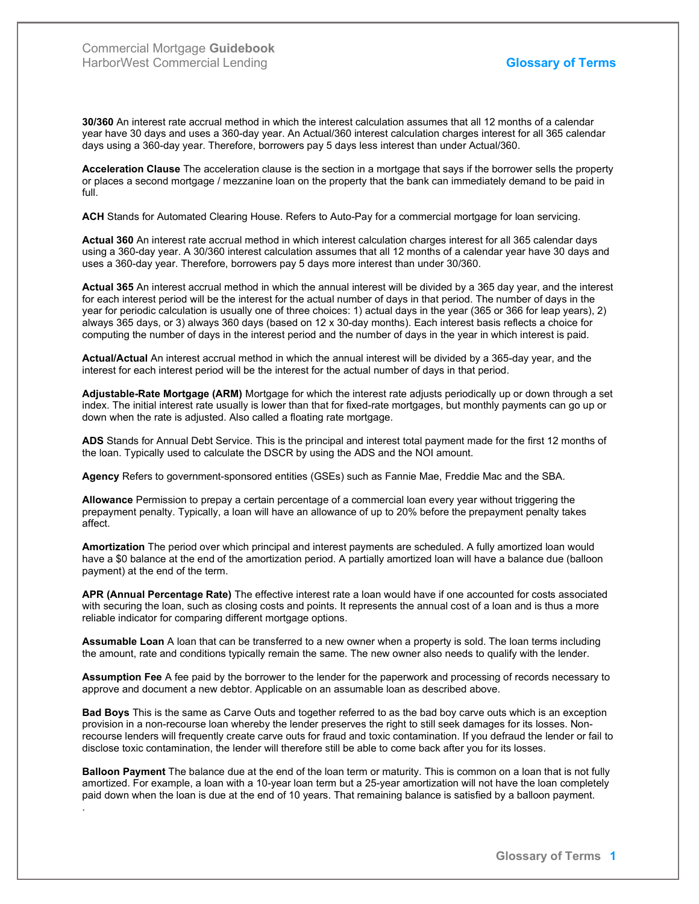**30/360** An interest rate accrual method in which the interest calculation assumes that all 12 months of a calendar year have 30 days and uses a 360-day year. An Actual/360 interest calculation charges interest for all 365 calendar days using a 360-day year. Therefore, borrowers pay 5 days less interest than under Actual/360.

**Acceleration Clause** The acceleration clause is the section in a mortgage that says if the borrower sells the property or places a second mortgage / mezzanine loan on the property that the bank can immediately demand to be paid in full.

**ACH** Stands for Automated Clearing House. Refers to Auto-Pay for a commercial mortgage for loan servicing.

**Actual 360** An interest rate accrual method in which interest calculation charges interest for all 365 calendar days using a 360-day year. A 30/360 interest calculation assumes that all 12 months of a calendar year have 30 days and uses a 360-day year. Therefore, borrowers pay 5 days more interest than under 30/360.

**Actual 365** An interest accrual method in which the annual interest will be divided by a 365 day year, and the interest for each interest period will be the interest for the actual number of days in that period. The number of days in the year for periodic calculation is usually one of three choices: 1) actual days in the year (365 or 366 for leap years), 2) always 365 days, or 3) always 360 days (based on 12 x 30-day months). Each interest basis reflects a choice for computing the number of days in the interest period and the number of days in the year in which interest is paid.

**Actual/Actual** An interest accrual method in which the annual interest will be divided by a 365-day year, and the interest for each interest period will be the interest for the actual number of days in that period.

**Adjustable-Rate Mortgage (ARM)** Mortgage for which the interest rate adjusts periodically up or down through a set index. The initial interest rate usually is lower than that for fixed-rate mortgages, but monthly payments can go up or down when the rate is adjusted. Also called a floating rate mortgage.

**ADS** Stands for Annual Debt Service. This is the principal and interest total payment made for the first 12 months of the loan. Typically used to calculate the DSCR by using the ADS and the NOI amount.

**Agency** Refers to government-sponsored entities (GSEs) such as Fannie Mae, Freddie Mac and the SBA.

**Allowance** Permission to prepay a certain percentage of a commercial loan every year without triggering the prepayment penalty. Typically, a loan will have an allowance of up to 20% before the prepayment penalty takes affect.

**Amortization** The period over which principal and interest payments are scheduled. A fully amortized loan would have a $0 balance at the end of the amortization period. A partially amortized loan will have a balance due (balloon payment) at the end of the term.

**APR (Annual Percentage Rate)** The effective interest rate a loan would have if one accounted for costs associated with securing the loan, such as closing costs and points. It represents the annual cost of a loan and is thus a more reliable indicator for comparing different mortgage options.

**Assumable Loan** A loan that can be transferred to a new owner when a property is sold. The loan terms including the amount, rate and conditions typically remain the same. The new owner also needs to qualify with the lender.

**Assumption Fee** A fee paid by the borrower to the lender for the paperwork and processing of records necessary to approve and document a new debtor. Applicable on an assumable loan as described above.

**Bad Boys** This is the same as Carve Outs and together referred to as the bad boy carve outs which is an exception provision in a non-recourse loan whereby the lender preserves the right to still seek damages for its losses. Non-recourse lenders will frequently create carve outs for fraud and toxic contamination. If you defraud the lender or fail to disclose toxic contamination, the lender will therefore still be able to come back after you for its losses.

**Balloon Payment** The balance due at the end of the loan term or maturity. This is common on a loan that is not fully amortized. For example, a loan with a 10-year loan term but a 25-year amortization will not have the loan completely paid down when the loan is due at the end of 10 years. That remaining balance is satisfied by a balloon payment.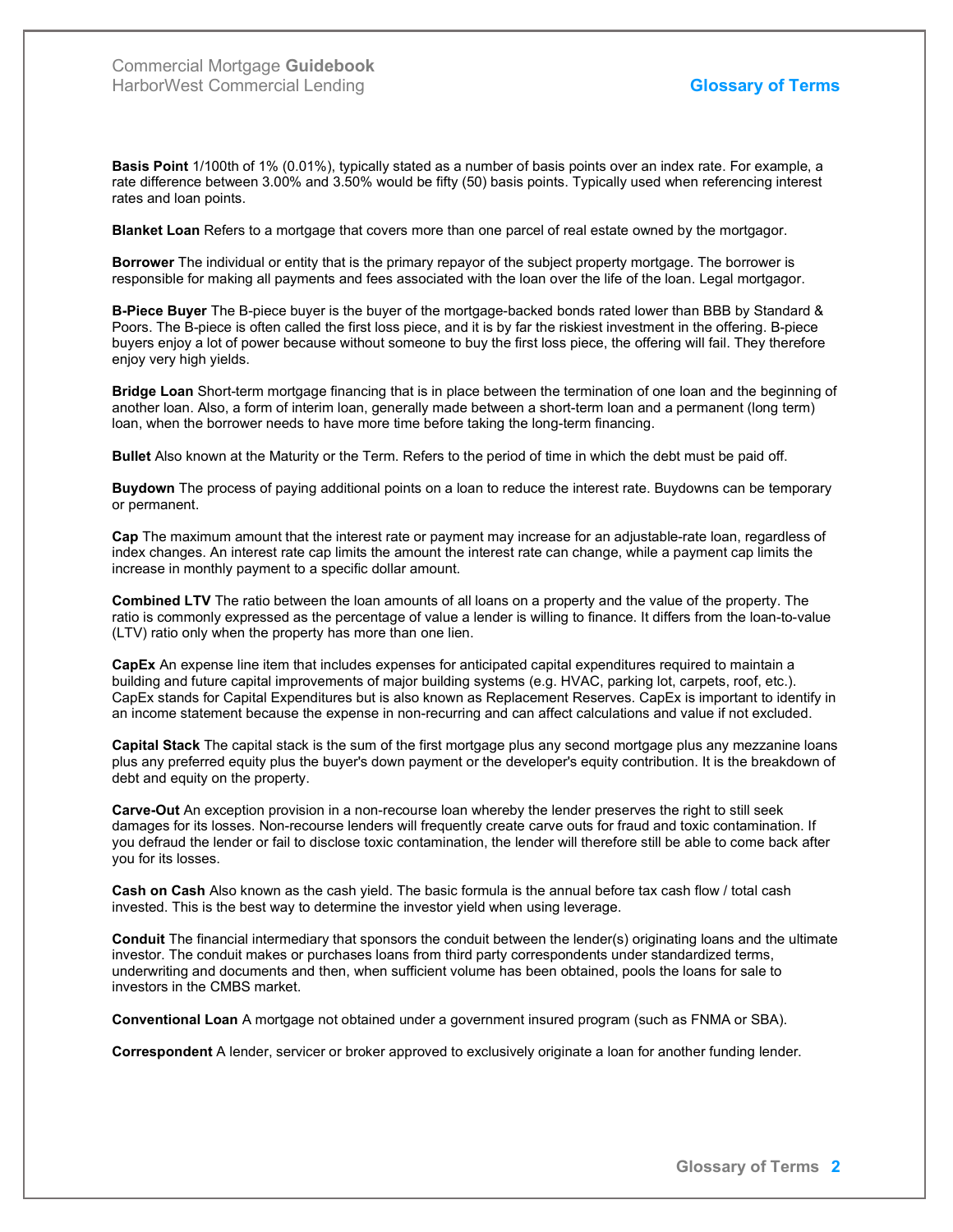**Basis Point** 1/100th of 1% (0.01%), typically stated as a number of basis points over an index rate. For example, a rate difference between 3.00% and 3.50% would be fifty (50) basis points. Typically used when referencing interest rates and loan points.

**Blanket Loan** Refers to a mortgage that covers more than one parcel of real estate owned by the mortgagor.

**Borrower** The individual or entity that is the primary repayor of the subject property mortgage. The borrower is responsible for making all payments and fees associated with the loan over the life of the loan. Legal mortgagor.

**B-Piece Buyer** The B-piece buyer is the buyer of the mortgage-backed bonds rated lower than BBB by Standard & Poors. The B-piece is often called the first loss piece, and it is by far the riskiest investment in the offering. B-piece buyers enjoy a lot of power because without someone to buy the first loss piece, the offering will fail. They therefore enjoy very high yields.

**Bridge Loan** Short-term mortgage financing that is in place between the termination of one loan and the beginning of another loan. Also, a form of interim loan, generally made between a short-term loan and a permanent (long term) loan, when the borrower needs to have more time before taking the long-term financing.

**Bullet** Also known at the Maturity or the Term. Refers to the period of time in which the debt must be paid off.

**Buydown** The process of paying additional points on a loan to reduce the interest rate. Buydowns can be temporary or permanent.

**Cap** The maximum amount that the interest rate or payment may increase for an adjustable-rate loan, regardless of index changes. An interest rate cap limits the amount the interest rate can change, while a payment cap limits the increase in monthly payment to a specific dollar amount.

**Combined LTV** The ratio between the loan amounts of all loans on a property and the value of the property. The ratio is commonly expressed as the percentage of value a lender is willing to finance. It differs from the loan-to-value (LTV) ratio only when the property has more than one lien.

**CapEx** An expense line item that includes expenses for anticipated capital expenditures required to maintain a building and future capital improvements of major building systems (e.g. HVAC, parking lot, carpets, roof, etc.). CapEx stands for Capital Expenditures but is also known as Replacement Reserves. CapEx is important to identify in an income statement because the expense in non-recurring and can affect calculations and value if not excluded.

**Capital Stack** The capital stack is the sum of the first mortgage plus any second mortgage plus any mezzanine loans plus any preferred equity plus the buyer's down payment or the developer's equity contribution. It is the breakdown of debt and equity on the property.

**Carve-Out** An exception provision in a non-recourse loan whereby the lender preserves the right to still seek damages for its losses. Non-recourse lenders will frequently create carve outs for fraud and toxic contamination. If you defraud the lender or fail to disclose toxic contamination, the lender will therefore still be able to come back after you for its losses.

**Cash on Cash** Also known as the cash yield. The basic formula is the annual before tax cash flow / total cash invested. This is the best way to determine the investor yield when using leverage.

**Conduit** The financial intermediary that sponsors the conduit between the lender(s) originating loans and the ultimate investor. The conduit makes or purchases loans from third party correspondents under standardized terms, underwriting and documents and then, when sufficient volume has been obtained, pools the loans for sale to investors in the CMBS market.

**Conventional Loan** A mortgage not obtained under a government insured program (such as FNMA or SBA).

**Correspondent** A lender, servicer or broker approved to exclusively originate a loan for another funding lender.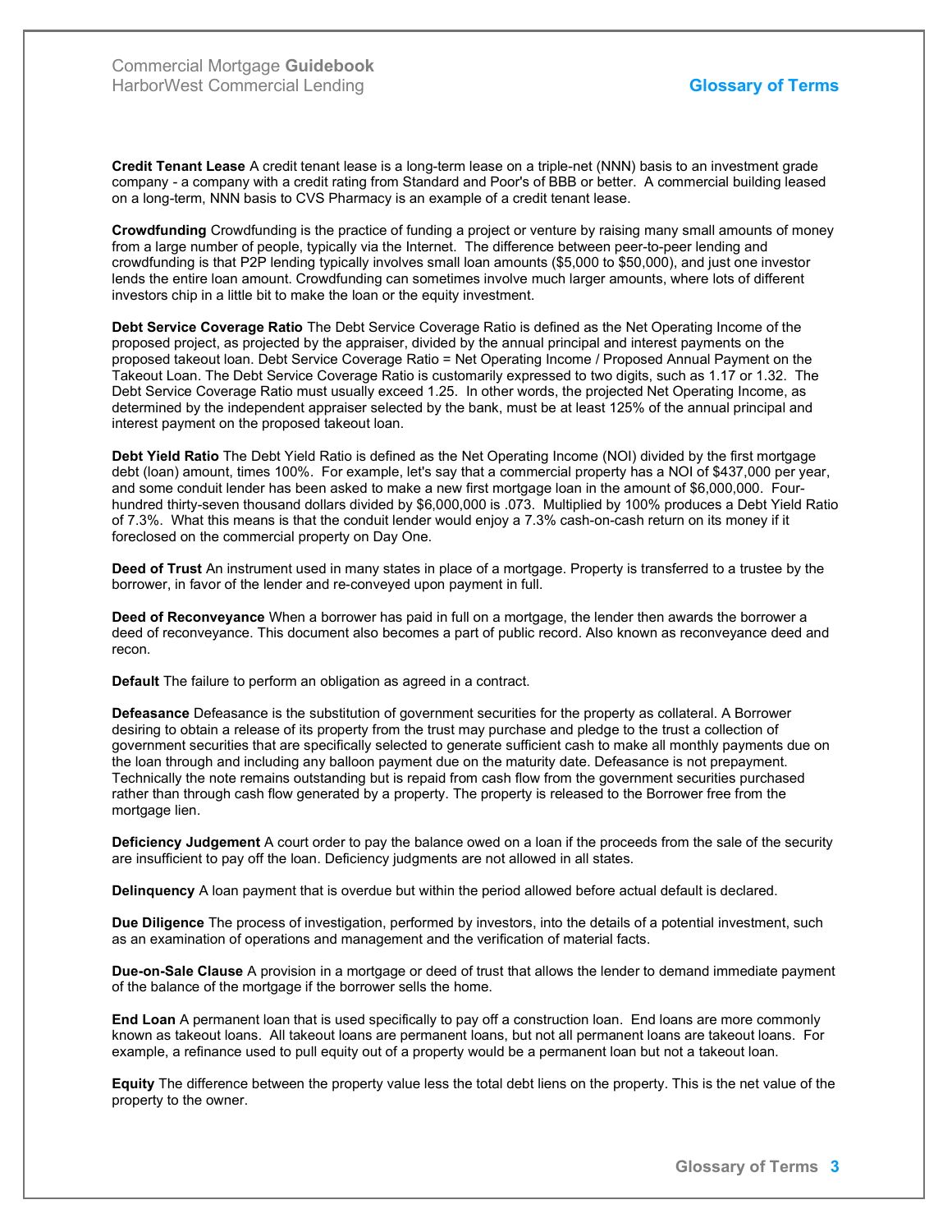**Credit Tenant Lease** A credit tenant lease is a long-term lease on a triple-net (NNN) basis to an investment grade company - a company with a credit rating from Standard and Poor's of BBB or better. A commercial building leased on a long-term, NNN basis to CVS Pharmacy is an example of a credit tenant lease.

**Crowdfunding** Crowdfunding is the practice of funding a project or venture by raising many small amounts of money from a large number of people, typically via the Internet. The difference between peer-to-peer lending and crowdfunding is that P2P lending typically involves small loan amounts ($5,000 to $50,000), and just one investor lends the entire loan amount. Crowdfunding can sometimes involve much larger amounts, where lots of different investors chip in a little bit to make the loan or the equity investment.

**Debt Service Coverage Ratio** The Debt Service Coverage Ratio is defined as the Net Operating Income of the proposed project, as projected by the appraiser, divided by the annual principal and interest payments on the proposed takeout loan. Debt Service Coverage Ratio = Net Operating Income / Proposed Annual Payment on the Takeout Loan. The Debt Service Coverage Ratio is customarily expressed to two digits, such as 1.17 or 1.32. The Debt Service Coverage Ratio must usually exceed 1.25. In other words, the projected Net Operating Income, as determined by the independent appraiser selected by the bank, must be at least 125% of the annual principal and interest payment on the proposed takeout loan.

**Debt Yield Ratio** The Debt Yield Ratio is defined as the Net Operating Income (NOI) divided by the first mortgage debt (loan) amount, times 100%. For example, let's say that a commercial property has a NOI of $437,000 per year, and some conduit lender has been asked to make a new first mortgage loan in the amount of $6,000,000. Four-hundred thirty-seven thousand dollars divided by $6,000,000 is .073. Multiplied by 100% produces a Debt Yield Ratio of 7.3%. What this means is that the conduit lender would enjoy a 7.3% cash-on-cash return on its money if it foreclosed on the commercial property on Day One.

**Deed of Trust** An instrument used in many states in place of a mortgage. Property is transferred to a trustee by the borrower, in favor of the lender and re-conveyed upon payment in full.

**Deed of Reconveyance** When a borrower has paid in full on a mortgage, the lender then awards the borrower a deed of reconveyance. This document also becomes a part of public record. Also known as reconveyance deed and recon.

**Default** The failure to perform an obligation as agreed in a contract.

**Defeasance** Defeasance is the substitution of government securities for the property as collateral. A Borrower desiring to obtain a release of its property from the trust may purchase and pledge to the trust a collection of government securities that are specifically selected to generate sufficient cash to make all monthly payments due on the loan through and including any balloon payment due on the maturity date. Defeasance is not prepayment. Technically the note remains outstanding but is repaid from cash flow from the government securities purchased rather than through cash flow generated by a property. The property is released to the Borrower free from the mortgage lien.

**Deficiency Judgement** A court order to pay the balance owed on a loan if the proceeds from the sale of the security are insufficient to pay off the loan. Deficiency judgments are not allowed in all states.

**Delinquency** A loan payment that is overdue but within the period allowed before actual default is declared.

**Due Diligence** The process of investigation, performed by investors, into the details of a potential investment, such as an examination of operations and management and the verification of material facts.

**Due-on-Sale Clause** A provision in a mortgage or deed of trust that allows the lender to demand immediate payment of the balance of the mortgage if the borrower sells the home.

**End Loan** A permanent loan that is used specifically to pay off a construction loan. End loans are more commonly known as takeout loans. All takeout loans are permanent loans, but not all permanent loans are takeout loans. For example, a refinance used to pull equity out of a property would be a permanent loan but not a takeout loan.

**Equity** The difference between the property value less the total debt liens on the property. This is the net value of the property to the owner.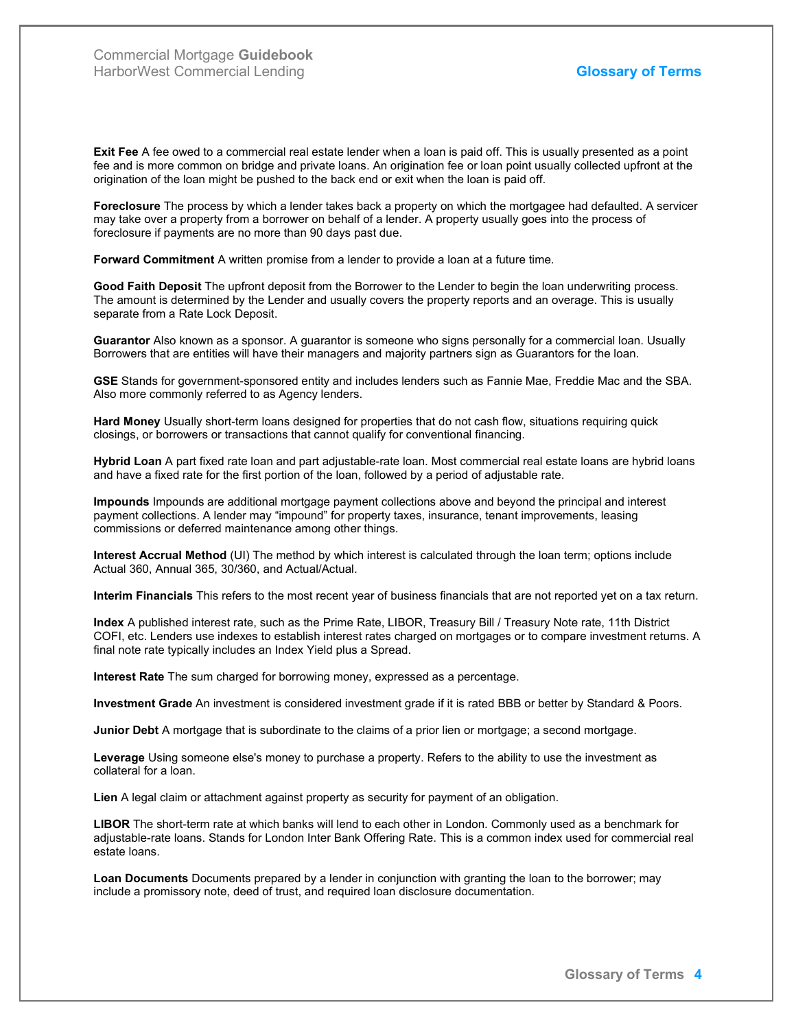**Exit Fee** A fee owed to a commercial real estate lender when a loan is paid off. This is usually presented as a point fee and is more common on bridge and private loans. An origination fee or loan point usually collected upfront at the origination of the loan might be pushed to the back end or exit when the loan is paid off.

**Foreclosure** The process by which a lender takes back a property on which the mortgagee had defaulted. A servicer may take over a property from a borrower on behalf of a lender. A property usually goes into the process of foreclosure if payments are no more than 90 days past due.

**Forward Commitment** A written promise from a lender to provide a loan at a future time.

**Good Faith Deposit** The upfront deposit from the Borrower to the Lender to begin the loan underwriting process. The amount is determined by the Lender and usually covers the property reports and an overage. This is usually separate from a Rate Lock Deposit.

**Guarantor** Also known as a sponsor. A guarantor is someone who signs personally for a commercial loan. Usually Borrowers that are entities will have their managers and majority partners sign as Guarantors for the loan.

**GSE** Stands for government-sponsored entity and includes lenders such as Fannie Mae, Freddie Mac and the SBA. Also more commonly referred to as Agency lenders.

**Hard Money** Usually short-term loans designed for properties that do not cash flow, situations requiring quick closings, or borrowers or transactions that cannot qualify for conventional financing.

**Hybrid Loan** A part fixed rate loan and part adjustable-rate loan. Most commercial real estate loans are hybrid loans and have a fixed rate for the first portion of the loan, followed by a period of adjustable rate.

**Impounds** Impounds are additional mortgage payment collections above and beyond the principal and interest payment collections. A lender may "impound" for property taxes, insurance, tenant improvements, leasing commissions or deferred maintenance among other things.

**Interest Accrual Method** (UI) The method by which interest is calculated through the loan term; options include Actual 360, Annual 365, 30/360, and Actual/Actual.

**Interim Financials** This refers to the most recent year of business financials that are not reported yet on a tax return.

**Index** A published interest rate, such as the Prime Rate, LIBOR, Treasury Bill / Treasury Note rate, 11th District COFI, etc. Lenders use indexes to establish interest rates charged on mortgages or to compare investment returns. A final note rate typically includes an Index Yield plus a Spread.

**Interest Rate** The sum charged for borrowing money, expressed as a percentage.

**Investment Grade** An investment is considered investment grade if it is rated BBB or better by Standard & Poors.

**Junior Debt** A mortgage that is subordinate to the claims of a prior lien or mortgage; a second mortgage.

**Leverage** Using someone else's money to purchase a property. Refers to the ability to use the investment as collateral for a loan.

**Lien** A legal claim or attachment against property as security for payment of an obligation.

**LIBOR** The short-term rate at which banks will lend to each other in London. Commonly used as a benchmark for adjustable-rate loans. Stands for London Inter Bank Offering Rate. This is a common index used for commercial real estate loans.

**Loan Documents** Documents prepared by a lender in conjunction with granting the loan to the borrower; may include a promissory note, deed of trust, and required loan disclosure documentation.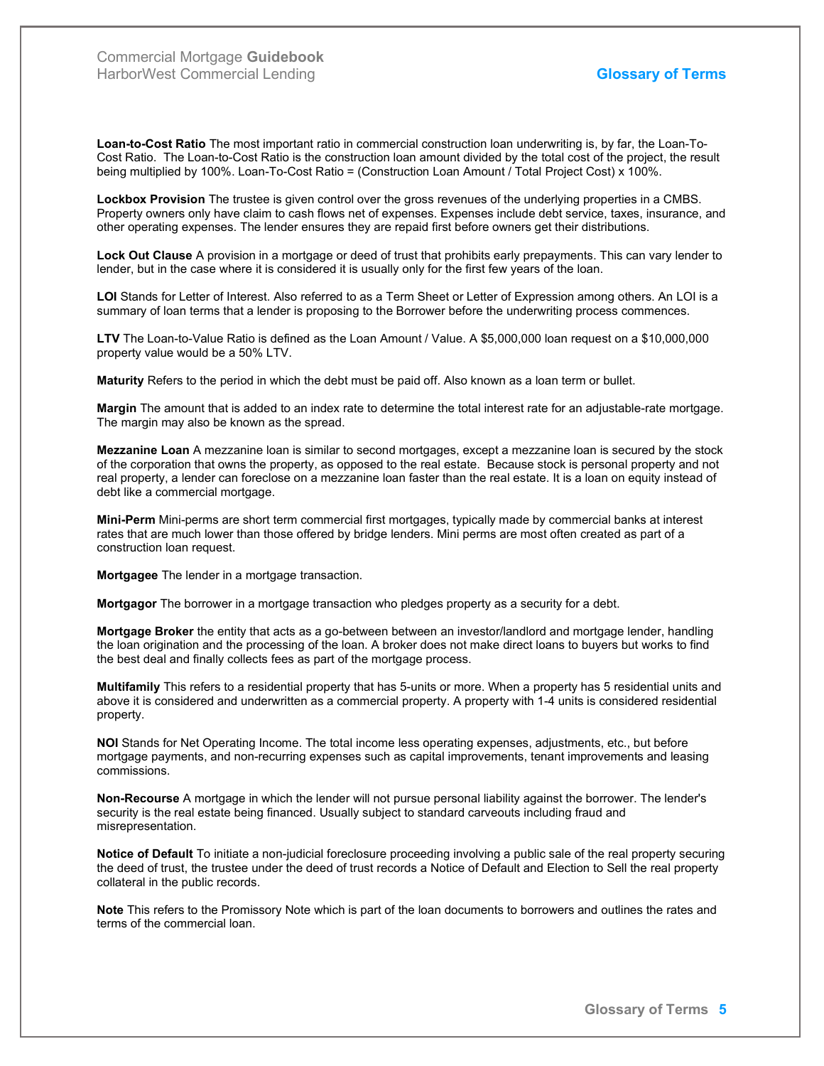**Loan-to-Cost Ratio** The most important ratio in commercial construction loan underwriting is, by far, the Loan-To-Cost Ratio. The Loan-to-Cost Ratio is the construction loan amount divided by the total cost of the project, the result being multiplied by 100%. Loan-To-Cost Ratio = (Construction Loan Amount / Total Project Cost) x 100%.

**Lockbox Provision** The trustee is given control over the gross revenues of the underlying properties in a CMBS. Property owners only have claim to cash flows net of expenses. Expenses include debt service, taxes, insurance, and other operating expenses. The lender ensures they are repaid first before owners get their distributions.

**Lock Out Clause** A provision in a mortgage or deed of trust that prohibits early prepayments. This can vary lender to lender, but in the case where it is considered it is usually only for the first few years of the loan.

**LOI** Stands for Letter of Interest. Also referred to as a Term Sheet or Letter of Expression among others. An LOI is a summary of loan terms that a lender is proposing to the Borrower before the underwriting process commences.

**LTV** The Loan-to-Value Ratio is defined as the Loan Amount / Value. A $5,000,000 loan request on a $10,000,000 property value would be a 50% LTV.

**Maturity** Refers to the period in which the debt must be paid off. Also known as a loan term or bullet.

**Margin** The amount that is added to an index rate to determine the total interest rate for an adjustable-rate mortgage. The margin may also be known as the spread.

**Mezzanine Loan** A mezzanine loan is similar to second mortgages, except a mezzanine loan is secured by the stock of the corporation that owns the property, as opposed to the real estate. Because stock is personal property and not real property, a lender can foreclose on a mezzanine loan faster than the real estate. It is a loan on equity instead of debt like a commercial mortgage.

**Mini-Perm** Mini-perms are short term commercial first mortgages, typically made by commercial banks at interest rates that are much lower than those offered by bridge lenders. Mini perms are most often created as part of a construction loan request.

**Mortgagee** The lender in a mortgage transaction.

**Mortgagor** The borrower in a mortgage transaction who pledges property as a security for a debt.

**Mortgage Broker** the entity that acts as a go-between between an investor/landlord and mortgage lender, handling the loan origination and the processing of the loan. A broker does not make direct loans to buyers but works to find the best deal and finally collects fees as part of the mortgage process.

**Multifamily** This refers to a residential property that has 5-units or more. When a property has 5 residential units and above it is considered and underwritten as a commercial property. A property with 1-4 units is considered residential property.

**NOI** Stands for Net Operating Income. The total income less operating expenses, adjustments, etc., but before mortgage payments, and non-recurring expenses such as capital improvements, tenant improvements and leasing commissions.

**Non-Recourse** A mortgage in which the lender will not pursue personal liability against the borrower. The lender's security is the real estate being financed. Usually subject to standard carveouts including fraud and misrepresentation.

**Notice of Default** To initiate a non-judicial foreclosure proceeding involving a public sale of the real property securing the deed of trust, the trustee under the deed of trust records a Notice of Default and Election to Sell the real property collateral in the public records.

**Note** This refers to the Promissory Note which is part of the loan documents to borrowers and outlines the rates and terms of the commercial loan.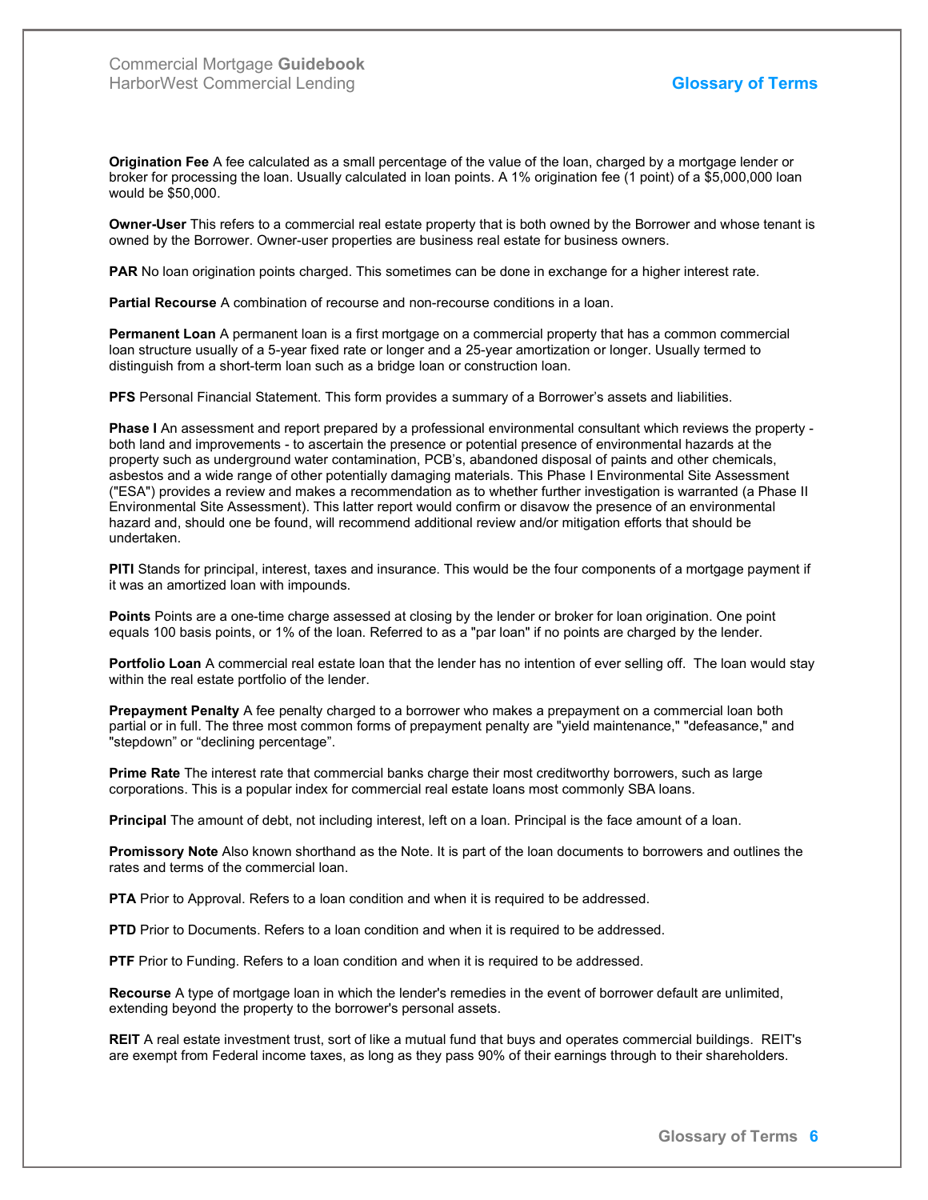**Origination Fee** A fee calculated as a small percentage of the value of the loan, charged by a mortgage lender or broker for processing the loan. Usually calculated in loan points. A 1% origination fee (1 point) of a $5,000,000 loan would be $50,000.

**Owner-User** This refers to a commercial real estate property that is both owned by the Borrower and whose tenant is owned by the Borrower. Owner-user properties are business real estate for business owners.

**PAR** No loan origination points charged. This sometimes can be done in exchange for a higher interest rate.

**Partial Recourse** A combination of recourse and non-recourse conditions in a loan.

**Permanent Loan** A permanent loan is a first mortgage on a commercial property that has a common commercial loan structure usually of a 5-year fixed rate or longer and a 25-year amortization or longer. Usually termed to distinguish from a short-term loan such as a bridge loan or construction loan.

**PFS** Personal Financial Statement. This form provides a summary of a Borrower's assets and liabilities.

**Phase I** An assessment and report prepared by a professional environmental consultant which reviews the property - both land and improvements - to ascertain the presence or potential presence of environmental hazards at the property such as underground water contamination, PCB's, abandoned disposal of paints and other chemicals, asbestos and a wide range of other potentially damaging materials. This Phase I Environmental Site Assessment ("ESA") provides a review and makes a recommendation as to whether further investigation is warranted (a Phase II Environmental Site Assessment). This latter report would confirm or disavow the presence of an environmental hazard and, should one be found, will recommend additional review and/or mitigation efforts that should be undertaken.

**PITI** Stands for principal, interest, taxes and insurance. This would be the four components of a mortgage payment if it was an amortized loan with impounds.

**Points** Points are a one-time charge assessed at closing by the lender or broker for loan origination. One point equals 100 basis points, or 1% of the loan. Referred to as a "par loan" if no points are charged by the lender.

**Portfolio Loan** A commercial real estate loan that the lender has no intention of ever selling off. The loan would stay within the real estate portfolio of the lender.

**Prepayment Penalty** A fee penalty charged to a borrower who makes a prepayment on a commercial loan both partial or in full. The three most common forms of prepayment penalty are "yield maintenance," "defeasance," and "stepdown" or "declining percentage".

**Prime Rate** The interest rate that commercial banks charge their most creditworthy borrowers, such as large corporations. This is a popular index for commercial real estate loans most commonly SBA loans.

**Principal** The amount of debt, not including interest, left on a loan. Principal is the face amount of a loan.

**Promissory Note** Also known shorthand as the Note. It is part of the loan documents to borrowers and outlines the rates and terms of the commercial loan.

**PTA** Prior to Approval. Refers to a loan condition and when it is required to be addressed.

**PTD** Prior to Documents. Refers to a loan condition and when it is required to be addressed.

**PTF** Prior to Funding. Refers to a loan condition and when it is required to be addressed.

**Recourse** A type of mortgage loan in which the lender's remedies in the event of borrower default are unlimited, extending beyond the property to the borrower's personal assets.

**REIT** A real estate investment trust, sort of like a mutual fund that buys and operates commercial buildings. REIT's are exempt from Federal income taxes, as long as they pass 90% of their earnings through to their shareholders.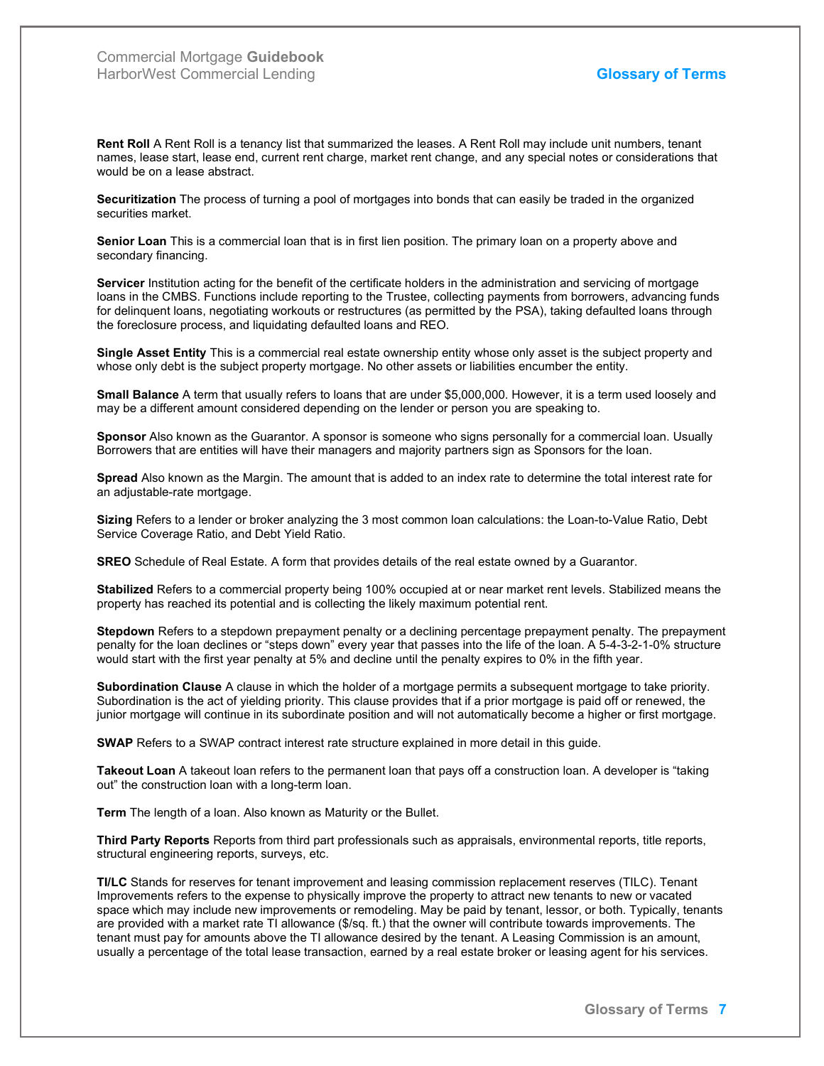**Rent Roll** A Rent Roll is a tenancy list that summarized the leases. A Rent Roll may include unit numbers, tenant names, lease start, lease end, current rent charge, market rent change, and any special notes or considerations that would be on a lease abstract.

**Securitization** The process of turning a pool of mortgages into bonds that can easily be traded in the organized securities market.

**Senior Loan** This is a commercial loan that is in first lien position. The primary loan on a property above and secondary financing.

**Servicer** Institution acting for the benefit of the certificate holders in the administration and servicing of mortgage loans in the CMBS. Functions include reporting to the Trustee, collecting payments from borrowers, advancing funds for delinquent loans, negotiating workouts or restructures (as permitted by the PSA), taking defaulted loans through the foreclosure process, and liquidating defaulted loans and REO.

**Single Asset Entity** This is a commercial real estate ownership entity whose only asset is the subject property and whose only debt is the subject property mortgage. No other assets or liabilities encumber the entity.

**Small Balance** A term that usually refers to loans that are under $5,000,000. However, it is a term used loosely and may be a different amount considered depending on the lender or person you are speaking to.

**Sponsor** Also known as the Guarantor. A sponsor is someone who signs personally for a commercial loan. Usually Borrowers that are entities will have their managers and majority partners sign as Sponsors for the loan.

**Spread** Also known as the Margin. The amount that is added to an index rate to determine the total interest rate for an adjustable-rate mortgage.

**Sizing** Refers to a lender or broker analyzing the 3 most common loan calculations: the Loan-to-Value Ratio, Debt Service Coverage Ratio, and Debt Yield Ratio.

**SREO** Schedule of Real Estate. A form that provides details of the real estate owned by a Guarantor.

**Stabilized** Refers to a commercial property being 100% occupied at or near market rent levels. Stabilized means the property has reached its potential and is collecting the likely maximum potential rent.

**Stepdown** Refers to a stepdown prepayment penalty or a declining percentage prepayment penalty. The prepayment penalty for the loan declines or "steps down" every year that passes into the life of the loan. A 5-4-3-2-1-0% structure would start with the first year penalty at 5% and decline until the penalty expires to 0% in the fifth year.

**Subordination Clause** A clause in which the holder of a mortgage permits a subsequent mortgage to take priority. Subordination is the act of yielding priority. This clause provides that if a prior mortgage is paid off or renewed, the junior mortgage will continue in its subordinate position and will not automatically become a higher or first mortgage.

**SWAP** Refers to a SWAP contract interest rate structure explained in more detail in this guide.

**Takeout Loan** A takeout loan refers to the permanent loan that pays off a construction loan. A developer is "taking out" the construction loan with a long-term loan.

**Term** The length of a loan. Also known as Maturity or the Bullet.

**Third Party Reports** Reports from third part professionals such as appraisals, environmental reports, title reports, structural engineering reports, surveys, etc.

**TI/LC** Stands for reserves for tenant improvement and leasing commission replacement reserves (TILC). Tenant Improvements refers to the expense to physically improve the property to attract new tenants to new or vacated space which may include new improvements or remodeling. May be paid by tenant, lessor, or both. Typically, tenants are provided with a market rate TI allowance ($/sq. ft.) that the owner will contribute towards improvements. The tenant must pay for amounts above the TI allowance desired by the tenant. A Leasing Commission is an amount, usually a percentage of the total lease transaction, earned by a real estate broker or leasing agent for his services.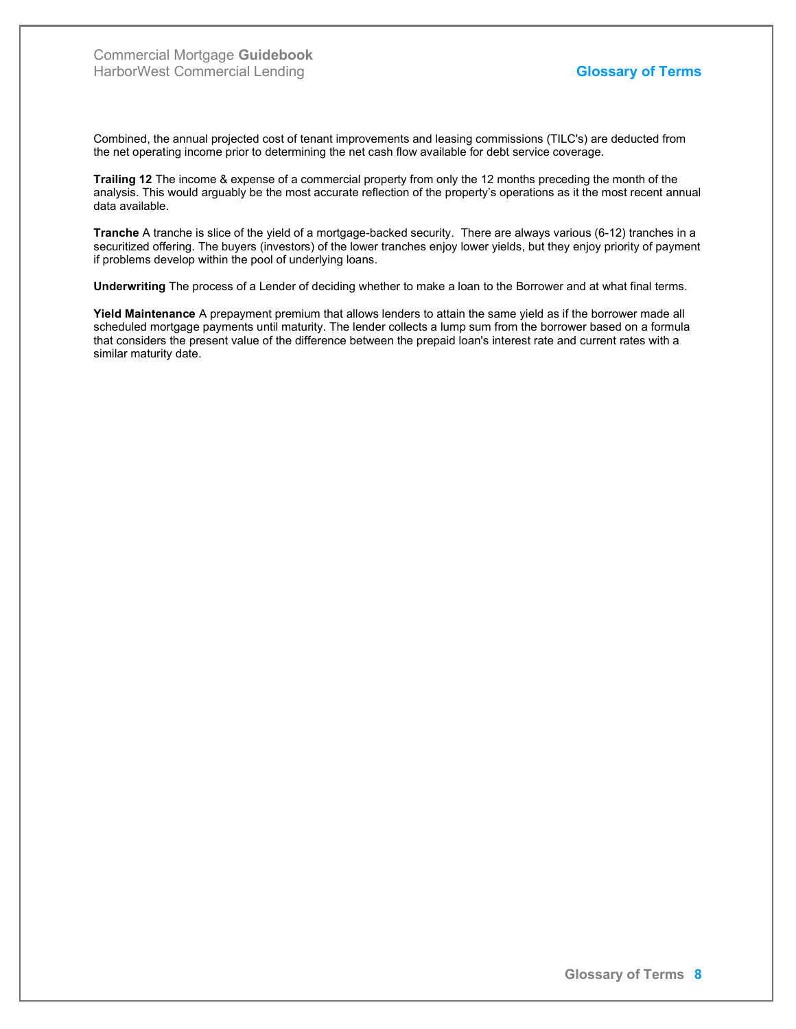Combined, the annual projected cost of tenant improvements and leasing commissions (TILC's) are deducted from the net operating income prior to determining the net cash flow available for debt service coverage.

**Trailing 12** The income & expense of a commercial property from only the 12 months preceding the month of the analysis. This would arguably be the most accurate reflection of the property's operations as it the most recent annual data available.

**Tranche** A tranche is slice of the yield of a mortgage-backed security.  There are always various (6-12) tranches in a securitized offering. The buyers (investors) of the lower tranches enjoy lower yields, but they enjoy priority of payment if problems develop within the pool of underlying loans.

**Underwriting** The process of a Lender of deciding whether to make a loan to the Borrower and at what final terms.

**Yield Maintenance** A prepayment premium that allows lenders to attain the same yield as if the borrower made all scheduled mortgage payments until maturity. The lender collects a lump sum from the borrower based on a formula that considers the present value of the difference between the prepaid loan's interest rate and current rates with a similar maturity date.